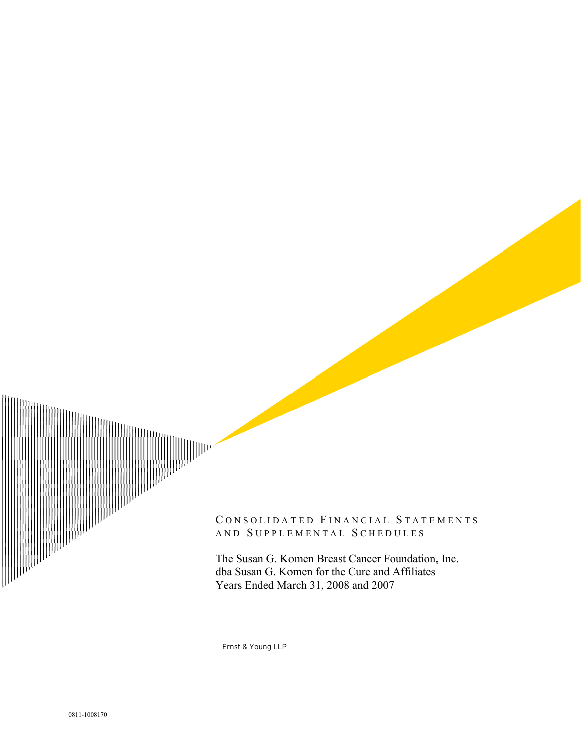# Consolidated Financial Statements and Supplemental Schedules

The Susan G. Komen Breast Cancer Foundation, Inc.
dba Susan G. Komen for the Cure and Affiliates
Years Ended March 31, 2008 and 2007

Ernst & Young LLP

0811-1008170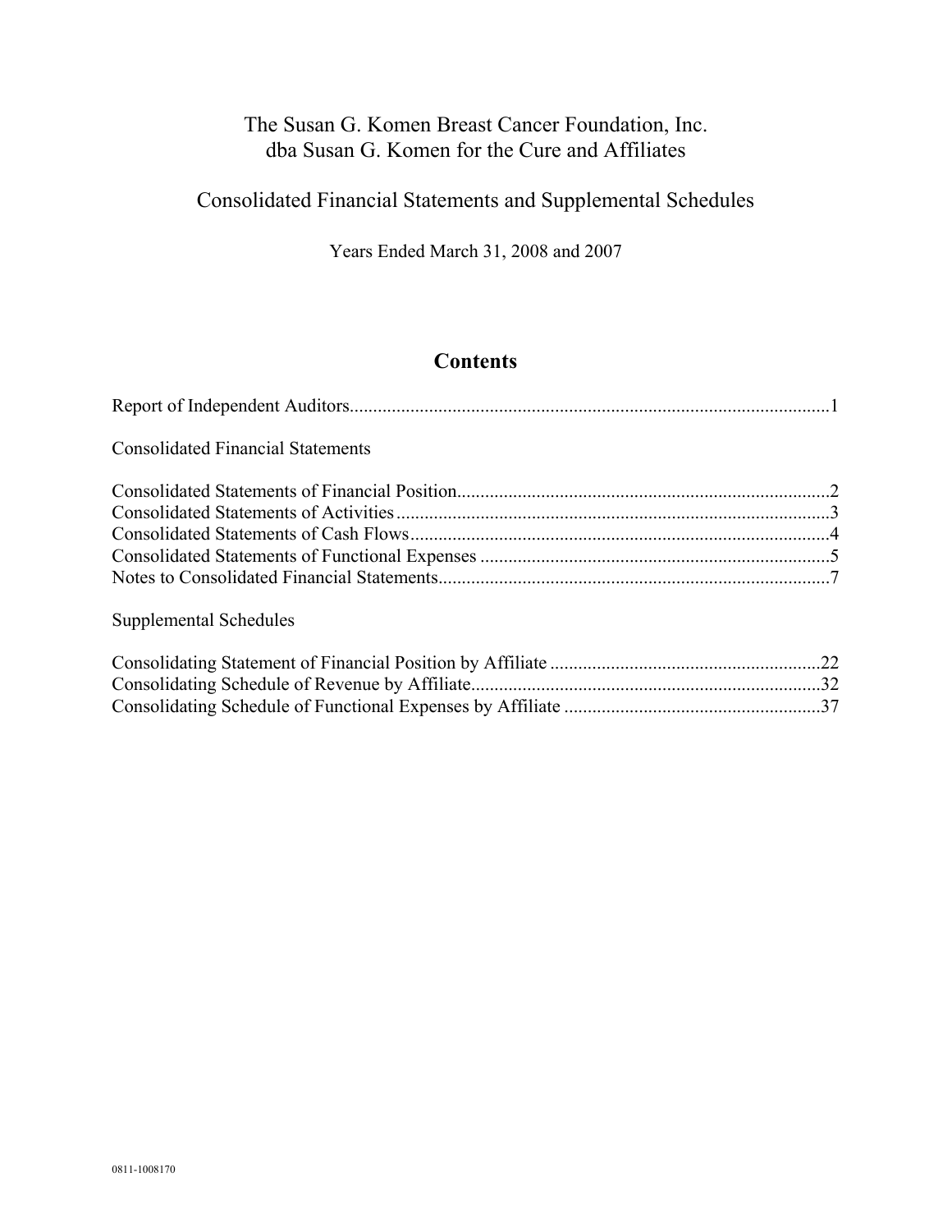# The Susan G. Komen Breast Cancer Foundation, Inc.
# dba Susan G. Komen for the Cure and Affiliates

## Consolidated Financial Statements and Supplemental Schedules

Years Ended March 31, 2008 and 2007

## Contents

| | |
|---|---|
| Report of Independent Auditors | 1 |
| **Consolidated Financial Statements** | |
| Consolidated Statements of Financial Position | 2 |
| Consolidated Statements of Activities | 3 |
| Consolidated Statements of Cash Flows | 4 |
| Consolidated Statements of Functional Expenses | 5 |
| Notes to Consolidated Financial Statements | 7 |
| **Supplemental Schedules** | |
| Consolidating Statement of Financial Position by Affiliate | 22 |
| Consolidating Schedule of Revenue by Affiliate | 32 |
| Consolidating Schedule of Functional Expenses by Affiliate | 37 |

0811-1008170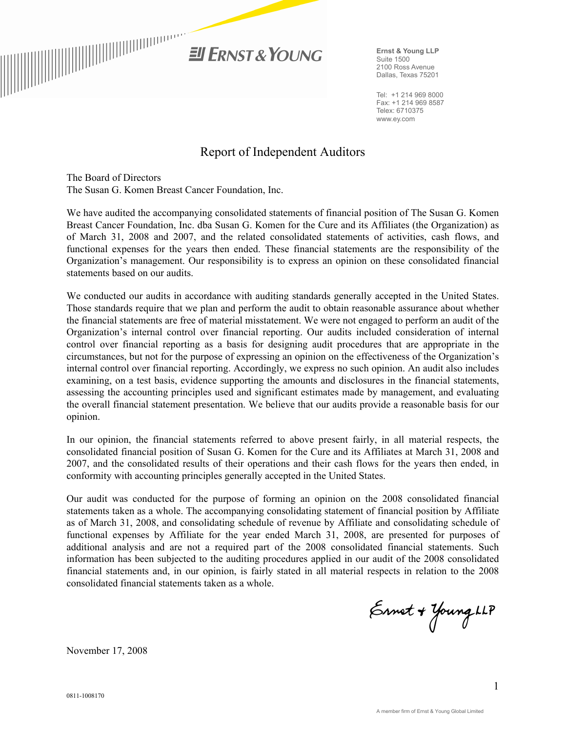Ernst & Young LLP
Suite 1500
2100 Ross Avenue
Dallas, Texas 75201

Tel: +1 214 969 8000
Fax: +1 214 969 8587
Telex: 6710375
www.ey.com

# Report of Independent Auditors

The Board of Directors
The Susan G. Komen Breast Cancer Foundation, Inc.

We have audited the accompanying consolidated statements of financial position of The Susan G. Komen Breast Cancer Foundation, Inc. dba Susan G. Komen for the Cure and its Affiliates (the Organization) as of March 31, 2008 and 2007, and the related consolidated statements of activities, cash flows, and functional expenses for the years then ended. These financial statements are the responsibility of the Organization's management. Our responsibility is to express an opinion on these consolidated financial statements based on our audits.

We conducted our audits in accordance with auditing standards generally accepted in the United States. Those standards require that we plan and perform the audit to obtain reasonable assurance about whether the financial statements are free of material misstatement. We were not engaged to perform an audit of the Organization's internal control over financial reporting. Our audits included consideration of internal control over financial reporting as a basis for designing audit procedures that are appropriate in the circumstances, but not for the purpose of expressing an opinion on the effectiveness of the Organization's internal control over financial reporting. Accordingly, we express no such opinion. An audit also includes examining, on a test basis, evidence supporting the amounts and disclosures in the financial statements, assessing the accounting principles used and significant estimates made by management, and evaluating the overall financial statement presentation. We believe that our audits provide a reasonable basis for our opinion.

In our opinion, the financial statements referred to above present fairly, in all material respects, the consolidated financial position of Susan G. Komen for the Cure and its Affiliates at March 31, 2008 and 2007, and the consolidated results of their operations and their cash flows for the years then ended, in conformity with accounting principles generally accepted in the United States.

Our audit was conducted for the purpose of forming an opinion on the 2008 consolidated financial statements taken as a whole. The accompanying consolidating statement of financial position by Affiliate as of March 31, 2008, and consolidating schedule of revenue by Affiliate and consolidating schedule of functional expenses by Affiliate for the year ended March 31, 2008, are presented for purposes of additional analysis and are not a required part of the 2008 consolidated financial statements. Such information has been subjected to the auditing procedures applied in our audit of the 2008 consolidated financial statements and, in our opinion, is fairly stated in all material respects in relation to the 2008 consolidated financial statements taken as a whole.

Ernst & Young LLP

November 17, 2008

0811-1008170

A member firm of Ernst & Young Global Limited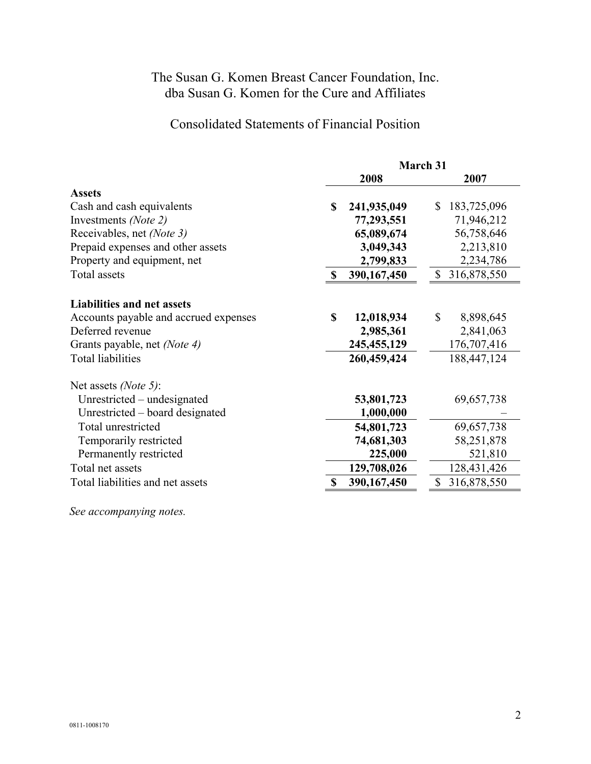# The Susan G. Komen Breast Cancer Foundation, Inc.
# dba Susan G. Komen for the Cure and Affiliates

## Consolidated Statements of Financial Position

| | March 31 2008 | March 31 2007 |
|---|---|---|
| **Assets** | | |
| Cash and cash equivalents | **$ 241,935,049** | $ 183,725,096 |
| Investments *(Note 2)* | **77,293,551** | 71,946,212 |
| Receivables, net *(Note 3)* | **65,089,674** | 56,758,646 |
| Prepaid expenses and other assets | **3,049,343** | 2,213,810 |
| Property and equipment, net | **2,799,833** | 2,234,786 |
| Total assets | **$ 390,167,450** | $ 316,878,550 |
| | | |
| **Liabilities and net assets** | | |
| Accounts payable and accrued expenses | **$ 12,018,934** | $ 8,898,645 |
| Deferred revenue | **2,985,361** | 2,841,063 |
| Grants payable, net *(Note 4)* | **245,455,129** | 176,707,416 |
| Total liabilities | **260,459,424** | 188,447,124 |
| | | |
| Net assets *(Note 5)*: | | |
| Unrestricted – undesignated | **53,801,723** | 69,657,738 |
| Unrestricted – board designated | **1,000,000** | – |
| Total unrestricted | **54,801,723** | 69,657,738 |
| Temporarily restricted | **74,681,303** | 58,251,878 |
| Permanently restricted | **225,000** | 521,810 |
| Total net assets | **129,708,026** | 128,431,426 |
| Total liabilities and net assets | **$ 390,167,450** | $ 316,878,550 |

*See accompanying notes.*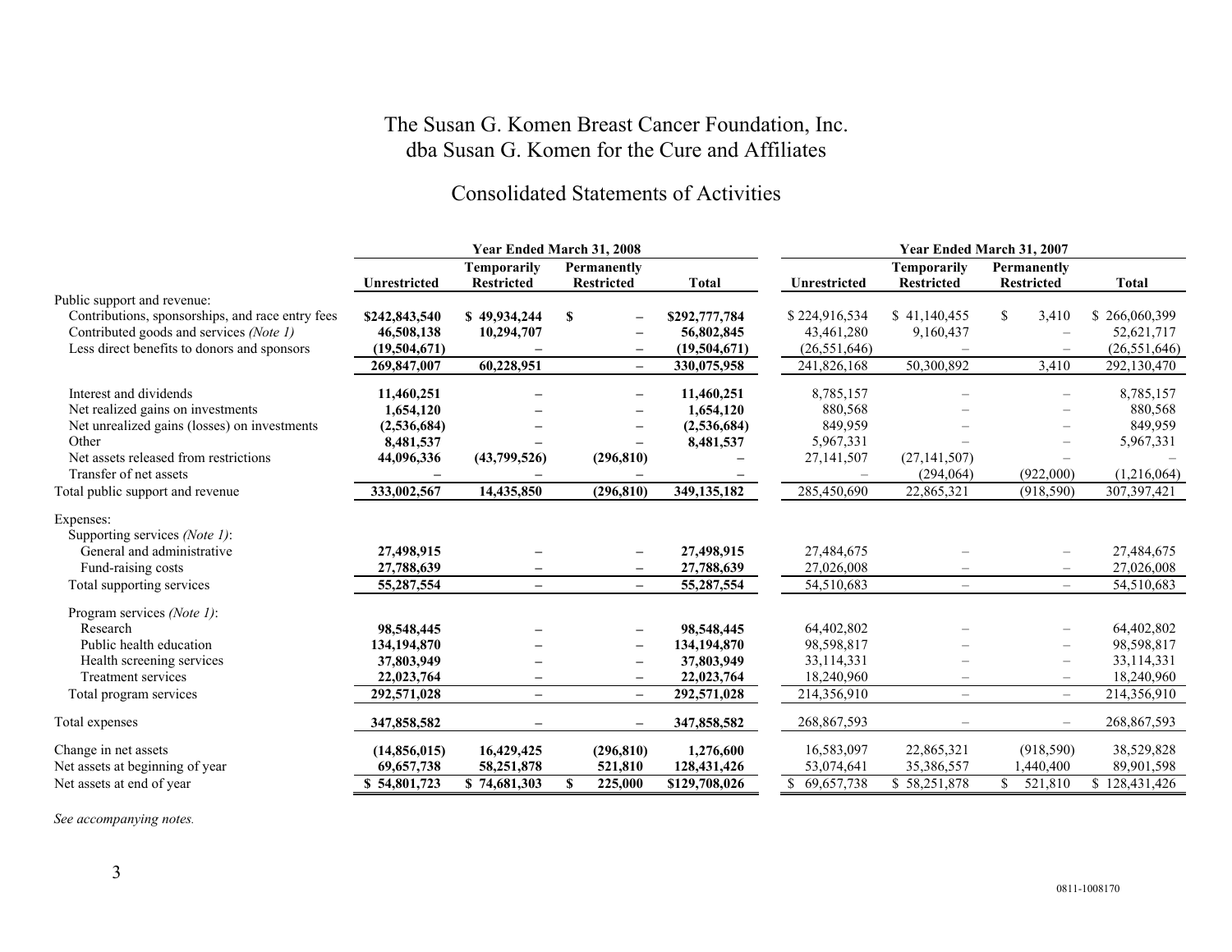# The Susan G. Komen Breast Cancer Foundation, Inc.
# dba Susan G. Komen for the Cure and Affiliates

## Consolidated Statements of Activities

| | Year Ended March 31, 2008 | | | | Year Ended March 31, 2007 | | | |
|---|---|---|---|---|---|---|---|---|
| | Unrestricted | Temporarily Restricted | Permanently Restricted | Total | Unrestricted | Temporarily Restricted | Permanently Restricted | Total |
| Public support and revenue: | | | | | | | | |
| Contributions, sponsorships, and race entry fees | **$242,843,540** | **$ 49,934,244** | **$ –** | **$292,777,784** | $ 224,916,534 | $ 41,140,455 | $ 3,410 | $ 266,060,399 |
| Contributed goods and services *(Note 1)* | **46,508,138** | **10,294,707** | **–** | **56,802,845** | 43,461,280 | 9,160,437 | – | 52,621,717 |
| Less direct benefits to donors and sponsors | **(19,504,671)** | **–** | **–** | **(19,504,671)** | (26,551,646) | – | – | (26,551,646) |
| | **269,847,007** | **60,228,951** | **–** | **330,075,958** | 241,826,168 | 50,300,892 | 3,410 | 292,130,470 |
| Interest and dividends | **11,460,251** | **–** | **–** | **11,460,251** | 8,785,157 | – | – | 8,785,157 |
| Net realized gains on investments | **1,654,120** | **–** | **–** | **1,654,120** | 880,568 | – | – | 880,568 |
| Net unrealized gains (losses) on investments | **(2,536,684)** | **–** | **–** | **(2,536,684)** | 849,959 | – | – | 849,959 |
| Other | **8,481,537** | **–** | **–** | **8,481,537** | 5,967,331 | – | – | 5,967,331 |
| Net assets released from restrictions | **44,096,336** | **(43,799,526)** | **(296,810)** | **–** | 27,141,507 | (27,141,507) | – | – |
| Transfer of net assets | **–** | **–** | **–** | **–** | – | (294,064) | (922,000) | (1,216,064) |
| Total public support and revenue | **333,002,567** | **14,435,850** | **(296,810)** | **349,135,182** | 285,450,690 | 22,865,321 | (918,590) | 307,397,421 |
| Expenses: | | | | | | | | |
| Supporting services *(Note 1)*: | | | | | | | | |
| General and administrative | **27,498,915** | **–** | **–** | **27,498,915** | 27,484,675 | – | – | 27,484,675 |
| Fund-raising costs | **27,788,639** | **–** | **–** | **27,788,639** | 27,026,008 | – | – | 27,026,008 |
| Total supporting services | **55,287,554** | **–** | **–** | **55,287,554** | 54,510,683 | – | – | 54,510,683 |
| Program services *(Note 1)*: | | | | | | | | |
| Research | **98,548,445** | **–** | **–** | **98,548,445** | 64,402,802 | – | – | 64,402,802 |
| Public health education | **134,194,870** | **–** | **–** | **134,194,870** | 98,598,817 | – | – | 98,598,817 |
| Health screening services | **37,803,949** | **–** | **–** | **37,803,949** | 33,114,331 | – | – | 33,114,331 |
| Treatment services | **22,023,764** | **–** | **–** | **22,023,764** | 18,240,960 | – | – | 18,240,960 |
| Total program services | **292,571,028** | **–** | **–** | **292,571,028** | 214,356,910 | – | – | 214,356,910 |
| Total expenses | **347,858,582** | **–** | **–** | **347,858,582** | 268,867,593 | – | – | 268,867,593 |
| Change in net assets | **(14,856,015)** | **16,429,425** | **(296,810)** | **1,276,600** | 16,583,097 | 22,865,321 | (918,590) | 38,529,828 |
| Net assets at beginning of year | **69,657,738** | **58,251,878** | **521,810** | **128,431,426** | 53,074,641 | 35,386,557 | 1,440,400 | 89,901,598 |
| Net assets at end of year | **$ 54,801,723** | **$ 74,681,303** | **$ 225,000** | **$129,708,026** | $ 69,657,738 | $ 58,251,878 | $ 521,810 | $ 128,431,426 |

*See accompanying notes.*

0811-1008170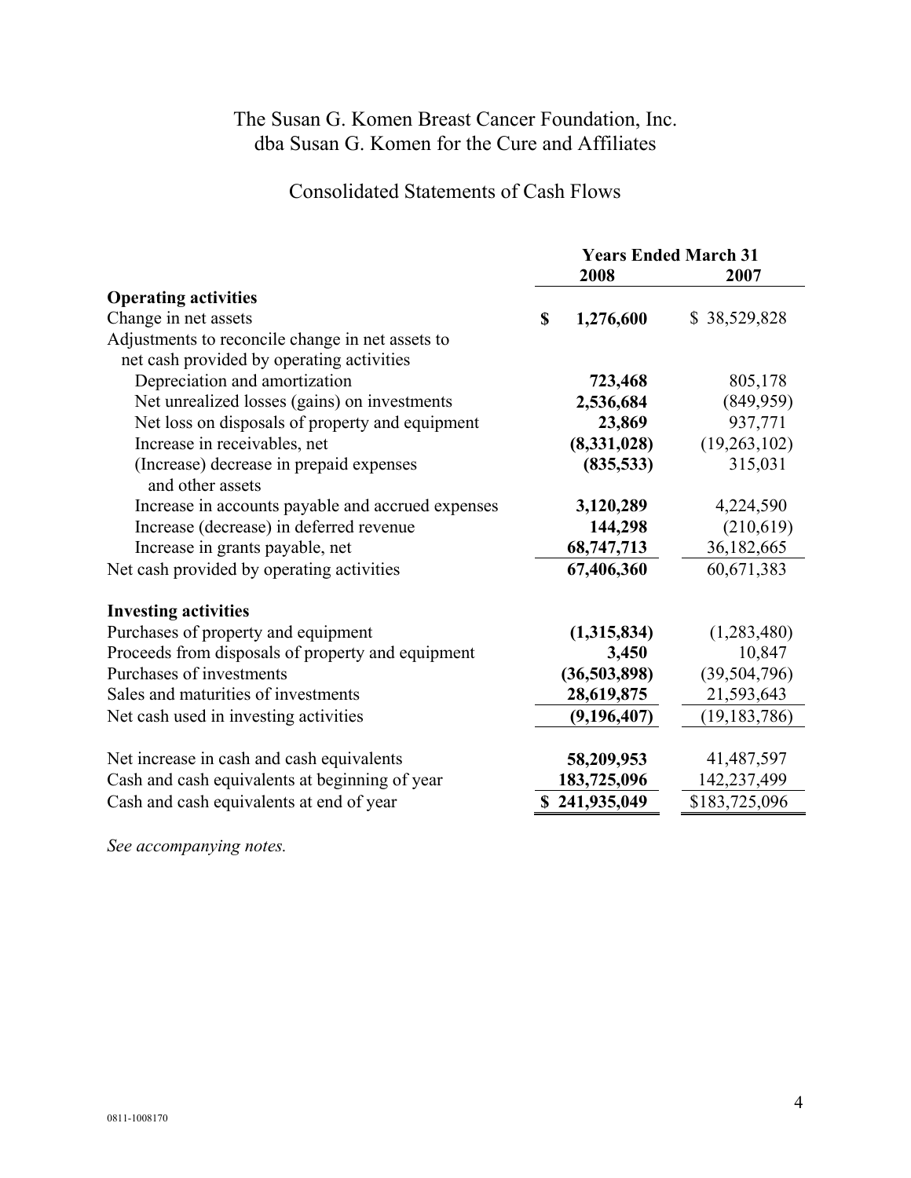# The Susan G. Komen Breast Cancer Foundation, Inc.
# dba Susan G. Komen for the Cure and Affiliates

## Consolidated Statements of Cash Flows

| | Years Ended March 31 | |
|---|---|---|
| | **2008** | **2007** |
| **Operating activities** | | |
| Change in net assets | **$ 1,276,600** | $ 38,529,828 |
| Adjustments to reconcile change in net assets to net cash provided by operating activities | | |
| Depreciation and amortization | **723,468** | 805,178 |
| Net unrealized losses (gains) on investments | **2,536,684** | (849,959) |
| Net loss on disposals of property and equipment | **23,869** | 937,771 |
| Increase in receivables, net | **(8,331,028)** | (19,263,102) |
| (Increase) decrease in prepaid expenses and other assets | **(835,533)** | 315,031 |
| Increase in accounts payable and accrued expenses | **3,120,289** | 4,224,590 |
| Increase (decrease) in deferred revenue | **144,298** | (210,619) |
| Increase in grants payable, net | **68,747,713** | 36,182,665 |
| Net cash provided by operating activities | **67,406,360** | 60,671,383 |
| | | |
| **Investing activities** | | |
| Purchases of property and equipment | **(1,315,834)** | (1,283,480) |
| Proceeds from disposals of property and equipment | **3,450** | 10,847 |
| Purchases of investments | **(36,503,898)** | (39,504,796) |
| Sales and maturities of investments | **28,619,875** | 21,593,643 |
| Net cash used in investing activities | **(9,196,407)** | (19,183,786) |
| | | |
| Net increase in cash and cash equivalents | **58,209,953** | 41,487,597 |
| Cash and cash equivalents at beginning of year | **183,725,096** | 142,237,499 |
| Cash and cash equivalents at end of year | **$ 241,935,049** | $183,725,096 |

*See accompanying notes.*

0811-1008170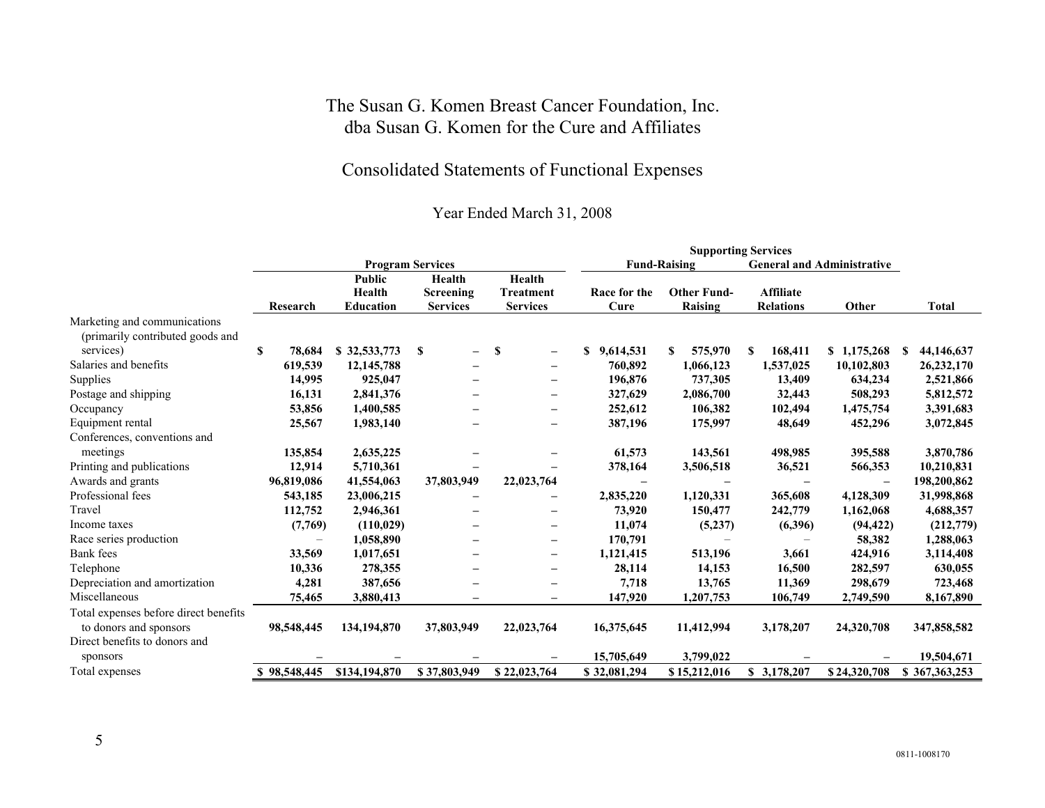# The Susan G. Komen Breast Cancer Foundation, Inc.
# dba Susan G. Komen for the Cure and Affiliates

## Consolidated Statements of Functional Expenses

### Year Ended March 31, 2008

| | Program Services | | | | Supporting Services | | | | |
|---|---|---|---|---|---|---|---|---|---|
| | | | | | Fund-Raising | | General and Administrative | | |
| | Research | Public Health Education | Health Screening Services | Health Treatment Services | Race for the Cure | Other Fund-Raising | Affiliate Relations | Other | Total |
| Marketing and communications (primarily contributed goods and services) | $ 78,684 | $ 32,533,773 | $ – | $ – | $ 9,614,531 | $ 575,970 | $ 168,411 | $ 1,175,268 | $ 44,146,637 |
| Salaries and benefits | 619,539 | 12,145,788 | – | – | 760,892 | 1,066,123 | 1,537,025 | 10,102,803 | 26,232,170 |
| Supplies | 14,995 | 925,047 | – | – | 196,876 | 737,305 | 13,409 | 634,234 | 2,521,866 |
| Postage and shipping | 16,131 | 2,841,376 | – | – | 327,629 | 2,086,700 | 32,443 | 508,293 | 5,812,572 |
| Occupancy | 53,856 | 1,400,585 | – | – | 252,612 | 106,382 | 102,494 | 1,475,754 | 3,391,683 |
| Equipment rental | 25,567 | 1,983,140 | – | – | 387,196 | 175,997 | 48,649 | 452,296 | 3,072,845 |
| Conferences, conventions and meetings | 135,854 | 2,635,225 | – | – | 61,573 | 143,561 | 498,985 | 395,588 | 3,870,786 |
| Printing and publications | 12,914 | 5,710,361 | – | – | 378,164 | 3,506,518 | 36,521 | 566,353 | 10,210,831 |
| Awards and grants | 96,819,086 | 41,554,063 | 37,803,949 | 22,023,764 | – | – | – | – | 198,200,862 |
| Professional fees | 543,185 | 23,006,215 | – | – | 2,835,220 | 1,120,331 | 365,608 | 4,128,309 | 31,998,868 |
| Travel | 112,752 | 2,946,361 | – | – | 73,920 | 150,477 | 242,779 | 1,162,068 | 4,688,357 |
| Income taxes | (7,769) | (110,029) | – | – | 11,074 | (5,237) | (6,396) | (94,422) | (212,779) |
| Race series production | – | 1,058,890 | – | – | 170,791 | – | – | 58,382 | 1,288,063 |
| Bank fees | 33,569 | 1,017,651 | – | – | 1,121,415 | 513,196 | 3,661 | 424,916 | 3,114,408 |
| Telephone | 10,336 | 278,355 | – | – | 28,114 | 14,153 | 16,500 | 282,597 | 630,055 |
| Depreciation and amortization | 4,281 | 387,656 | – | – | 7,718 | 13,765 | 11,369 | 298,679 | 723,468 |
| Miscellaneous | 75,465 | 3,880,413 | – | – | 147,920 | 1,207,753 | 106,749 | 2,749,590 | 8,167,890 |
| Total expenses before direct benefits to donors and sponsors | 98,548,445 | 134,194,870 | 37,803,949 | 22,023,764 | 16,375,645 | 11,412,994 | 3,178,207 | 24,320,708 | 347,858,582 |
| Direct benefits to donors and sponsors | – | – | – | – | 15,705,649 | 3,799,022 | – | – | 19,504,671 |
| Total expenses | $ 98,548,445 | $134,194,870 | $ 37,803,949 | $ 22,023,764 | $ 32,081,294 | $ 15,212,016 | $ 3,178,207 | $ 24,320,708 | $ 367,363,253 |

0811-1008170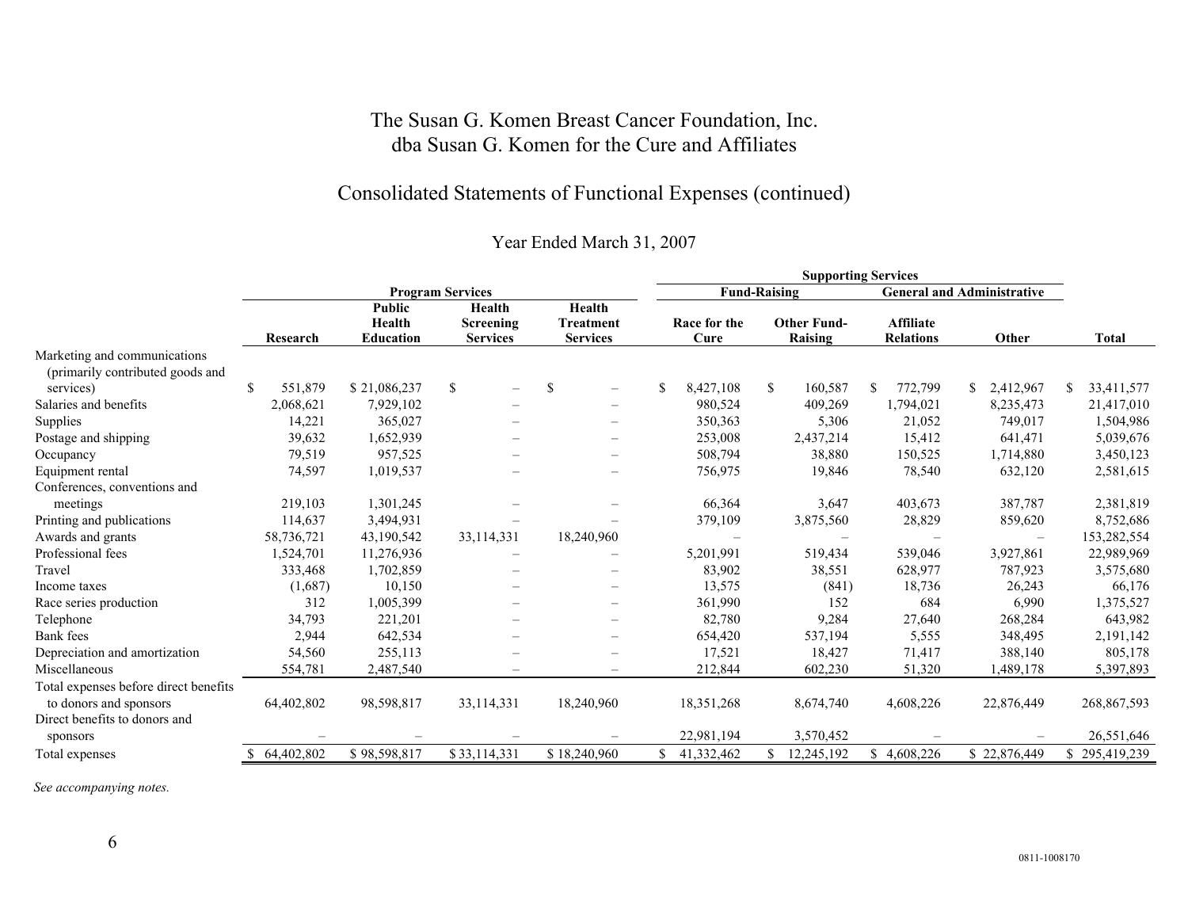# The Susan G. Komen Breast Cancer Foundation, Inc.
# dba Susan G. Komen for the Cure and Affiliates

## Consolidated Statements of Functional Expenses (continued)

Year Ended March 31, 2007

| | Program Services | | | | Supporting Services | | | | |
|---|---|---|---|---|---|---|---|---|---|
| | | | | | Fund-Raising | | General and Administrative | | |
| | Research | Public Health Education | Health Screening Services | Health Treatment Services | Race for the Cure | Other Fund-Raising | Affiliate Relations | Other | Total |
| Marketing and communications (primarily contributed goods and services) | $ 551,879 | $ 21,086,237 | $ – | $ – | $ 8,427,108 | $ 160,587 | $ 772,799 | $ 2,412,967 | $ 33,411,577 |
| Salaries and benefits | 2,068,621 | 7,929,102 | – | – | 980,524 | 409,269 | 1,794,021 | 8,235,473 | 21,417,010 |
| Supplies | 14,221 | 365,027 | – | – | 350,363 | 5,306 | 21,052 | 749,017 | 1,504,986 |
| Postage and shipping | 39,632 | 1,652,939 | – | – | 253,008 | 2,437,214 | 15,412 | 641,471 | 5,039,676 |
| Occupancy | 79,519 | 957,525 | – | – | 508,794 | 38,880 | 150,525 | 1,714,880 | 3,450,123 |
| Equipment rental | 74,597 | 1,019,537 | – | – | 756,975 | 19,846 | 78,540 | 632,120 | 2,581,615 |
| Conferences, conventions and meetings | 219,103 | 1,301,245 | – | – | 66,364 | 3,647 | 403,673 | 387,787 | 2,381,819 |
| Printing and publications | 114,637 | 3,494,931 | – | – | 379,109 | 3,875,560 | 28,829 | 859,620 | 8,752,686 |
| Awards and grants | 58,736,721 | 43,190,542 | 33,114,331 | 18,240,960 | – | – | – | – | 153,282,554 |
| Professional fees | 1,524,701 | 11,276,936 | – | – | 5,201,991 | 519,434 | 539,046 | 3,927,861 | 22,989,969 |
| Travel | 333,468 | 1,702,859 | – | – | 83,902 | 38,551 | 628,977 | 787,923 | 3,575,680 |
| Income taxes | (1,687) | 10,150 | – | – | 13,575 | (841) | 18,736 | 26,243 | 66,176 |
| Race series production | 312 | 1,005,399 | – | – | 361,990 | 152 | 684 | 6,990 | 1,375,527 |
| Telephone | 34,793 | 221,201 | – | – | 82,780 | 9,284 | 27,640 | 268,284 | 643,982 |
| Bank fees | 2,944 | 642,534 | – | – | 654,420 | 537,194 | 5,555 | 348,495 | 2,191,142 |
| Depreciation and amortization | 54,560 | 255,113 | – | – | 17,521 | 18,427 | 71,417 | 388,140 | 805,178 |
| Miscellaneous | 554,781 | 2,487,540 | – | – | 212,844 | 602,230 | 51,320 | 1,489,178 | 5,397,893 |
| Total expenses before direct benefits to donors and sponsors | 64,402,802 | 98,598,817 | 33,114,331 | 18,240,960 | 18,351,268 | 8,674,740 | 4,608,226 | 22,876,449 | 268,867,593 |
| Direct benefits to donors and sponsors | – | – | – | – | 22,981,194 | 3,570,452 | – | – | 26,551,646 |
| Total expenses | $ 64,402,802 | $ 98,598,817 | $ 33,114,331 | $ 18,240,960 | $ 41,332,462 | $ 12,245,192 | $ 4,608,226 | $ 22,876,449 | $ 295,419,239 |

*See accompanying notes.*

0811-1008170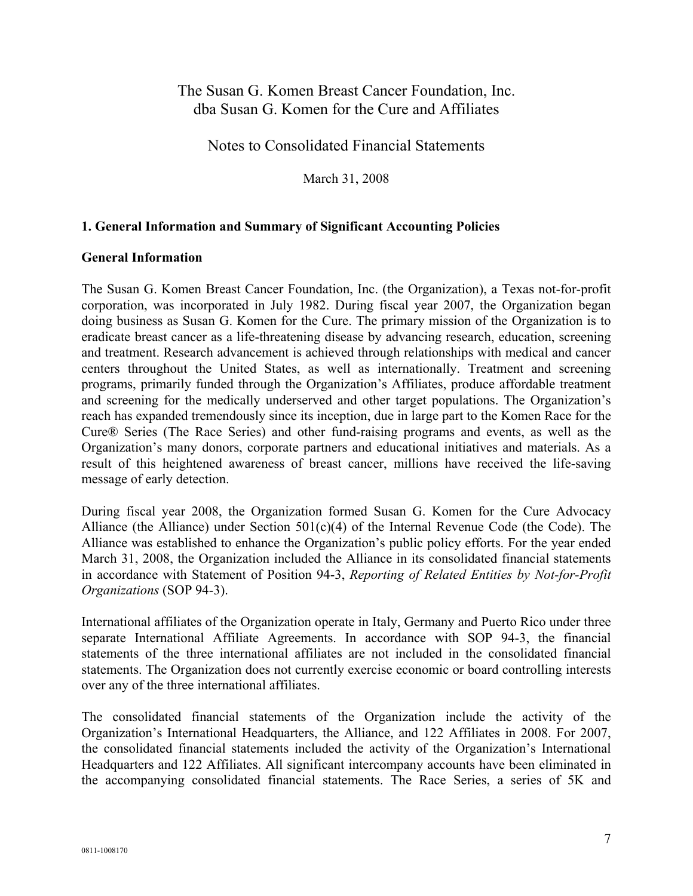# The Susan G. Komen Breast Cancer Foundation, Inc.
## dba Susan G. Komen for the Cure and Affiliates

## Notes to Consolidated Financial Statements

March 31, 2008

### 1. General Information and Summary of Significant Accounting Policies

#### General Information

The Susan G. Komen Breast Cancer Foundation, Inc. (the Organization), a Texas not-for-profit corporation, was incorporated in July 1982. During fiscal year 2007, the Organization began doing business as Susan G. Komen for the Cure. The primary mission of the Organization is to eradicate breast cancer as a life-threatening disease by advancing research, education, screening and treatment. Research advancement is achieved through relationships with medical and cancer centers throughout the United States, as well as internationally. Treatment and screening programs, primarily funded through the Organization's Affiliates, produce affordable treatment and screening for the medically underserved and other target populations. The Organization's reach has expanded tremendously since its inception, due in large part to the Komen Race for the Cure® Series (The Race Series) and other fund-raising programs and events, as well as the Organization's many donors, corporate partners and educational initiatives and materials. As a result of this heightened awareness of breast cancer, millions have received the life-saving message of early detection.

During fiscal year 2008, the Organization formed Susan G. Komen for the Cure Advocacy Alliance (the Alliance) under Section 501(c)(4) of the Internal Revenue Code (the Code). The Alliance was established to enhance the Organization's public policy efforts. For the year ended March 31, 2008, the Organization included the Alliance in its consolidated financial statements in accordance with Statement of Position 94-3, *Reporting of Related Entities by Not-for-Profit Organizations* (SOP 94-3).

International affiliates of the Organization operate in Italy, Germany and Puerto Rico under three separate International Affiliate Agreements. In accordance with SOP 94-3, the financial statements of the three international affiliates are not included in the consolidated financial statements. The Organization does not currently exercise economic or board controlling interests over any of the three international affiliates.

The consolidated financial statements of the Organization include the activity of the Organization's International Headquarters, the Alliance, and 122 Affiliates in 2008. For 2007, the consolidated financial statements included the activity of the Organization's International Headquarters and 122 Affiliates. All significant intercompany accounts have been eliminated in the accompanying consolidated financial statements. The Race Series, a series of 5K and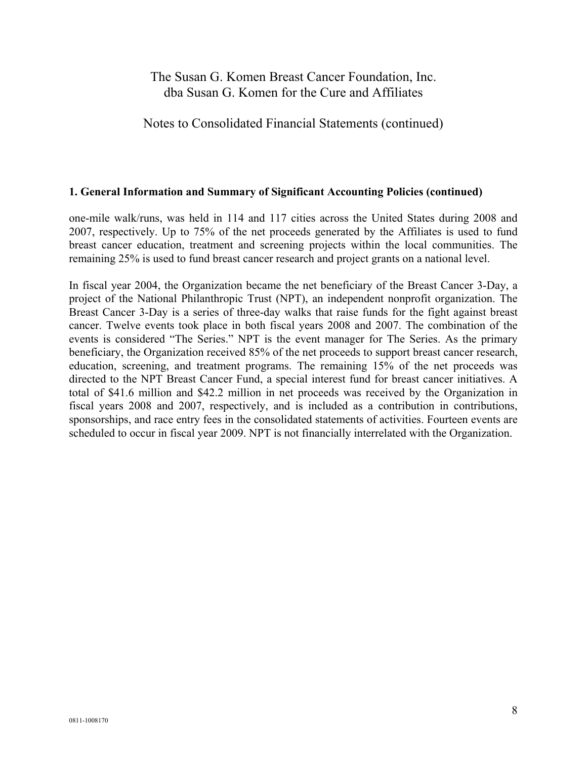### 1. General Information and Summary of Significant Accounting Policies (continued)

one-mile walk/runs, was held in 114 and 117 cities across the United States during 2008 and 2007, respectively. Up to 75% of the net proceeds generated by the Affiliates is used to fund breast cancer education, treatment and screening projects within the local communities. The remaining 25% is used to fund breast cancer research and project grants on a national level.

In fiscal year 2004, the Organization became the net beneficiary of the Breast Cancer 3-Day, a project of the National Philanthropic Trust (NPT), an independent nonprofit organization. The Breast Cancer 3-Day is a series of three-day walks that raise funds for the fight against breast cancer. Twelve events took place in both fiscal years 2008 and 2007. The combination of the events is considered "The Series." NPT is the event manager for The Series. As the primary beneficiary, the Organization received 85% of the net proceeds to support breast cancer research, education, screening, and treatment programs. The remaining 15% of the net proceeds was directed to the NPT Breast Cancer Fund, a special interest fund for breast cancer initiatives. A total of $41.6 million and $42.2 million in net proceeds was received by the Organization in fiscal years 2008 and 2007, respectively, and is included as a contribution in contributions, sponsorships, and race entry fees in the consolidated statements of activities. Fourteen events are scheduled to occur in fiscal year 2009. NPT is not financially interrelated with the Organization.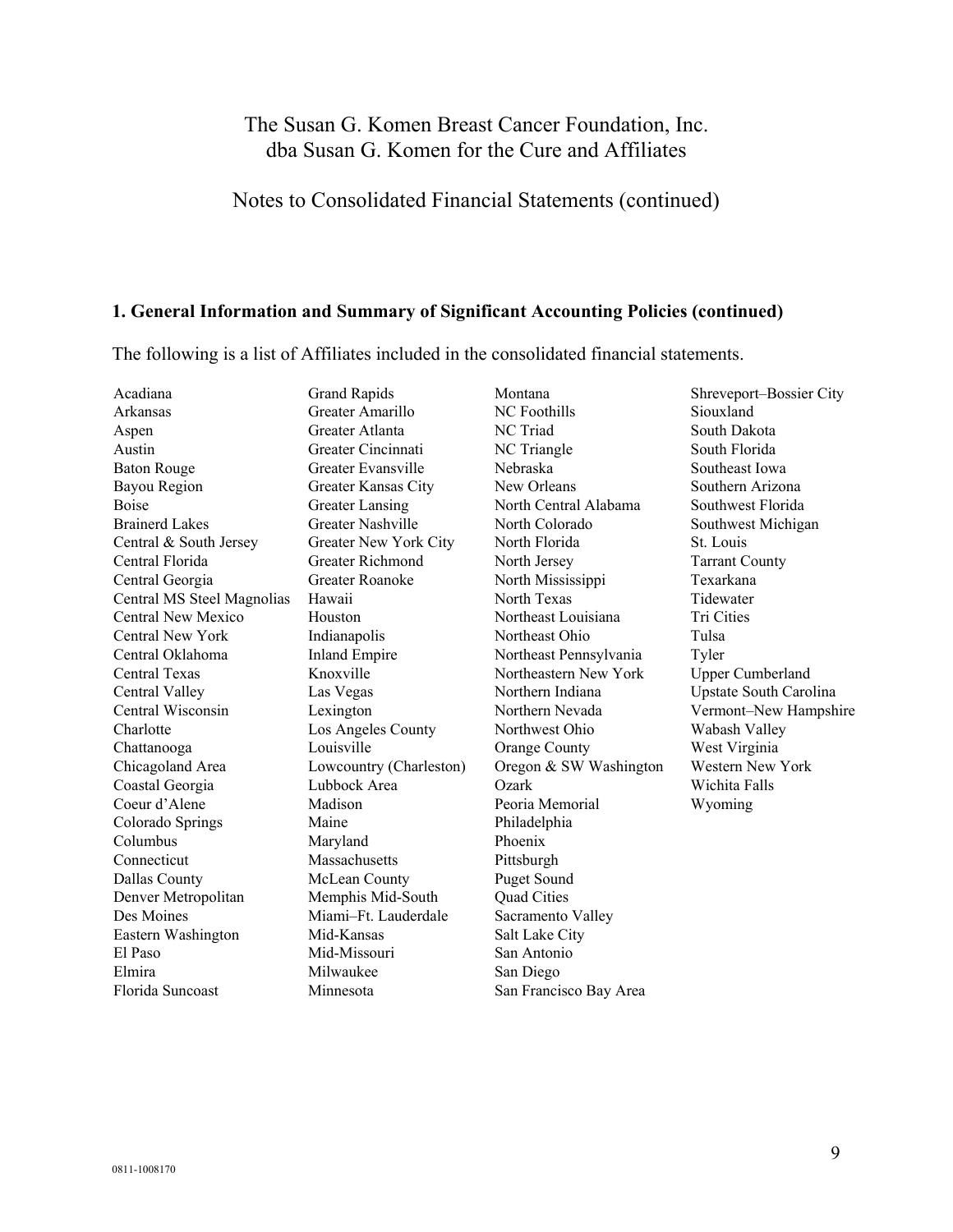# The Susan G. Komen Breast Cancer Foundation, Inc.
# dba Susan G. Komen for the Cure and Affiliates

## Notes to Consolidated Financial Statements (continued)

### 1. General Information and Summary of Significant Accounting Policies (continued)

The following is a list of Affiliates included in the consolidated financial statements.

Acadiana
Arkansas
Aspen
Austin
Baton Rouge
Bayou Region
Boise
Brainerd Lakes
Central & South Jersey
Central Florida
Central Georgia
Central MS Steel Magnolias
Central New Mexico
Central New York
Central Oklahoma
Central Texas
Central Valley
Central Wisconsin
Charlotte
Chattanooga
Chicagoland Area
Coastal Georgia
Coeur d'Alene
Colorado Springs
Columbus
Connecticut
Dallas County
Denver Metropolitan
Des Moines
Eastern Washington
El Paso
Elmira
Florida Suncoast
Grand Rapids
Greater Amarillo
Greater Atlanta
Greater Cincinnati
Greater Evansville
Greater Kansas City
Greater Lansing
Greater Nashville
Greater New York City
Greater Richmond
Greater Roanoke
Hawaii
Houston
Indianapolis
Inland Empire
Knoxville
Las Vegas
Lexington
Los Angeles County
Louisville
Lowcountry (Charleston)
Lubbock Area
Madison
Maine
Maryland
Massachusetts
McLean County
Memphis Mid-South
Miami–Ft. Lauderdale
Mid-Kansas
Mid-Missouri
Milwaukee
Minnesota
Montana
NC Foothills
NC Triad
NC Triangle
Nebraska
New Orleans
North Central Alabama
North Colorado
North Florida
North Jersey
North Mississippi
North Texas
Northeast Louisiana
Northeast Ohio
Northeast Pennsylvania
Northeastern New York
Northern Indiana
Northern Nevada
Northwest Ohio
Orange County
Oregon & SW Washington
Ozark
Peoria Memorial
Philadelphia
Phoenix
Pittsburgh
Puget Sound
Quad Cities
Sacramento Valley
Salt Lake City
San Antonio
San Diego
San Francisco Bay Area
Shreveport–Bossier City
Siouxland
South Dakota
South Florida
Southeast Iowa
Southern Arizona
Southwest Florida
Southwest Michigan
St. Louis
Tarrant County
Texarkana
Tidewater
Tri Cities
Tulsa
Tyler
Upper Cumberland
Upstate South Carolina
Vermont–New Hampshire
Wabash Valley
West Virginia
Western New York
Wichita Falls
Wyoming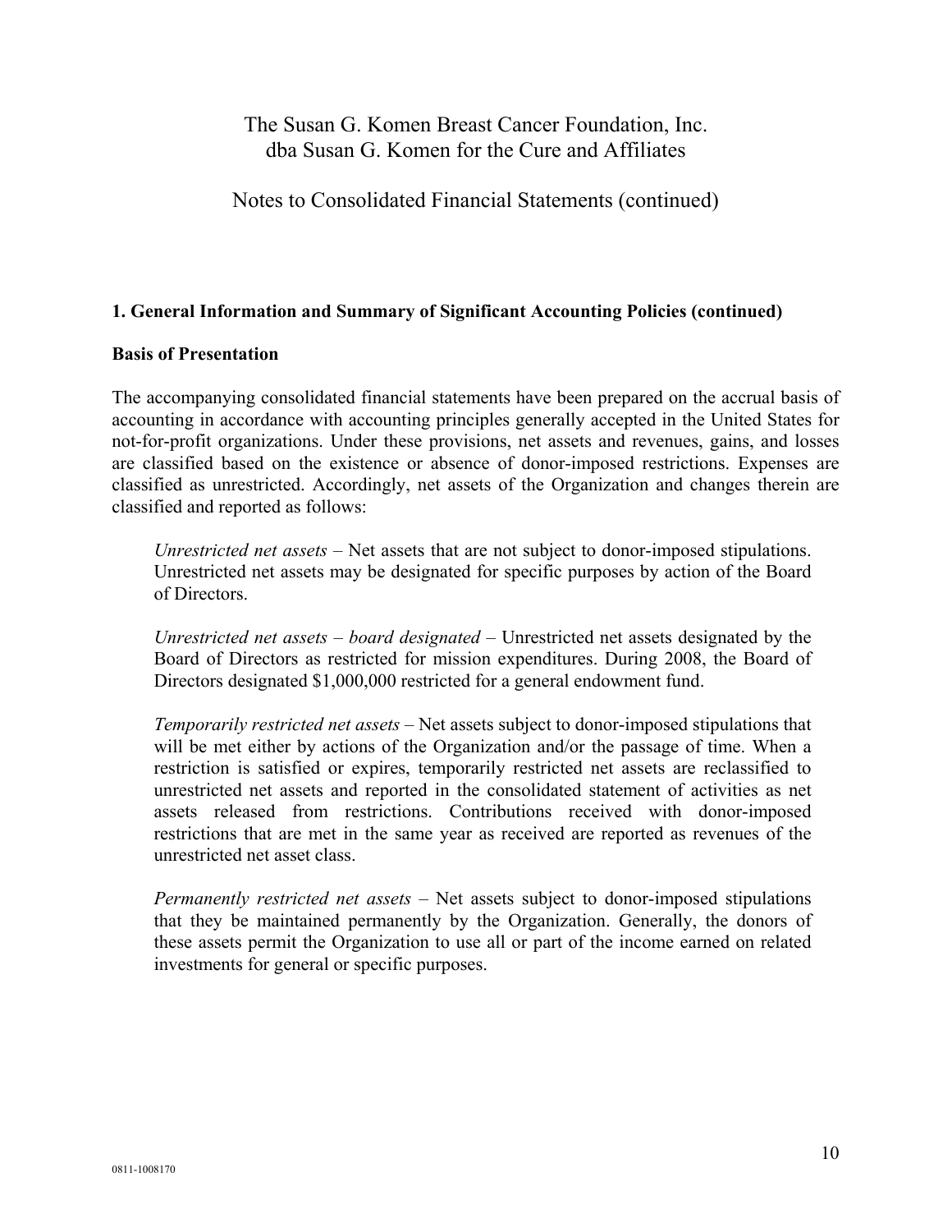# The Susan G. Komen Breast Cancer Foundation, Inc.
# dba Susan G. Komen for the Cure and Affiliates

## Notes to Consolidated Financial Statements (continued)

### 1. General Information and Summary of Significant Accounting Policies (continued)

**Basis of Presentation**

The accompanying consolidated financial statements have been prepared on the accrual basis of accounting in accordance with accounting principles generally accepted in the United States for not-for-profit organizations. Under these provisions, net assets and revenues, gains, and losses are classified based on the existence or absence of donor-imposed restrictions. Expenses are classified as unrestricted. Accordingly, net assets of the Organization and changes therein are classified and reported as follows:

> *Unrestricted net assets* – Net assets that are not subject to donor-imposed stipulations. Unrestricted net assets may be designated for specific purposes by action of the Board of Directors.
>
> *Unrestricted net assets – board designated* – Unrestricted net assets designated by the Board of Directors as restricted for mission expenditures. During 2008, the Board of Directors designated $1,000,000 restricted for a general endowment fund.
>
> *Temporarily restricted net assets* – Net assets subject to donor-imposed stipulations that will be met either by actions of the Organization and/or the passage of time. When a restriction is satisfied or expires, temporarily restricted net assets are reclassified to unrestricted net assets and reported in the consolidated statement of activities as net assets released from restrictions. Contributions received with donor-imposed restrictions that are met in the same year as received are reported as revenues of the unrestricted net asset class.
>
> *Permanently restricted net assets* – Net assets subject to donor-imposed stipulations that they be maintained permanently by the Organization. Generally, the donors of these assets permit the Organization to use all or part of the income earned on related investments for general or specific purposes.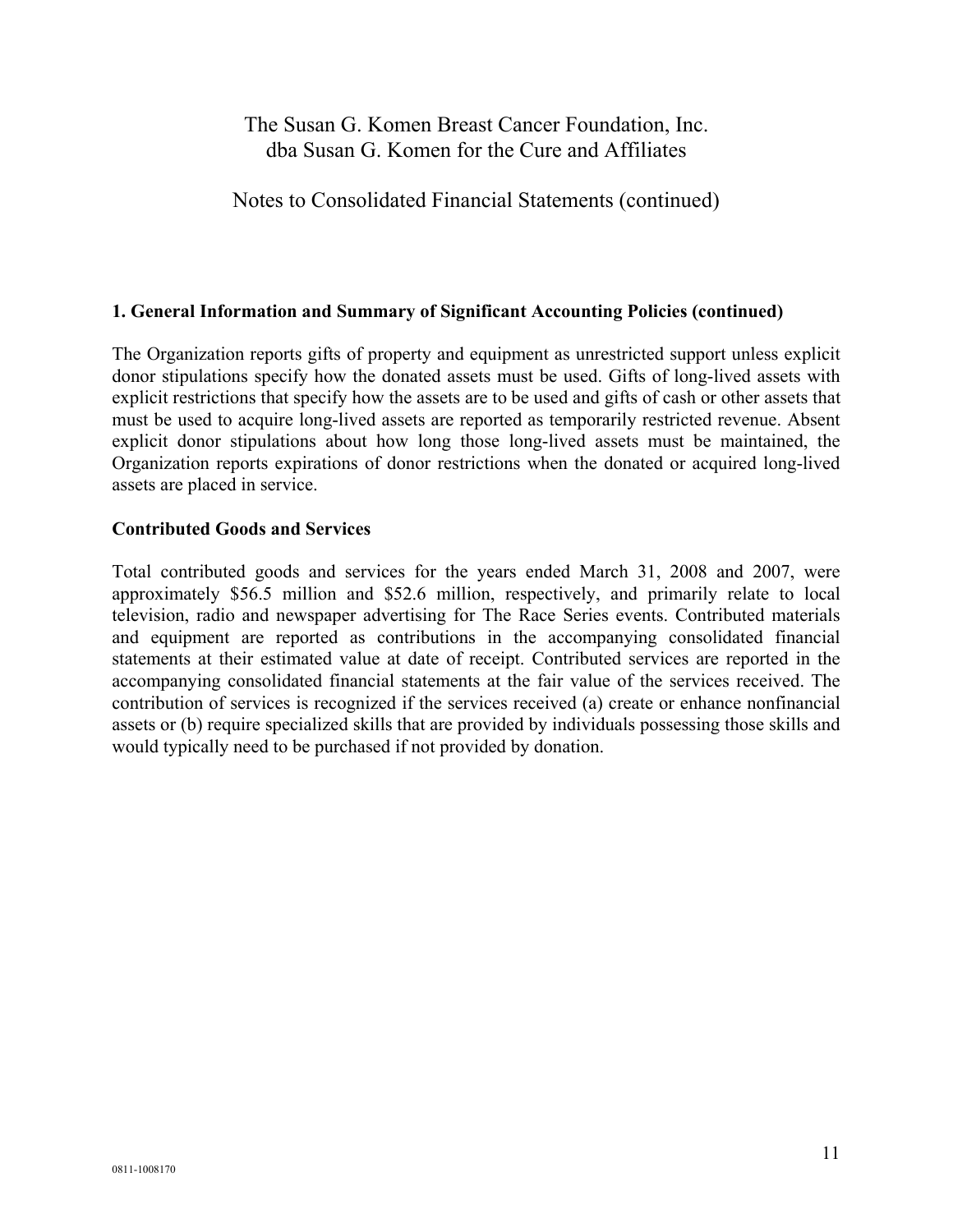## 1. General Information and Summary of Significant Accounting Policies (continued)

The Organization reports gifts of property and equipment as unrestricted support unless explicit donor stipulations specify how the donated assets must be used. Gifts of long-lived assets with explicit restrictions that specify how the assets are to be used and gifts of cash or other assets that must be used to acquire long-lived assets are reported as temporarily restricted revenue. Absent explicit donor stipulations about how long those long-lived assets must be maintained, the Organization reports expirations of donor restrictions when the donated or acquired long-lived assets are placed in service.

### Contributed Goods and Services

Total contributed goods and services for the years ended March 31, 2008 and 2007, were approximately $56.5 million and $52.6 million, respectively, and primarily relate to local television, radio and newspaper advertising for The Race Series events. Contributed materials and equipment are reported as contributions in the accompanying consolidated financial statements at their estimated value at date of receipt. Contributed services are reported in the accompanying consolidated financial statements at the fair value of the services received. The contribution of services is recognized if the services received (a) create or enhance nonfinancial assets or (b) require specialized skills that are provided by individuals possessing those skills and would typically need to be purchased if not provided by donation.

0811-1008170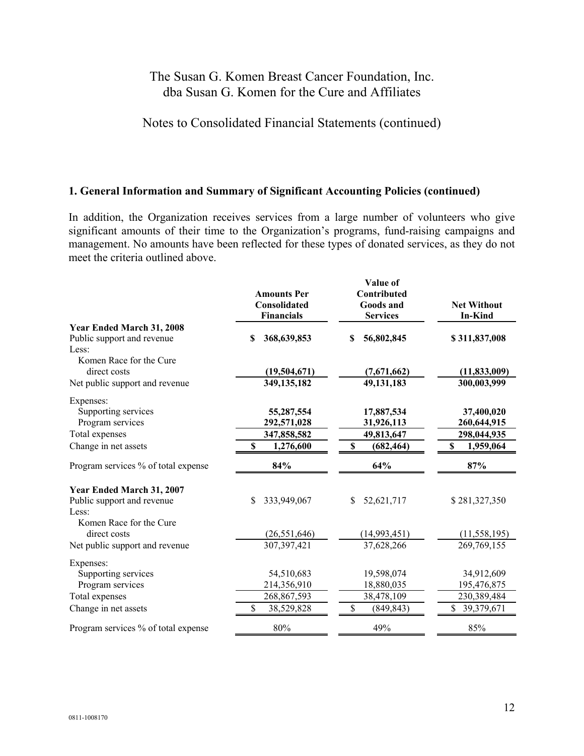The Susan G. Komen Breast Cancer Foundation, Inc.
dba Susan G. Komen for the Cure and Affiliates

Notes to Consolidated Financial Statements (continued)

## 1. General Information and Summary of Significant Accounting Policies (continued)

In addition, the Organization receives services from a large number of volunteers who give significant amounts of their time to the Organization's programs, fund-raising campaigns and management. No amounts have been reflected for these types of donated services, as they do not meet the criteria outlined above.

| | Amounts Per Consolidated Financials | Value of Contributed Goods and Services | Net Without In-Kind |
|---|---|---|---|
| **Year Ended March 31, 2008** | | | |
| Public support and revenue | **$ 368,639,853** | **$ 56,802,845** | **$ 311,837,008** |
| Less: | | | |
| Komen Race for the Cure direct costs | **(19,504,671)** | **(7,671,662)** | **(11,833,009)** |
| Net public support and revenue | **349,135,182** | **49,131,183** | **300,003,999** |
| Expenses: | | | |
| Supporting services | **55,287,554** | **17,887,534** | **37,400,020** |
| Program services | **292,571,028** | **31,926,113** | **260,644,915** |
| Total expenses | **347,858,582** | **49,813,647** | **298,044,935** |
| Change in net assets | **$ 1,276,600** | **$ (682,464)** | **$ 1,959,064** |
| Program services % of total expense | **84%** | **64%** | **87%** |
| **Year Ended March 31, 2007** | | | |
| Public support and revenue | $ 333,949,067 | $ 52,621,717 | $ 281,327,350 |
| Less: | | | |
| Komen Race for the Cure direct costs | (26,551,646) | (14,993,451) | (11,558,195) |
| Net public support and revenue | 307,397,421 | 37,628,266 | 269,769,155 |
| Expenses: | | | |
| Supporting services | 54,510,683 | 19,598,074 | 34,912,609 |
| Program services | 214,356,910 | 18,880,035 | 195,476,875 |
| Total expenses | 268,867,593 | 38,478,109 | 230,389,484 |
| Change in net assets | $ 38,529,828 | $ (849,843) | $ 39,379,671 |
| Program services % of total expense | 80% | 49% | 85% |

0811-1008170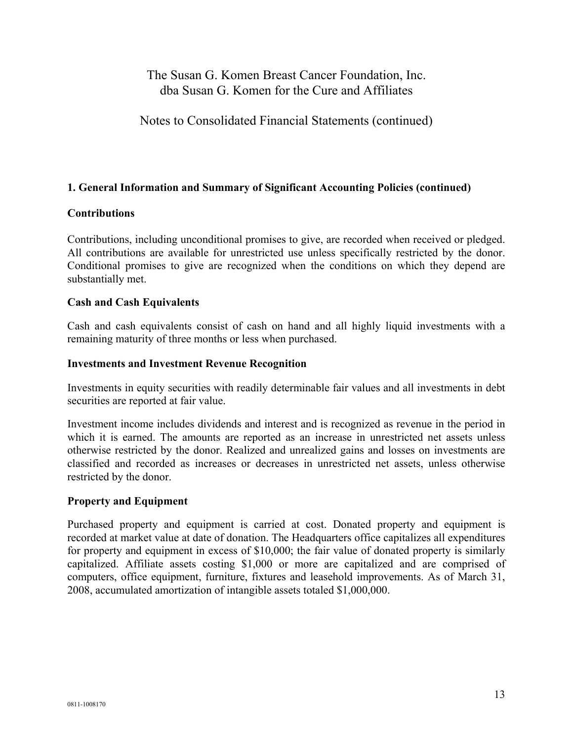# The Susan G. Komen Breast Cancer Foundation, Inc.
# dba Susan G. Komen for the Cure and Affiliates

## Notes to Consolidated Financial Statements (continued)

### 1. General Information and Summary of Significant Accounting Policies (continued)

**Contributions**

Contributions, including unconditional promises to give, are recorded when received or pledged. All contributions are available for unrestricted use unless specifically restricted by the donor. Conditional promises to give are recognized when the conditions on which they depend are substantially met.

**Cash and Cash Equivalents**

Cash and cash equivalents consist of cash on hand and all highly liquid investments with a remaining maturity of three months or less when purchased.

**Investments and Investment Revenue Recognition**

Investments in equity securities with readily determinable fair values and all investments in debt securities are reported at fair value.

Investment income includes dividends and interest and is recognized as revenue in the period in which it is earned. The amounts are reported as an increase in unrestricted net assets unless otherwise restricted by the donor. Realized and unrealized gains and losses on investments are classified and recorded as increases or decreases in unrestricted net assets, unless otherwise restricted by the donor.

**Property and Equipment**

Purchased property and equipment is carried at cost. Donated property and equipment is recorded at market value at date of donation. The Headquarters office capitalizes all expenditures for property and equipment in excess of $10,000; the fair value of donated property is similarly capitalized. Affiliate assets costing $1,000 or more are capitalized and are comprised of computers, office equipment, furniture, fixtures and leasehold improvements. As of March 31, 2008, accumulated amortization of intangible assets totaled $1,000,000.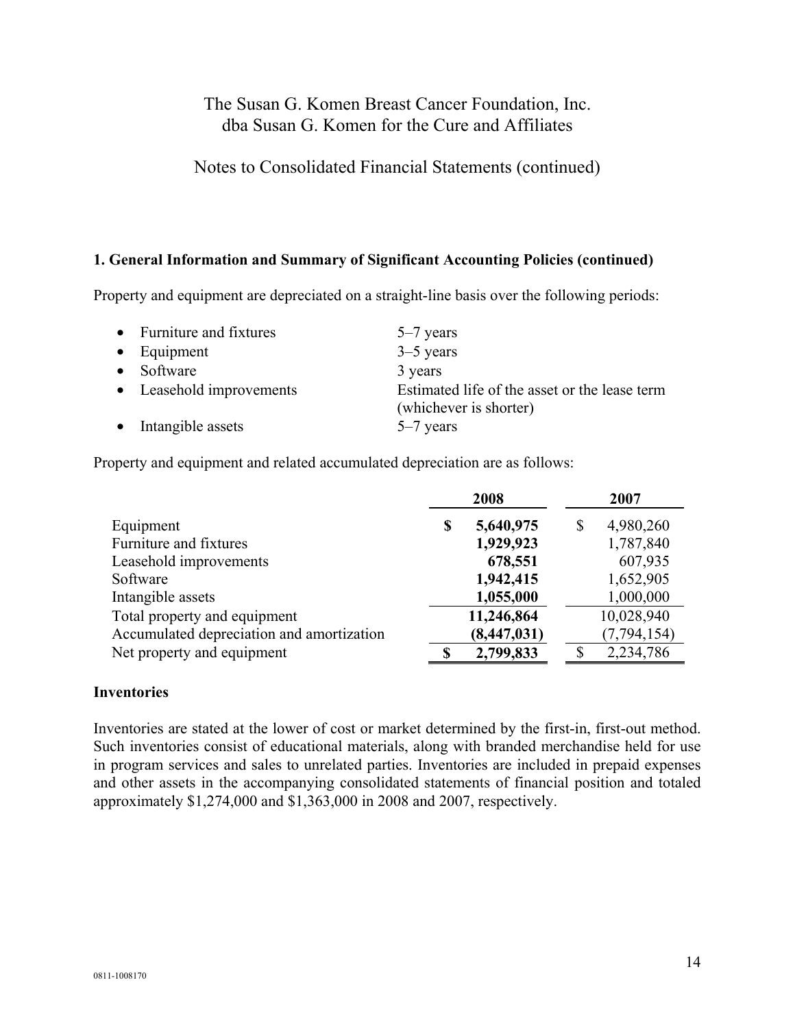# The Susan G. Komen Breast Cancer Foundation, Inc.
# dba Susan G. Komen for the Cure and Affiliates

## Notes to Consolidated Financial Statements (continued)

### 1. General Information and Summary of Significant Accounting Policies (continued)

Property and equipment are depreciated on a straight-line basis over the following periods:

- Furniture and fixtures — 5–7 years
- Equipment — 3–5 years
- Software — 3 years
- Leasehold improvements — Estimated life of the asset or the lease term (whichever is shorter)
- Intangible assets — 5–7 years

Property and equipment and related accumulated depreciation are as follows:

| | 2008 | 2007 |
|---|---|---|
| Equipment | **$ 5,640,975** | $ 4,980,260 |
| Furniture and fixtures | **1,929,923** | 1,787,840 |
| Leasehold improvements | **678,551** | 607,935 |
| Software | **1,942,415** | 1,652,905 |
| Intangible assets | **1,055,000** | 1,000,000 |
| Total property and equipment | **11,246,864** | 10,028,940 |
| Accumulated depreciation and amortization | **(8,447,031)** | (7,794,154) |
| Net property and equipment | **$ 2,799,833** | $ 2,234,786 |

### Inventories

Inventories are stated at the lower of cost or market determined by the first-in, first-out method. Such inventories consist of educational materials, along with branded merchandise held for use in program services and sales to unrelated parties. Inventories are included in prepaid expenses and other assets in the accompanying consolidated statements of financial position and totaled approximately $1,274,000 and $1,363,000 in 2008 and 2007, respectively.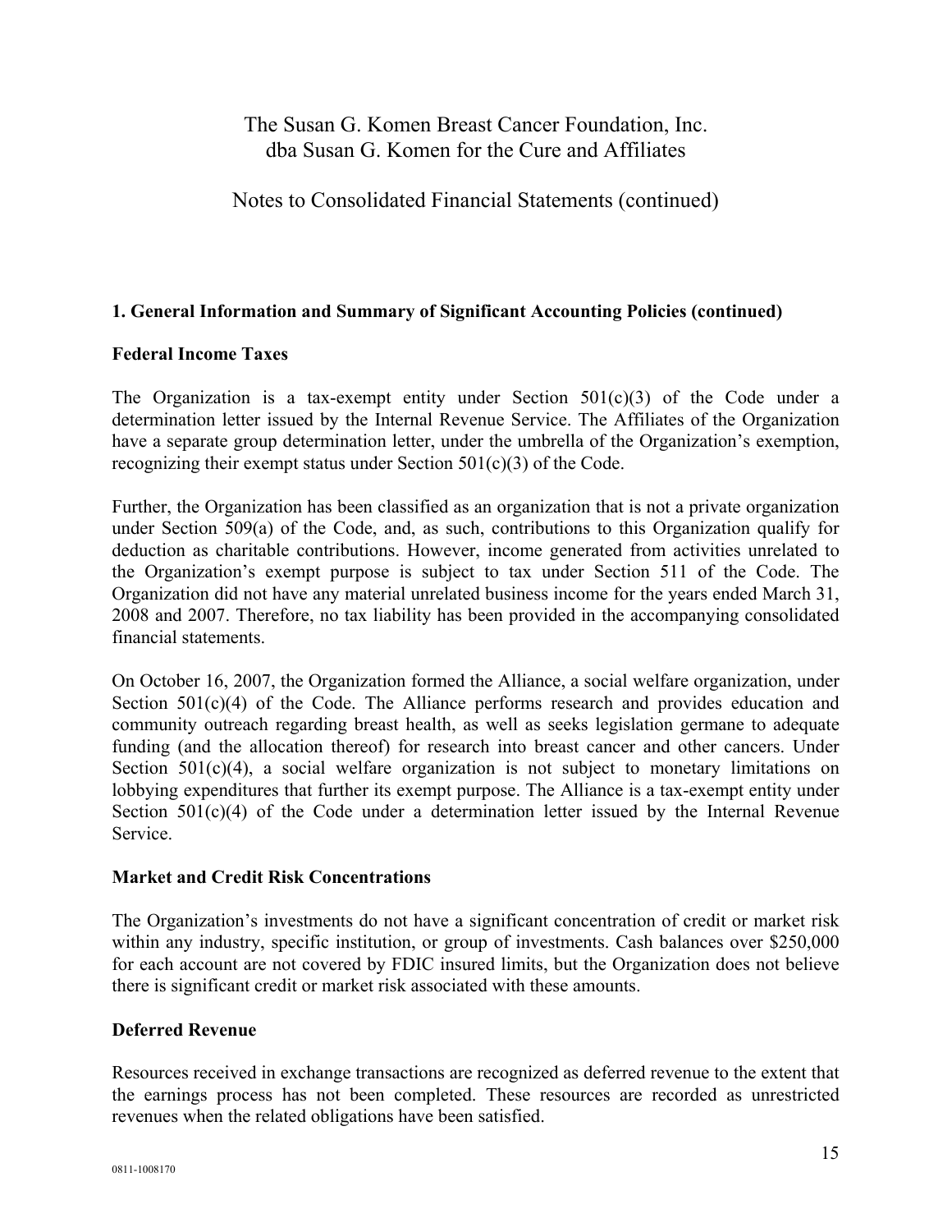## 1. General Information and Summary of Significant Accounting Policies (continued)

### Federal Income Taxes

The Organization is a tax-exempt entity under Section 501(c)(3) of the Code under a determination letter issued by the Internal Revenue Service. The Affiliates of the Organization have a separate group determination letter, under the umbrella of the Organization's exemption, recognizing their exempt status under Section 501(c)(3) of the Code.

Further, the Organization has been classified as an organization that is not a private organization under Section 509(a) of the Code, and, as such, contributions to this Organization qualify for deduction as charitable contributions. However, income generated from activities unrelated to the Organization's exempt purpose is subject to tax under Section 511 of the Code. The Organization did not have any material unrelated business income for the years ended March 31, 2008 and 2007. Therefore, no tax liability has been provided in the accompanying consolidated financial statements.

On October 16, 2007, the Organization formed the Alliance, a social welfare organization, under Section 501(c)(4) of the Code. The Alliance performs research and provides education and community outreach regarding breast health, as well as seeks legislation germane to adequate funding (and the allocation thereof) for research into breast cancer and other cancers. Under Section 501(c)(4), a social welfare organization is not subject to monetary limitations on lobbying expenditures that further its exempt purpose. The Alliance is a tax-exempt entity under Section 501(c)(4) of the Code under a determination letter issued by the Internal Revenue Service.

### Market and Credit Risk Concentrations

The Organization's investments do not have a significant concentration of credit or market risk within any industry, specific institution, or group of investments. Cash balances over $250,000 for each account are not covered by FDIC insured limits, but the Organization does not believe there is significant credit or market risk associated with these amounts.

### Deferred Revenue

Resources received in exchange transactions are recognized as deferred revenue to the extent that the earnings process has not been completed. These resources are recorded as unrestricted revenues when the related obligations have been satisfied.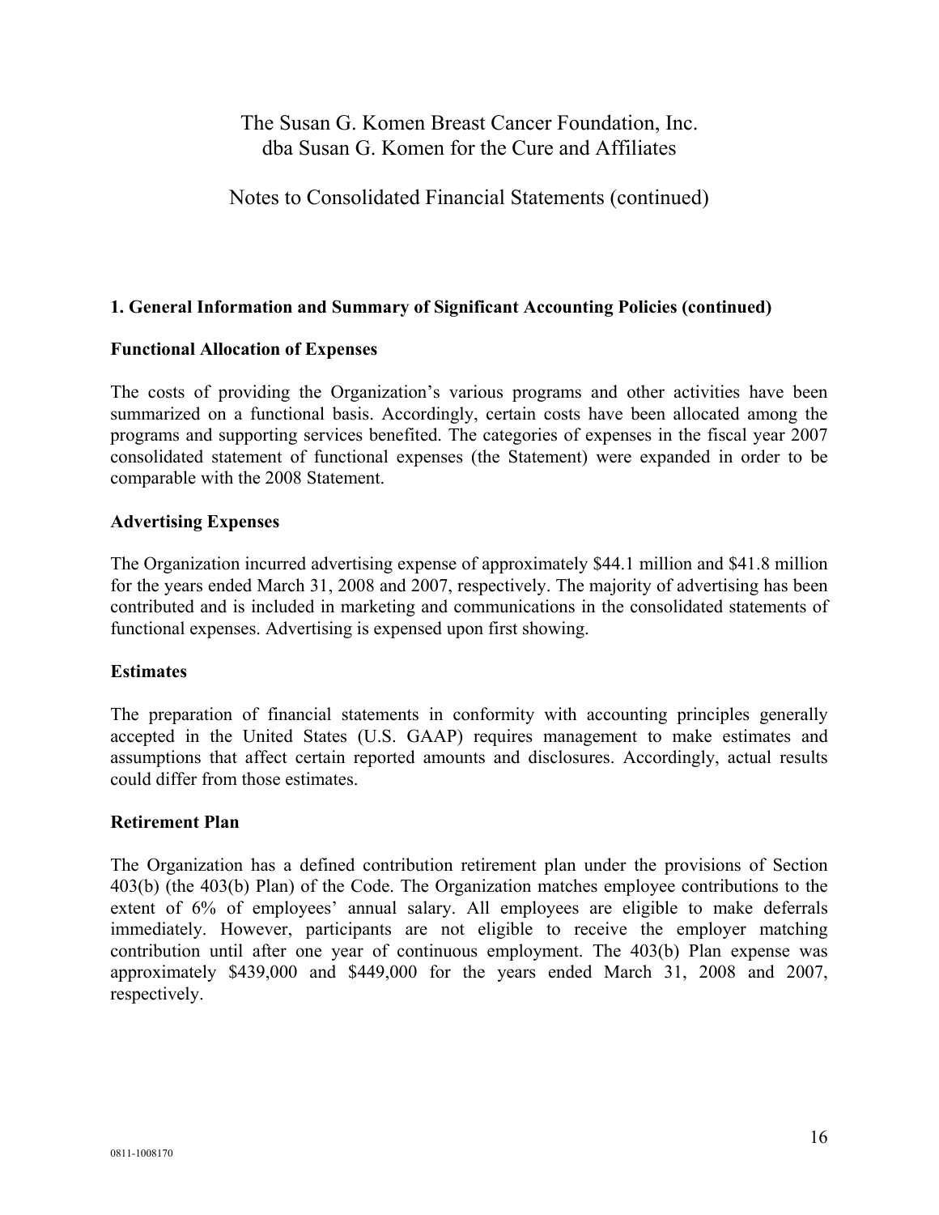## 1. General Information and Summary of Significant Accounting Policies (continued)

### Functional Allocation of Expenses

The costs of providing the Organization's various programs and other activities have been summarized on a functional basis. Accordingly, certain costs have been allocated among the programs and supporting services benefited. The categories of expenses in the fiscal year 2007 consolidated statement of functional expenses (the Statement) were expanded in order to be comparable with the 2008 Statement.

### Advertising Expenses

The Organization incurred advertising expense of approximately $44.1 million and $41.8 million for the years ended March 31, 2008 and 2007, respectively. The majority of advertising has been contributed and is included in marketing and communications in the consolidated statements of functional expenses. Advertising is expensed upon first showing.

### Estimates

The preparation of financial statements in conformity with accounting principles generally accepted in the United States (U.S. GAAP) requires management to make estimates and assumptions that affect certain reported amounts and disclosures. Accordingly, actual results could differ from those estimates.

### Retirement Plan

The Organization has a defined contribution retirement plan under the provisions of Section 403(b) (the 403(b) Plan) of the Code. The Organization matches employee contributions to the extent of 6% of employees' annual salary. All employees are eligible to make deferrals immediately. However, participants are not eligible to receive the employer matching contribution until after one year of continuous employment. The 403(b) Plan expense was approximately $439,000 and $449,000 for the years ended March 31, 2008 and 2007, respectively.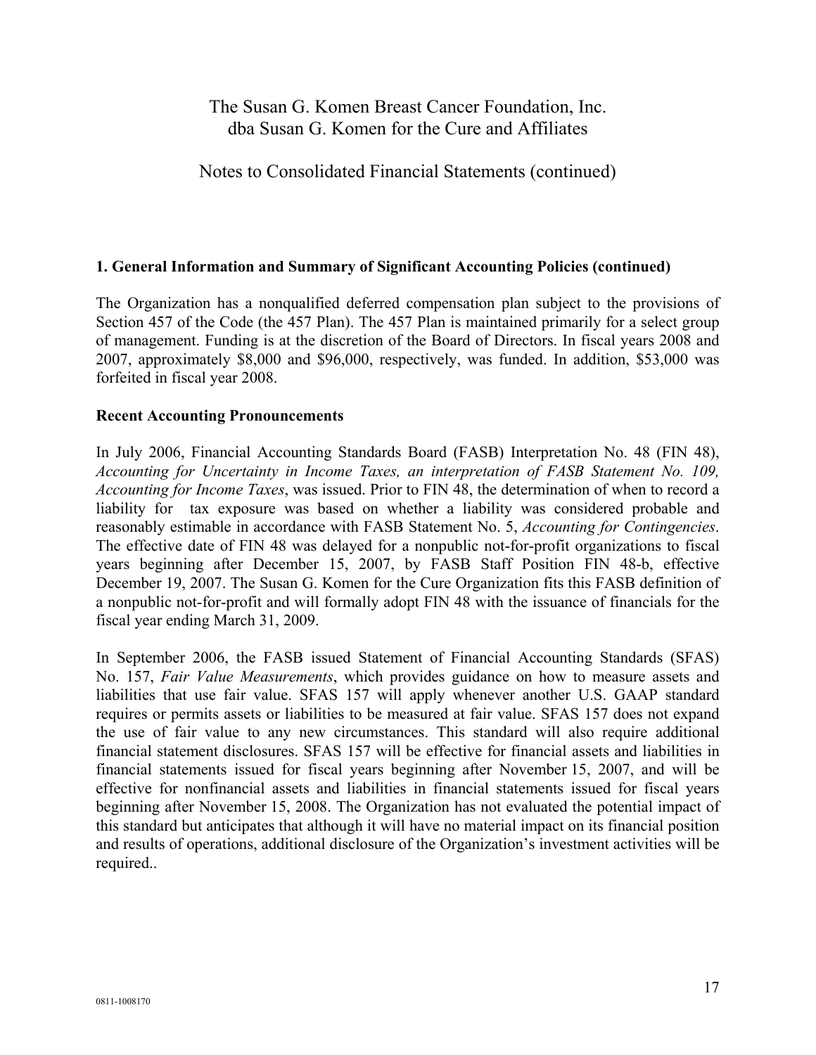## 1. General Information and Summary of Significant Accounting Policies (continued)

The Organization has a nonqualified deferred compensation plan subject to the provisions of Section 457 of the Code (the 457 Plan). The 457 Plan is maintained primarily for a select group of management. Funding is at the discretion of the Board of Directors. In fiscal years 2008 and 2007, approximately $8,000 and $96,000, respectively, was funded. In addition, $53,000 was forfeited in fiscal year 2008.

### Recent Accounting Pronouncements

In July 2006, Financial Accounting Standards Board (FASB) Interpretation No. 48 (FIN 48), *Accounting for Uncertainty in Income Taxes, an interpretation of FASB Statement No. 109, Accounting for Income Taxes*, was issued. Prior to FIN 48, the determination of when to record a liability for tax exposure was based on whether a liability was considered probable and reasonably estimable in accordance with FASB Statement No. 5, *Accounting for Contingencies*. The effective date of FIN 48 was delayed for a nonpublic not-for-profit organizations to fiscal years beginning after December 15, 2007, by FASB Staff Position FIN 48-b, effective December 19, 2007. The Susan G. Komen for the Cure Organization fits this FASB definition of a nonpublic not-for-profit and will formally adopt FIN 48 with the issuance of financials for the fiscal year ending March 31, 2009.

In September 2006, the FASB issued Statement of Financial Accounting Standards (SFAS) No. 157, *Fair Value Measurements*, which provides guidance on how to measure assets and liabilities that use fair value. SFAS 157 will apply whenever another U.S. GAAP standard requires or permits assets or liabilities to be measured at fair value. SFAS 157 does not expand the use of fair value to any new circumstances. This standard will also require additional financial statement disclosures. SFAS 157 will be effective for financial assets and liabilities in financial statements issued for fiscal years beginning after November 15, 2007, and will be effective for nonfinancial assets and liabilities in financial statements issued for fiscal years beginning after November 15, 2008. The Organization has not evaluated the potential impact of this standard but anticipates that although it will have no material impact on its financial position and results of operations, additional disclosure of the Organization's investment activities will be required..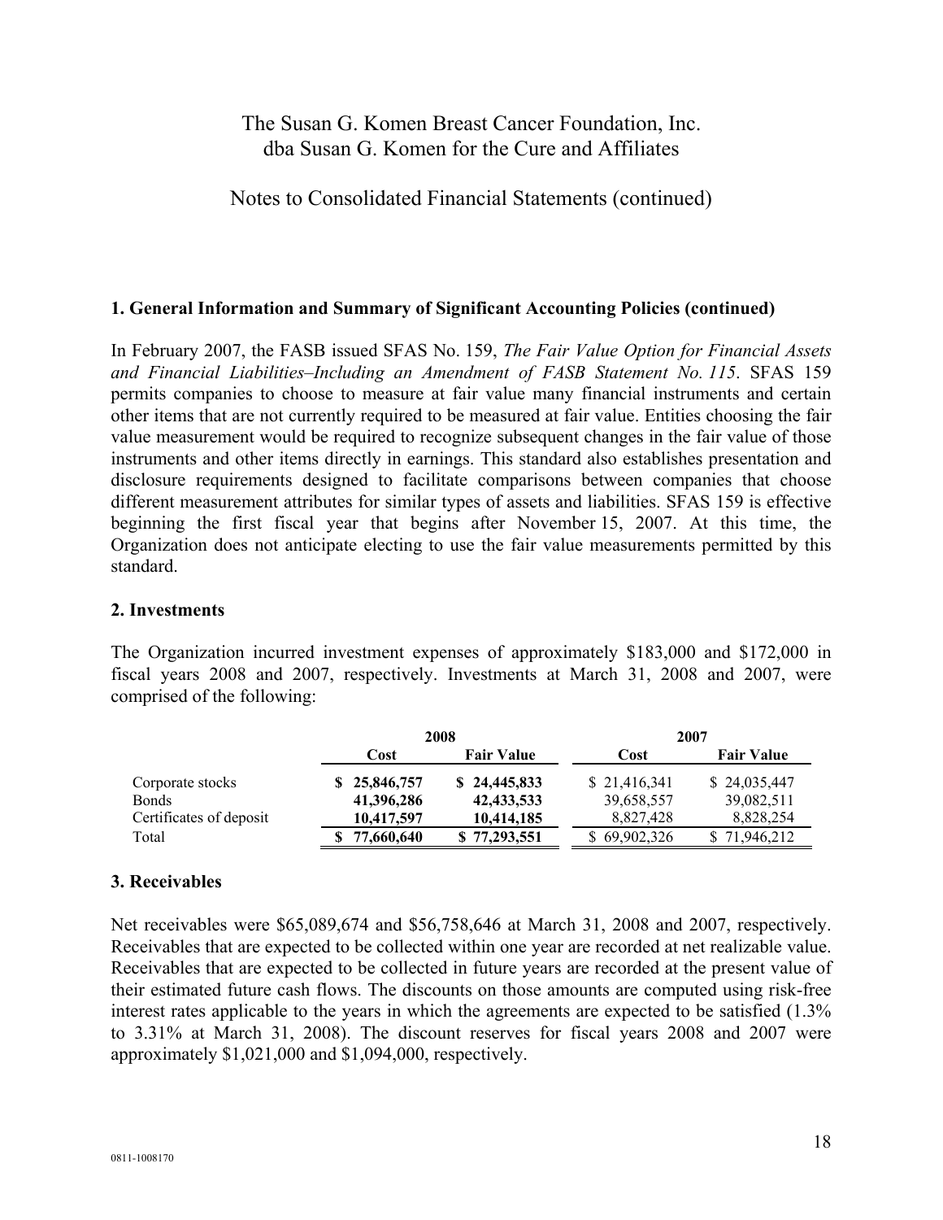The Susan G. Komen Breast Cancer Foundation, Inc.
dba Susan G. Komen for the Cure and Affiliates

Notes to Consolidated Financial Statements (continued)

## 1. General Information and Summary of Significant Accounting Policies (continued)

In February 2007, the FASB issued SFAS No. 159, *The Fair Value Option for Financial Assets and Financial Liabilities–Including an Amendment of FASB Statement No. 115*. SFAS 159 permits companies to choose to measure at fair value many financial instruments and certain other items that are not currently required to be measured at fair value. Entities choosing the fair value measurement would be required to recognize subsequent changes in the fair value of those instruments and other items directly in earnings. This standard also establishes presentation and disclosure requirements designed to facilitate comparisons between companies that choose different measurement attributes for similar types of assets and liabilities. SFAS 159 is effective beginning the first fiscal year that begins after November 15, 2007. At this time, the Organization does not anticipate electing to use the fair value measurements permitted by this standard.

## 2. Investments

The Organization incurred investment expenses of approximately $183,000 and $172,000 in fiscal years 2008 and 2007, respectively. Investments at March 31, 2008 and 2007, were comprised of the following:

| | **2008** | | **2007** | |
|---|---|---|---|---|
| | **Cost** | **Fair Value** | **Cost** | **Fair Value** |
| Corporate stocks | **$ 25,846,757** | **$ 24,445,833** | $ 21,416,341 | $ 24,035,447 |
| Bonds | **41,396,286** | **42,433,533** | 39,658,557 | 39,082,511 |
| Certificates of deposit | **10,417,597** | **10,414,185** | 8,827,428 | 8,828,254 |
| Total | **$ 77,660,640** | **$ 77,293,551** | $ 69,902,326 | $ 71,946,212 |

## 3. Receivables

Net receivables were $65,089,674 and $56,758,646 at March 31, 2008 and 2007, respectively. Receivables that are expected to be collected within one year are recorded at net realizable value. Receivables that are expected to be collected in future years are recorded at the present value of their estimated future cash flows. The discounts on those amounts are computed using risk-free interest rates applicable to the years in which the agreements are expected to be satisfied (1.3% to 3.31% at March 31, 2008). The discount reserves for fiscal years 2008 and 2007 were approximately $1,021,000 and $1,094,000, respectively.

0811-1008170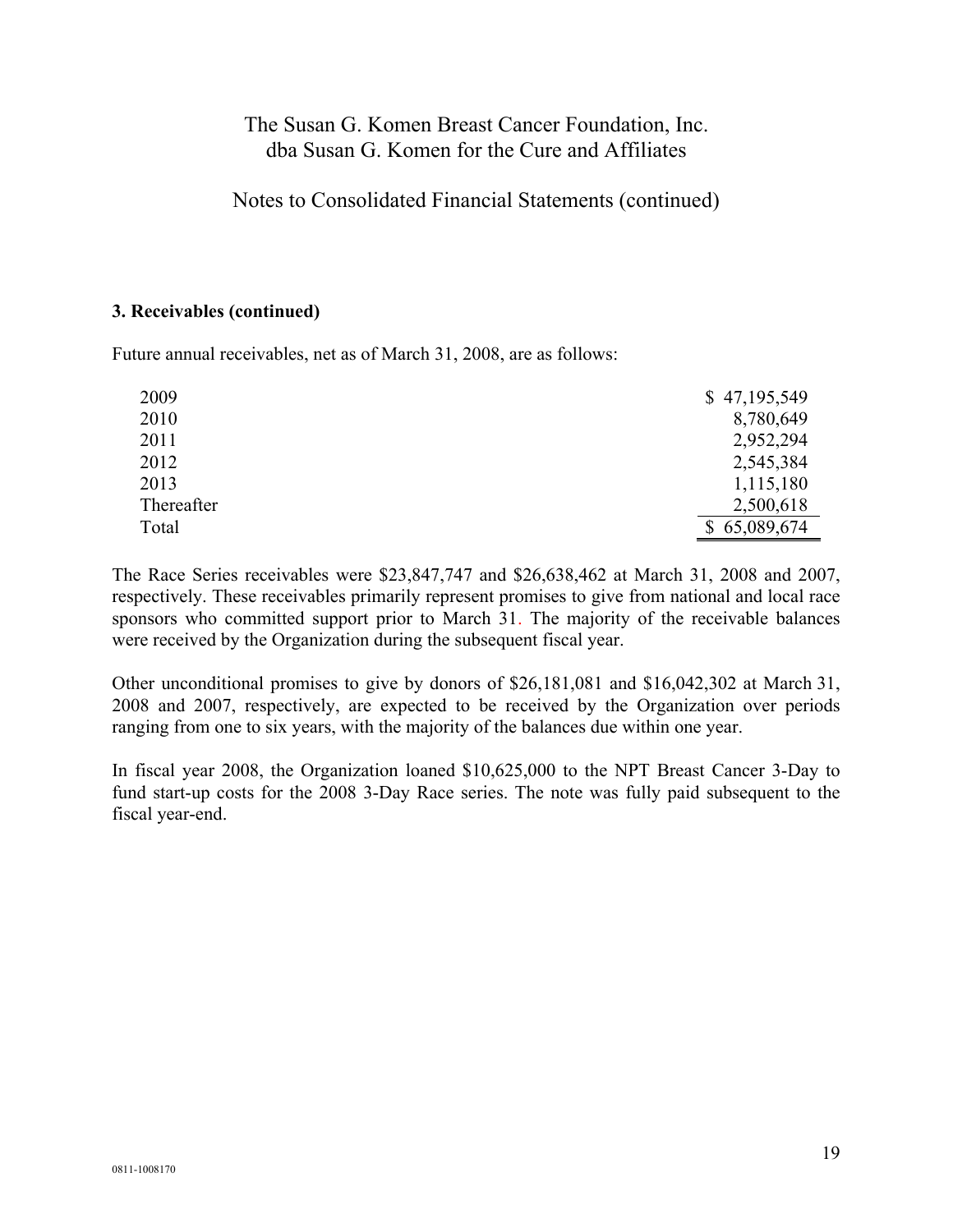### 3. Receivables (continued)

Future annual receivables, net as of March 31, 2008, are as follows:

| | |
|---|---:|
| 2009 | $ 47,195,549 |
| 2010 | 8,780,649 |
| 2011 | 2,952,294 |
| 2012 | 2,545,384 |
| 2013 | 1,115,180 |
| Thereafter | 2,500,618 |
| Total | $ 65,089,674 |

The Race Series receivables were $23,847,747 and $26,638,462 at March 31, 2008 and 2007, respectively. These receivables primarily represent promises to give from national and local race sponsors who committed support prior to March 31. The majority of the receivable balances were received by the Organization during the subsequent fiscal year.

Other unconditional promises to give by donors of $26,181,081 and $16,042,302 at March 31, 2008 and 2007, respectively, are expected to be received by the Organization over periods ranging from one to six years, with the majority of the balances due within one year.

In fiscal year 2008, the Organization loaned $10,625,000 to the NPT Breast Cancer 3-Day to fund start-up costs for the 2008 3-Day Race series. The note was fully paid subsequent to the fiscal year-end.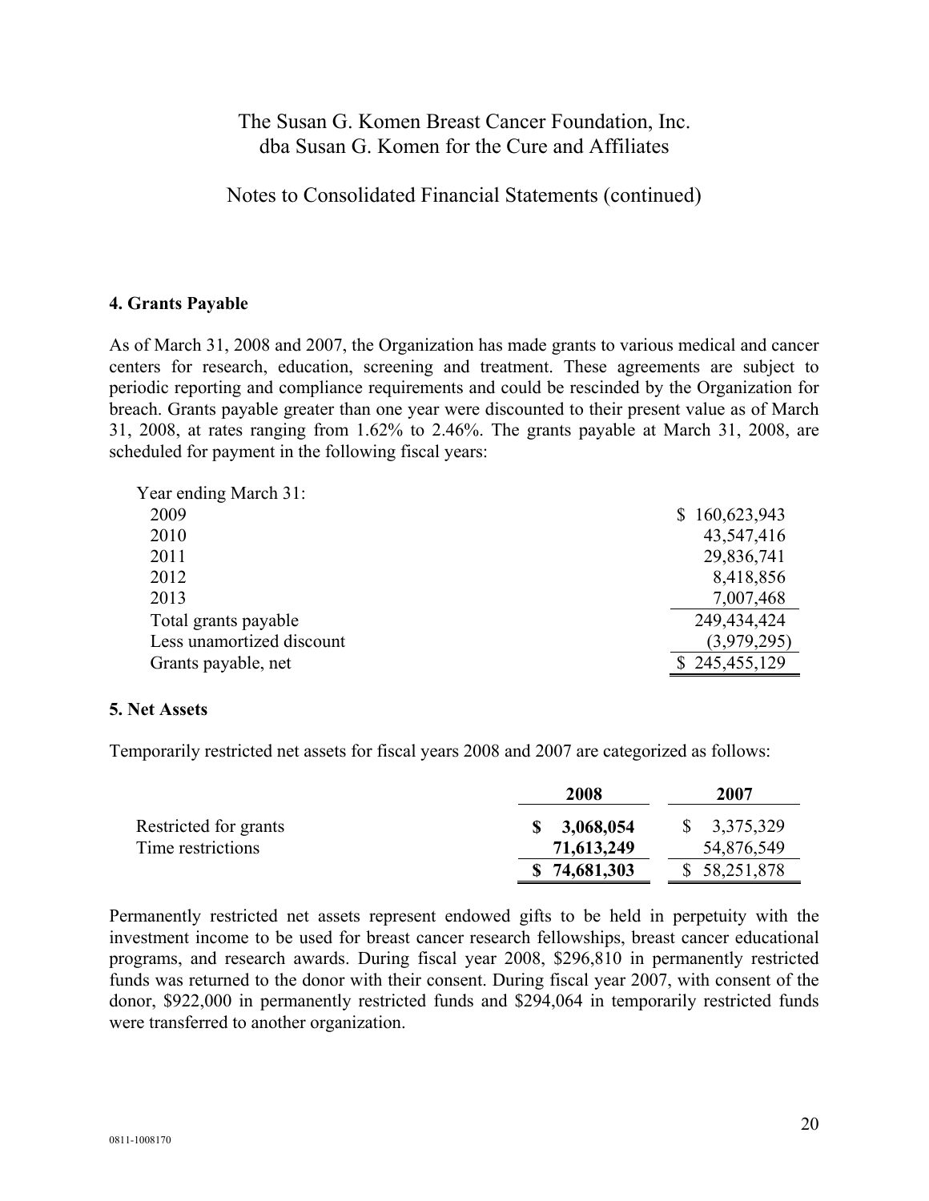## 4. Grants Payable

As of March 31, 2008 and 2007, the Organization has made grants to various medical and cancer centers for research, education, screening and treatment. These agreements are subject to periodic reporting and compliance requirements and could be rescinded by the Organization for breach. Grants payable greater than one year were discounted to their present value as of March 31, 2008, at rates ranging from 1.62% to 2.46%. The grants payable at March 31, 2008, are scheduled for payment in the following fiscal years:

| | |
|---|---|
| Year ending March 31: | |
| 2009 | $ 160,623,943 |
| 2010 | 43,547,416 |
| 2011 | 29,836,741 |
| 2012 | 8,418,856 |
| 2013 | 7,007,468 |
| Total grants payable | 249,434,424 |
| Less unamortized discount | (3,979,295) |
| Grants payable, net | $ 245,455,129 |

## 5. Net Assets

Temporarily restricted net assets for fiscal years 2008 and 2007 are categorized as follows:

| | 2008 | 2007 |
|---|---|---|
| Restricted for grants | **$ 3,068,054** | $ 3,375,329 |
| Time restrictions | **71,613,249** | 54,876,549 |
| | **$ 74,681,303** | $ 58,251,878 |

Permanently restricted net assets represent endowed gifts to be held in perpetuity with the investment income to be used for breast cancer research fellowships, breast cancer educational programs, and research awards. During fiscal year 2008, $296,810 in permanently restricted funds was returned to the donor with their consent. During fiscal year 2007, with consent of the donor, $922,000 in permanently restricted funds and $294,064 in temporarily restricted funds were transferred to another organization.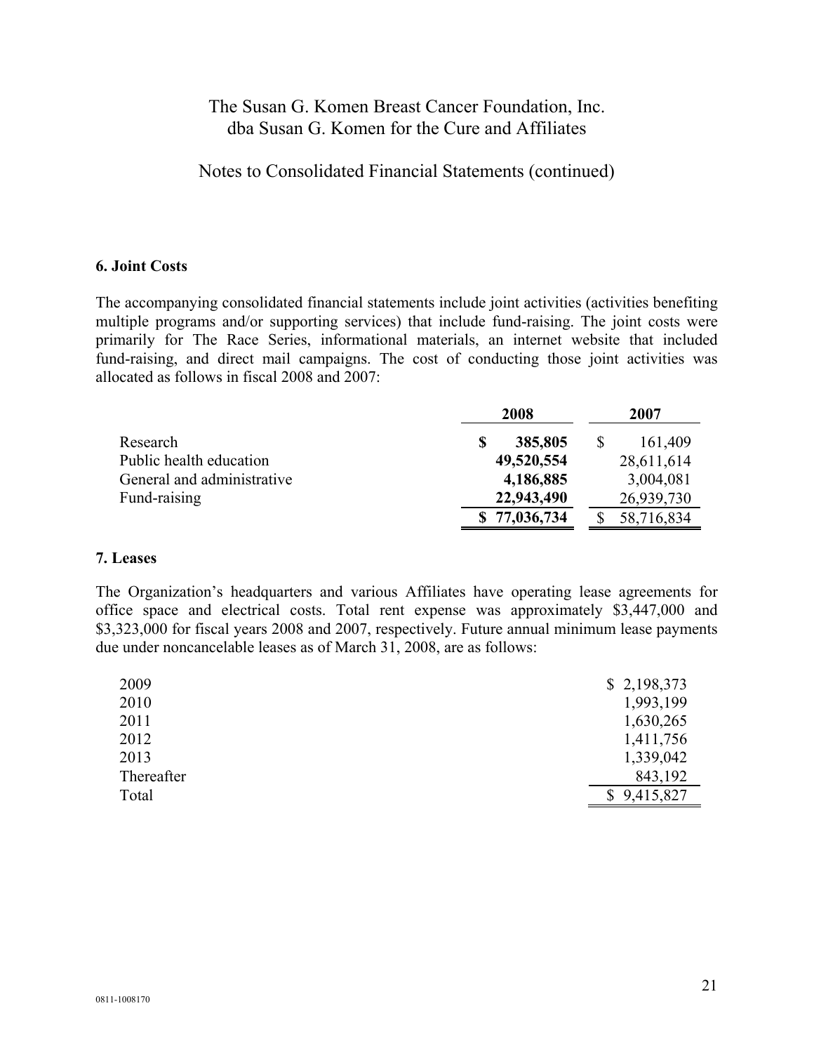# The Susan G. Komen Breast Cancer Foundation, Inc.
# dba Susan G. Komen for the Cure and Affiliates

## Notes to Consolidated Financial Statements (continued)

### 6. Joint Costs

The accompanying consolidated financial statements include joint activities (activities benefiting multiple programs and/or supporting services) that include fund-raising. The joint costs were primarily for The Race Series, informational materials, an internet website that included fund-raising, and direct mail campaigns. The cost of conducting those joint activities was allocated as follows in fiscal 2008 and 2007:

| | **2008** | **2007** |
|---|---|---|
| Research | **$ 385,805** | $ 161,409 |
| Public health education | **49,520,554** | 28,611,614 |
| General and administrative | **4,186,885** | 3,004,081 |
| Fund-raising | **22,943,490** | 26,939,730 |
| | **$ 77,036,734** | $ 58,716,834 |

### 7. Leases

The Organization's headquarters and various Affiliates have operating lease agreements for office space and electrical costs. Total rent expense was approximately $3,447,000 and $3,323,000 for fiscal years 2008 and 2007, respectively. Future annual minimum lease payments due under noncancelable leases as of March 31, 2008, are as follows:

| | |
|---|---|
| 2009 | $ 2,198,373 |
| 2010 | 1,993,199 |
| 2011 | 1,630,265 |
| 2012 | 1,411,756 |
| 2013 | 1,339,042 |
| Thereafter | 843,192 |
| Total | $ 9,415,827 |

0811-1008170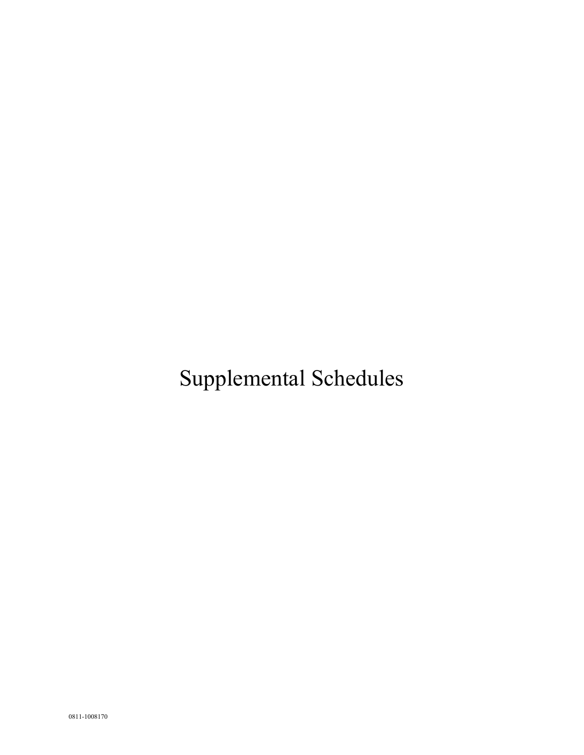# Supplemental Schedules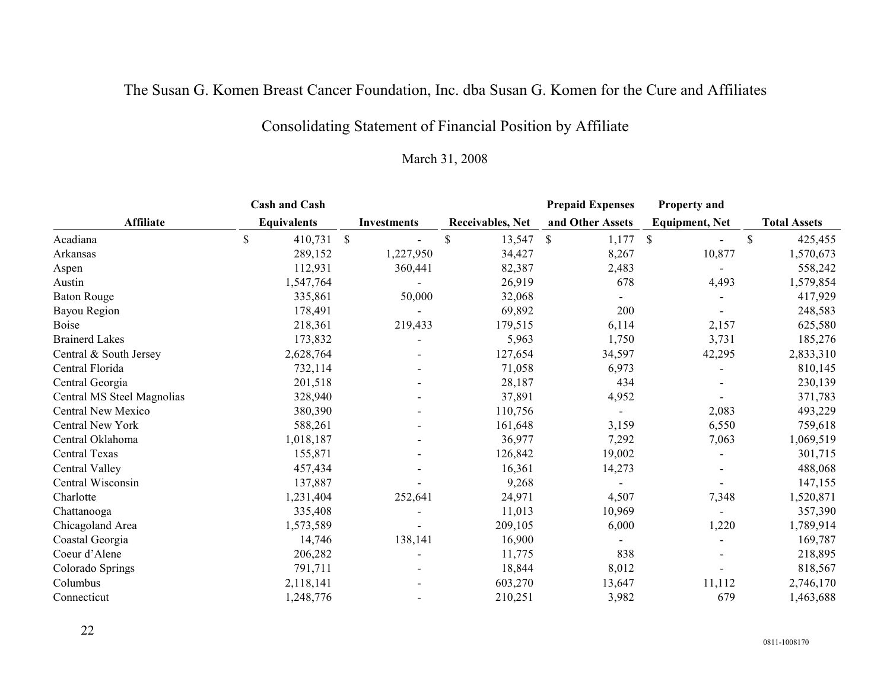# The Susan G. Komen Breast Cancer Foundation, Inc. dba Susan G. Komen for the Cure and Affiliates

## Consolidating Statement of Financial Position by Affiliate

March 31, 2008

| Affiliate | Cash and Cash Equivalents | Investments | Receivables, Net | Prepaid Expenses and Other Assets | Property and Equipment, Net | Total Assets |
|---|---|---|---|---|---|---|
| Acadiana | $ 410,731 | $ - | $ 13,547 | $ 1,177 | $ - | $ 425,455 |
| Arkansas | 289,152 | 1,227,950 | 34,427 | 8,267 | 10,877 | 1,570,673 |
| Aspen | 112,931 | 360,441 | 82,387 | 2,483 | - | 558,242 |
| Austin | 1,547,764 | - | 26,919 | 678 | 4,493 | 1,579,854 |
| Baton Rouge | 335,861 | 50,000 | 32,068 | - | - | 417,929 |
| Bayou Region | 178,491 | - | 69,892 | 200 | - | 248,583 |
| Boise | 218,361 | 219,433 | 179,515 | 6,114 | 2,157 | 625,580 |
| Brainerd Lakes | 173,832 | - | 5,963 | 1,750 | 3,731 | 185,276 |
| Central & South Jersey | 2,628,764 | - | 127,654 | 34,597 | 42,295 | 2,833,310 |
| Central Florida | 732,114 | - | 71,058 | 6,973 | - | 810,145 |
| Central Georgia | 201,518 | - | 28,187 | 434 | - | 230,139 |
| Central MS Steel Magnolias | 328,940 | - | 37,891 | 4,952 | - | 371,783 |
| Central New Mexico | 380,390 | - | 110,756 | - | 2,083 | 493,229 |
| Central New York | 588,261 | - | 161,648 | 3,159 | 6,550 | 759,618 |
| Central Oklahoma | 1,018,187 | - | 36,977 | 7,292 | 7,063 | 1,069,519 |
| Central Texas | 155,871 | - | 126,842 | 19,002 | - | 301,715 |
| Central Valley | 457,434 | - | 16,361 | 14,273 | - | 488,068 |
| Central Wisconsin | 137,887 | - | 9,268 | - | - | 147,155 |
| Charlotte | 1,231,404 | 252,641 | 24,971 | 4,507 | 7,348 | 1,520,871 |
| Chattanooga | 335,408 | - | 11,013 | 10,969 | - | 357,390 |
| Chicagoland Area | 1,573,589 | - | 209,105 | 6,000 | 1,220 | 1,789,914 |
| Coastal Georgia | 14,746 | 138,141 | 16,900 | - | - | 169,787 |
| Coeur d’Alene | 206,282 | - | 11,775 | 838 | - | 218,895 |
| Colorado Springs | 791,711 | - | 18,844 | 8,012 | - | 818,567 |
| Columbus | 2,118,141 | - | 603,270 | 13,647 | 11,112 | 2,746,170 |
| Connecticut | 1,248,776 | - | 210,251 | 3,982 | 679 | 1,463,688 |

0811-1008170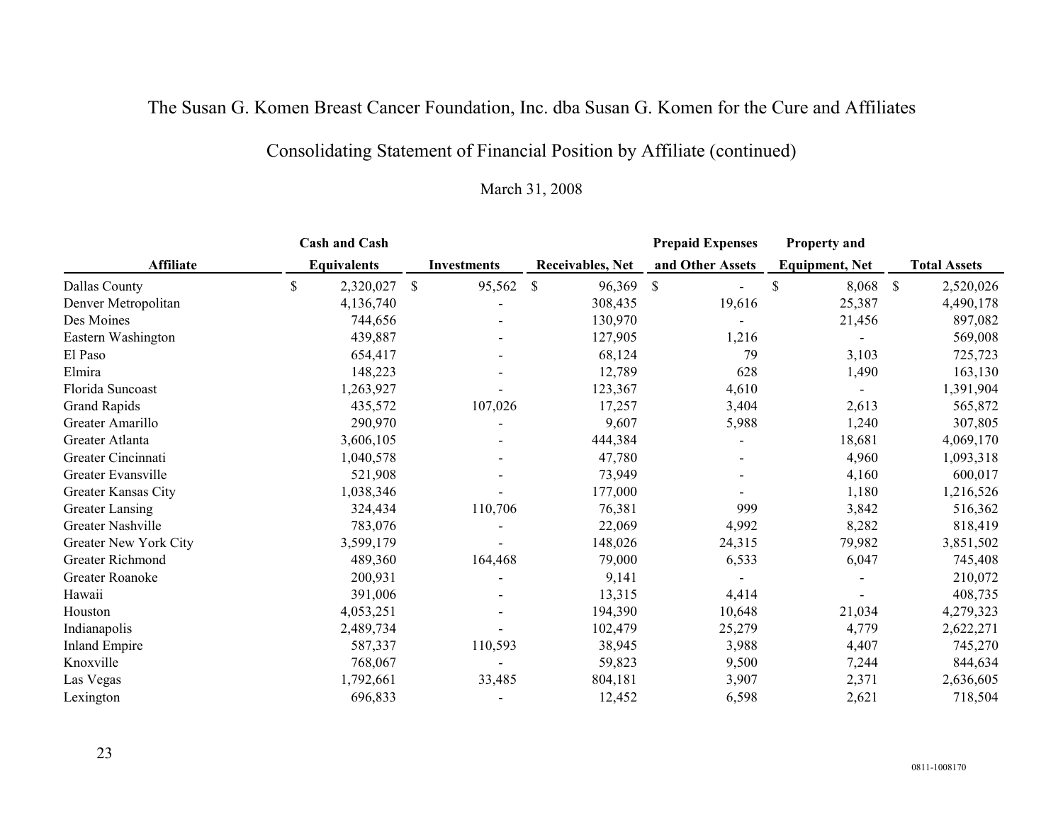# The Susan G. Komen Breast Cancer Foundation, Inc. dba Susan G. Komen for the Cure and Affiliates

## Consolidating Statement of Financial Position by Affiliate (continued)

March 31, 2008

| Affiliate | Cash and Cash Equivalents | Investments | Receivables, Net | Prepaid Expenses and Other Assets | Property and Equipment, Net | Total Assets |
|---|---|---|---|---|---|---|
| Dallas County | $ 2,320,027 | $ 95,562 | $ 96,369 | $ - | $ 8,068 | $ 2,520,026 |
| Denver Metropolitan | 4,136,740 | - | 308,435 | 19,616 | 25,387 | 4,490,178 |
| Des Moines | 744,656 | - | 130,970 | - | 21,456 | 897,082 |
| Eastern Washington | 439,887 | - | 127,905 | 1,216 | - | 569,008 |
| El Paso | 654,417 | - | 68,124 | 79 | 3,103 | 725,723 |
| Elmira | 148,223 | - | 12,789 | 628 | 1,490 | 163,130 |
| Florida Suncoast | 1,263,927 | - | 123,367 | 4,610 | - | 1,391,904 |
| Grand Rapids | 435,572 | 107,026 | 17,257 | 3,404 | 2,613 | 565,872 |
| Greater Amarillo | 290,970 | - | 9,607 | 5,988 | 1,240 | 307,805 |
| Greater Atlanta | 3,606,105 | - | 444,384 | - | 18,681 | 4,069,170 |
| Greater Cincinnati | 1,040,578 | - | 47,780 | - | 4,960 | 1,093,318 |
| Greater Evansville | 521,908 | - | 73,949 | - | 4,160 | 600,017 |
| Greater Kansas City | 1,038,346 | - | 177,000 | - | 1,180 | 1,216,526 |
| Greater Lansing | 324,434 | 110,706 | 76,381 | 999 | 3,842 | 516,362 |
| Greater Nashville | 783,076 | - | 22,069 | 4,992 | 8,282 | 818,419 |
| Greater New York City | 3,599,179 | - | 148,026 | 24,315 | 79,982 | 3,851,502 |
| Greater Richmond | 489,360 | 164,468 | 79,000 | 6,533 | 6,047 | 745,408 |
| Greater Roanoke | 200,931 | - | 9,141 | - | - | 210,072 |
| Hawaii | 391,006 | - | 13,315 | 4,414 | - | 408,735 |
| Houston | 4,053,251 | - | 194,390 | 10,648 | 21,034 | 4,279,323 |
| Indianapolis | 2,489,734 | - | 102,479 | 25,279 | 4,779 | 2,622,271 |
| Inland Empire | 587,337 | 110,593 | 38,945 | 3,988 | 4,407 | 745,270 |
| Knoxville | 768,067 | - | 59,823 | 9,500 | 7,244 | 844,634 |
| Las Vegas | 1,792,661 | 33,485 | 804,181 | 3,907 | 2,371 | 2,636,605 |
| Lexington | 696,833 | - | 12,452 | 6,598 | 2,621 | 718,504 |

0811-1008170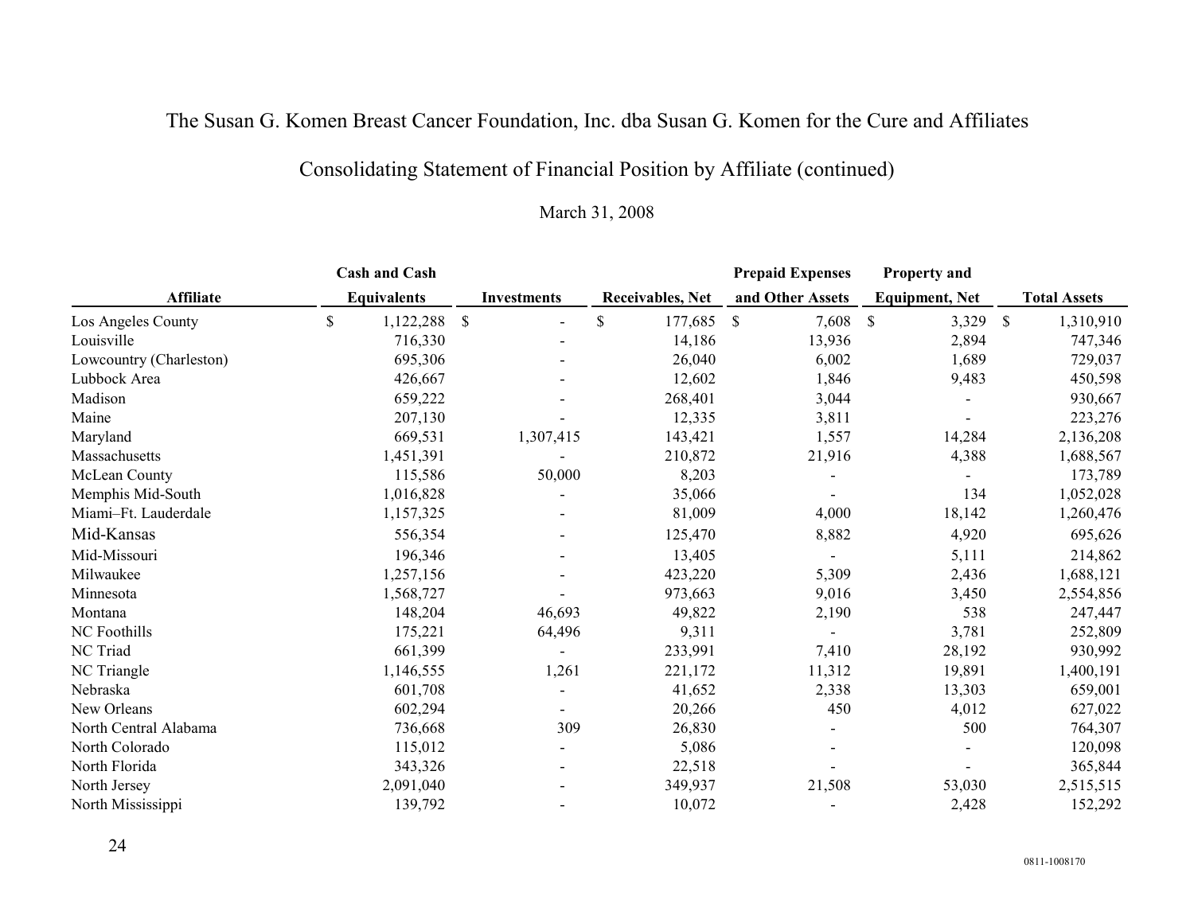The Susan G. Komen Breast Cancer Foundation, Inc. dba Susan G. Komen for the Cure and Affiliates

Consolidating Statement of Financial Position by Affiliate (continued)

March 31, 2008

| Affiliate | Cash and Cash Equivalents | Investments | Receivables, Net | Prepaid Expenses and Other Assets | Property and Equipment, Net | Total Assets |
|---|---|---|---|---|---|---|
| Los Angeles County | $ 1,122,288 | $ - | $ 177,685 | $ 7,608 | $ 3,329 | $ 1,310,910 |
| Louisville | 716,330 | - | 14,186 | 13,936 | 2,894 | 747,346 |
| Lowcountry (Charleston) | 695,306 | - | 26,040 | 6,002 | 1,689 | 729,037 |
| Lubbock Area | 426,667 | - | 12,602 | 1,846 | 9,483 | 450,598 |
| Madison | 659,222 | - | 268,401 | 3,044 | - | 930,667 |
| Maine | 207,130 | - | 12,335 | 3,811 | - | 223,276 |
| Maryland | 669,531 | 1,307,415 | 143,421 | 1,557 | 14,284 | 2,136,208 |
| Massachusetts | 1,451,391 | - | 210,872 | 21,916 | 4,388 | 1,688,567 |
| McLean County | 115,586 | 50,000 | 8,203 | - | - | 173,789 |
| Memphis Mid-South | 1,016,828 | - | 35,066 | - | 134 | 1,052,028 |
| Miami–Ft. Lauderdale | 1,157,325 | - | 81,009 | 4,000 | 18,142 | 1,260,476 |
| Mid-Kansas | 556,354 | - | 125,470 | 8,882 | 4,920 | 695,626 |
| Mid-Missouri | 196,346 | - | 13,405 | - | 5,111 | 214,862 |
| Milwaukee | 1,257,156 | - | 423,220 | 5,309 | 2,436 | 1,688,121 |
| Minnesota | 1,568,727 | - | 973,663 | 9,016 | 3,450 | 2,554,856 |
| Montana | 148,204 | 46,693 | 49,822 | 2,190 | 538 | 247,447 |
| NC Foothills | 175,221 | 64,496 | 9,311 | - | 3,781 | 252,809 |
| NC Triad | 661,399 | - | 233,991 | 7,410 | 28,192 | 930,992 |
| NC Triangle | 1,146,555 | 1,261 | 221,172 | 11,312 | 19,891 | 1,400,191 |
| Nebraska | 601,708 | - | 41,652 | 2,338 | 13,303 | 659,001 |
| New Orleans | 602,294 | - | 20,266 | 450 | 4,012 | 627,022 |
| North Central Alabama | 736,668 | 309 | 26,830 | - | 500 | 764,307 |
| North Colorado | 115,012 | - | 5,086 | - | - | 120,098 |
| North Florida | 343,326 | - | 22,518 | - | - | 365,844 |
| North Jersey | 2,091,040 | - | 349,937 | 21,508 | 53,030 | 2,515,515 |
| North Mississippi | 139,792 | - | 10,072 | - | 2,428 | 152,292 |

0811-1008170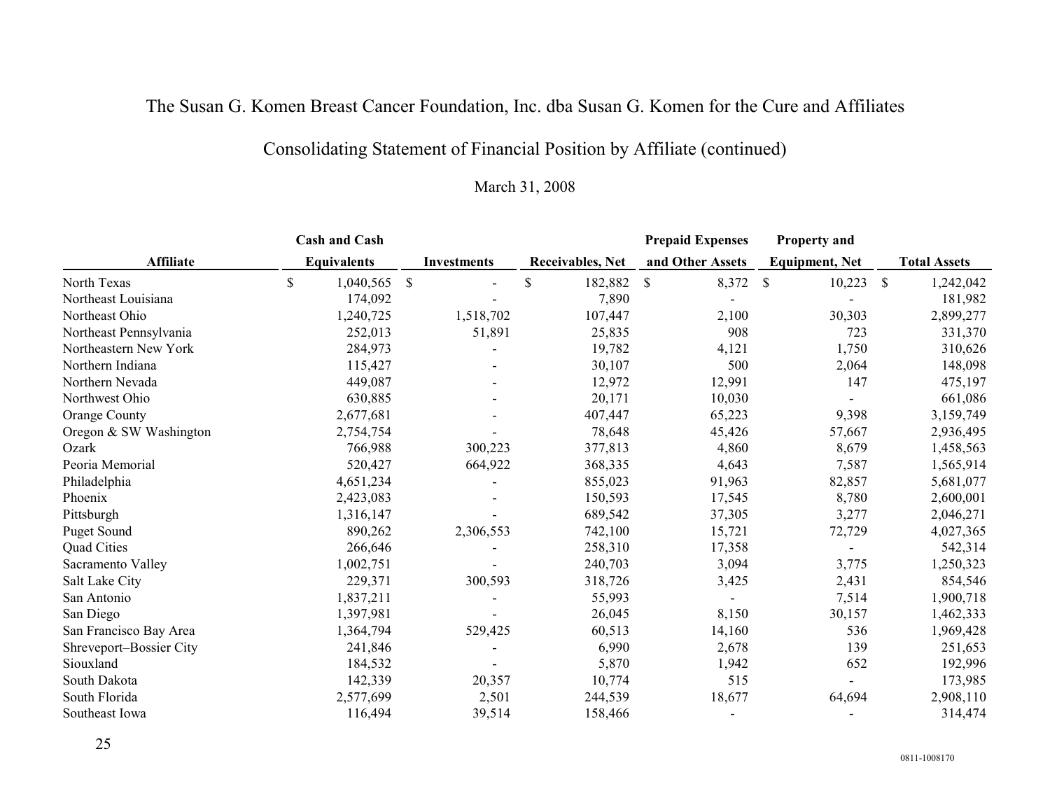# The Susan G. Komen Breast Cancer Foundation, Inc. dba Susan G. Komen for the Cure and Affiliates

## Consolidating Statement of Financial Position by Affiliate (continued)

March 31, 2008

| Affiliate | Cash and Cash Equivalents | Investments | Receivables, Net | Prepaid Expenses and Other Assets | Property and Equipment, Net | Total Assets |
|---|---|---|---|---|---|---|
| North Texas | $ 1,040,565 | $ - | $ 182,882 | $ 8,372 | $ 10,223 | $ 1,242,042 |
| Northeast Louisiana | 174,092 | - | 7,890 | - | - | 181,982 |
| Northeast Ohio | 1,240,725 | 1,518,702 | 107,447 | 2,100 | 30,303 | 2,899,277 |
| Northeast Pennsylvania | 252,013 | 51,891 | 25,835 | 908 | 723 | 331,370 |
| Northeastern New York | 284,973 | - | 19,782 | 4,121 | 1,750 | 310,626 |
| Northern Indiana | 115,427 | - | 30,107 | 500 | 2,064 | 148,098 |
| Northern Nevada | 449,087 | - | 12,972 | 12,991 | 147 | 475,197 |
| Northwest Ohio | 630,885 | - | 20,171 | 10,030 | - | 661,086 |
| Orange County | 2,677,681 | - | 407,447 | 65,223 | 9,398 | 3,159,749 |
| Oregon & SW Washington | 2,754,754 | - | 78,648 | 45,426 | 57,667 | 2,936,495 |
| Ozark | 766,988 | 300,223 | 377,813 | 4,860 | 8,679 | 1,458,563 |
| Peoria Memorial | 520,427 | 664,922 | 368,335 | 4,643 | 7,587 | 1,565,914 |
| Philadelphia | 4,651,234 | - | 855,023 | 91,963 | 82,857 | 5,681,077 |
| Phoenix | 2,423,083 | - | 150,593 | 17,545 | 8,780 | 2,600,001 |
| Pittsburgh | 1,316,147 | - | 689,542 | 37,305 | 3,277 | 2,046,271 |
| Puget Sound | 890,262 | 2,306,553 | 742,100 | 15,721 | 72,729 | 4,027,365 |
| Quad Cities | 266,646 | - | 258,310 | 17,358 | - | 542,314 |
| Sacramento Valley | 1,002,751 | - | 240,703 | 3,094 | 3,775 | 1,250,323 |
| Salt Lake City | 229,371 | 300,593 | 318,726 | 3,425 | 2,431 | 854,546 |
| San Antonio | 1,837,211 | - | 55,993 | - | 7,514 | 1,900,718 |
| San Diego | 1,397,981 | - | 26,045 | 8,150 | 30,157 | 1,462,333 |
| San Francisco Bay Area | 1,364,794 | 529,425 | 60,513 | 14,160 | 536 | 1,969,428 |
| Shreveport–Bossier City | 241,846 | - | 6,990 | 2,678 | 139 | 251,653 |
| Siouxland | 184,532 | - | 5,870 | 1,942 | 652 | 192,996 |
| South Dakota | 142,339 | 20,357 | 10,774 | 515 | - | 173,985 |
| South Florida | 2,577,699 | 2,501 | 244,539 | 18,677 | 64,694 | 2,908,110 |
| Southeast Iowa | 116,494 | 39,514 | 158,466 | - | - | 314,474 |

0811-1008170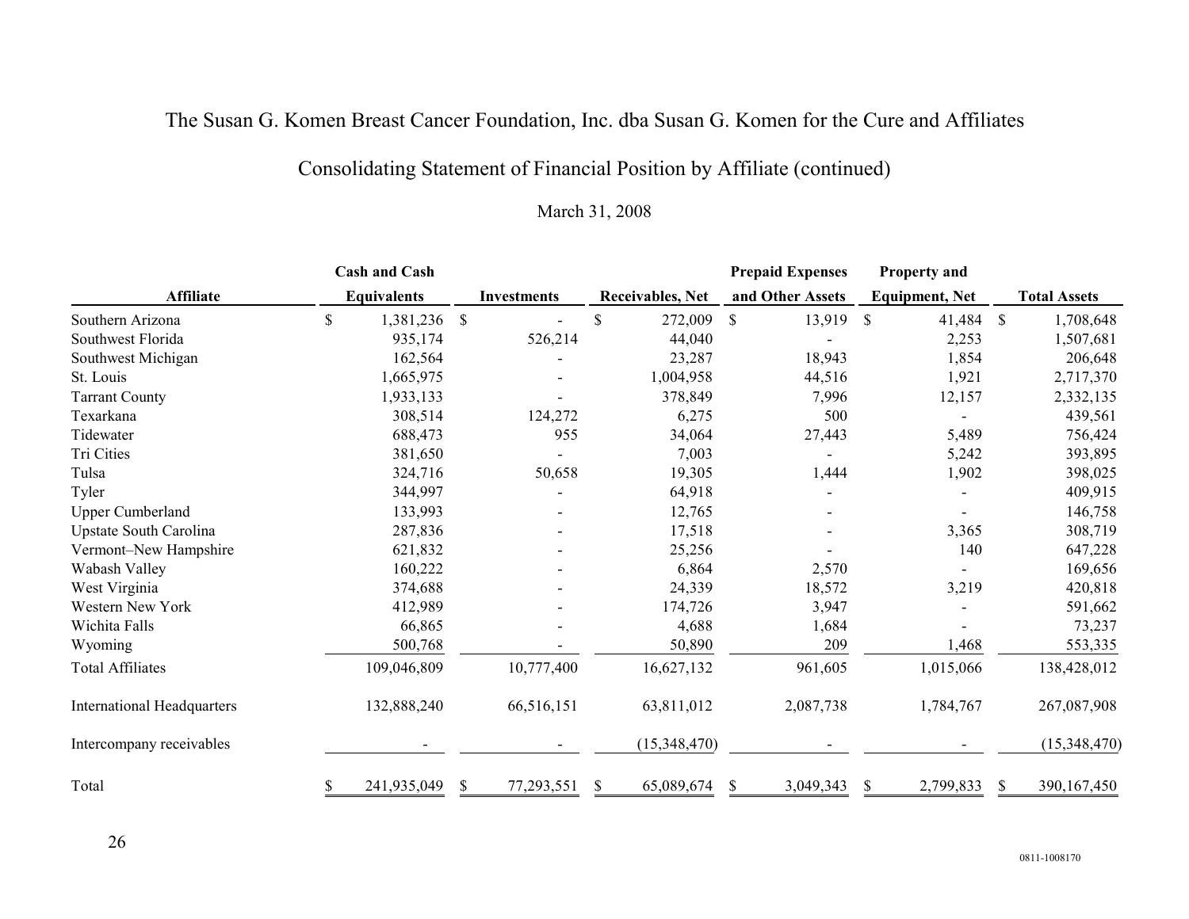# The Susan G. Komen Breast Cancer Foundation, Inc. dba Susan G. Komen for the Cure and Affiliates

## Consolidating Statement of Financial Position by Affiliate (continued)

March 31, 2008

| Affiliate | Cash and Cash Equivalents | Investments | Receivables, Net | Prepaid Expenses and Other Assets | Property and Equipment, Net | Total Assets |
|---|---|---|---|---|---|---|
| Southern Arizona | $ 1,381,236 | $ - | $ 272,009 | $ 13,919 | $ 41,484 | $ 1,708,648 |
| Southwest Florida | 935,174 | 526,214 | 44,040 | - | 2,253 | 1,507,681 |
| Southwest Michigan | 162,564 | - | 23,287 | 18,943 | 1,854 | 206,648 |
| St. Louis | 1,665,975 | - | 1,004,958 | 44,516 | 1,921 | 2,717,370 |
| Tarrant County | 1,933,133 | - | 378,849 | 7,996 | 12,157 | 2,332,135 |
| Texarkana | 308,514 | 124,272 | 6,275 | 500 | - | 439,561 |
| Tidewater | 688,473 | 955 | 34,064 | 27,443 | 5,489 | 756,424 |
| Tri Cities | 381,650 | - | 7,003 | - | 5,242 | 393,895 |
| Tulsa | 324,716 | 50,658 | 19,305 | 1,444 | 1,902 | 398,025 |
| Tyler | 344,997 | - | 64,918 | - | - | 409,915 |
| Upper Cumberland | 133,993 | - | 12,765 | - | - | 146,758 |
| Upstate South Carolina | 287,836 | - | 17,518 | - | 3,365 | 308,719 |
| Vermont–New Hampshire | 621,832 | - | 25,256 | - | 140 | 647,228 |
| Wabash Valley | 160,222 | - | 6,864 | 2,570 | - | 169,656 |
| West Virginia | 374,688 | - | 24,339 | 18,572 | 3,219 | 420,818 |
| Western New York | 412,989 | - | 174,726 | 3,947 | - | 591,662 |
| Wichita Falls | 66,865 | - | 4,688 | 1,684 | - | 73,237 |
| Wyoming | 500,768 | - | 50,890 | 209 | 1,468 | 553,335 |
| Total Affiliates | 109,046,809 | 10,777,400 | 16,627,132 | 961,605 | 1,015,066 | 138,428,012 |
| International Headquarters | 132,888,240 | 66,516,151 | 63,811,012 | 2,087,738 | 1,784,767 | 267,087,908 |
| Intercompany receivables | - | - | (15,348,470) | - | - | (15,348,470) |
| Total | $ 241,935,049 | $ 77,293,551 | $ 65,089,674 | $ 3,049,343 | $ 2,799,833 | $ 390,167,450 |

0811-1008170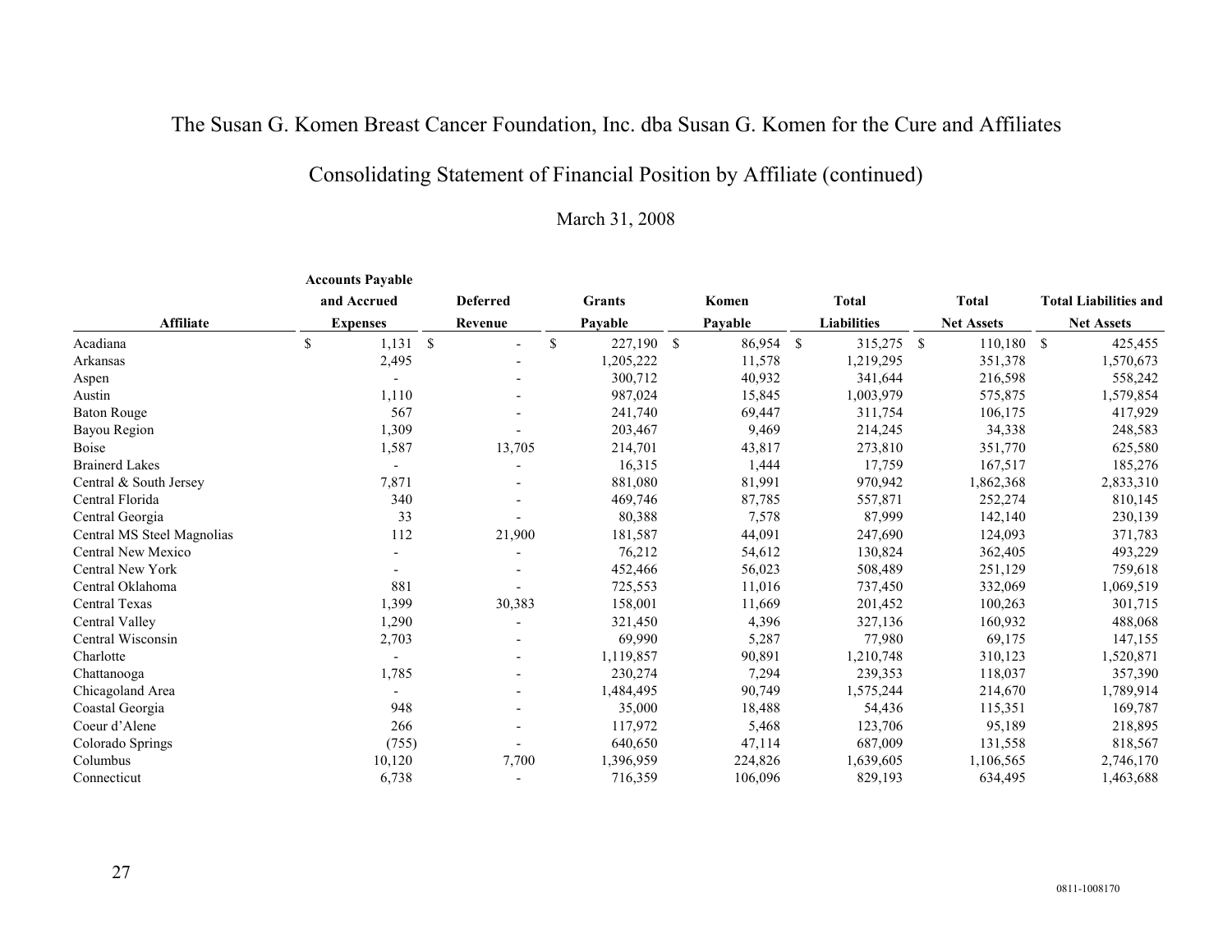# The Susan G. Komen Breast Cancer Foundation, Inc. dba Susan G. Komen for the Cure and Affiliates

## Consolidating Statement of Financial Position by Affiliate (continued)

March 31, 2008

| Affiliate | Accounts Payable and Accrued Expenses | Deferred Revenue | Grants Payable | Komen Payable | Total Liabilities | Total Net Assets | Total Liabilities and Net Assets |
|---|---|---|---|---|---|---|---|
| Acadiana | $ 1,131 | $ - | $ 227,190 | $ 86,954 | $ 315,275 | $ 110,180 | $ 425,455 |
| Arkansas | 2,495 | - | 1,205,222 | 11,578 | 1,219,295 | 351,378 | 1,570,673 |
| Aspen | - | - | 300,712 | 40,932 | 341,644 | 216,598 | 558,242 |
| Austin | 1,110 | - | 987,024 | 15,845 | 1,003,979 | 575,875 | 1,579,854 |
| Baton Rouge | 567 | - | 241,740 | 69,447 | 311,754 | 106,175 | 417,929 |
| Bayou Region | 1,309 | - | 203,467 | 9,469 | 214,245 | 34,338 | 248,583 |
| Boise | 1,587 | 13,705 | 214,701 | 43,817 | 273,810 | 351,770 | 625,580 |
| Brainerd Lakes | - | - | 16,315 | 1,444 | 17,759 | 167,517 | 185,276 |
| Central & South Jersey | 7,871 | - | 881,080 | 81,991 | 970,942 | 1,862,368 | 2,833,310 |
| Central Florida | 340 | - | 469,746 | 87,785 | 557,871 | 252,274 | 810,145 |
| Central Georgia | 33 | - | 80,388 | 7,578 | 87,999 | 142,140 | 230,139 |
| Central MS Steel Magnolias | 112 | 21,900 | 181,587 | 44,091 | 247,690 | 124,093 | 371,783 |
| Central New Mexico | - | - | 76,212 | 54,612 | 130,824 | 362,405 | 493,229 |
| Central New York | - | - | 452,466 | 56,023 | 508,489 | 251,129 | 759,618 |
| Central Oklahoma | 881 | - | 725,553 | 11,016 | 737,450 | 332,069 | 1,069,519 |
| Central Texas | 1,399 | 30,383 | 158,001 | 11,669 | 201,452 | 100,263 | 301,715 |
| Central Valley | 1,290 | - | 321,450 | 4,396 | 327,136 | 160,932 | 488,068 |
| Central Wisconsin | 2,703 | - | 69,990 | 5,287 | 77,980 | 69,175 | 147,155 |
| Charlotte | - | - | 1,119,857 | 90,891 | 1,210,748 | 310,123 | 1,520,871 |
| Chattanooga | 1,785 | - | 230,274 | 7,294 | 239,353 | 118,037 | 357,390 |
| Chicagoland Area | - | - | 1,484,495 | 90,749 | 1,575,244 | 214,670 | 1,789,914 |
| Coastal Georgia | 948 | - | 35,000 | 18,488 | 54,436 | 115,351 | 169,787 |
| Coeur d'Alene | 266 | - | 117,972 | 5,468 | 123,706 | 95,189 | 218,895 |
| Colorado Springs | (755) | - | 640,650 | 47,114 | 687,009 | 131,558 | 818,567 |
| Columbus | 10,120 | 7,700 | 1,396,959 | 224,826 | 1,639,605 | 1,106,565 | 2,746,170 |
| Connecticut | 6,738 | - | 716,359 | 106,096 | 829,193 | 634,495 | 1,463,688 |

0811-1008170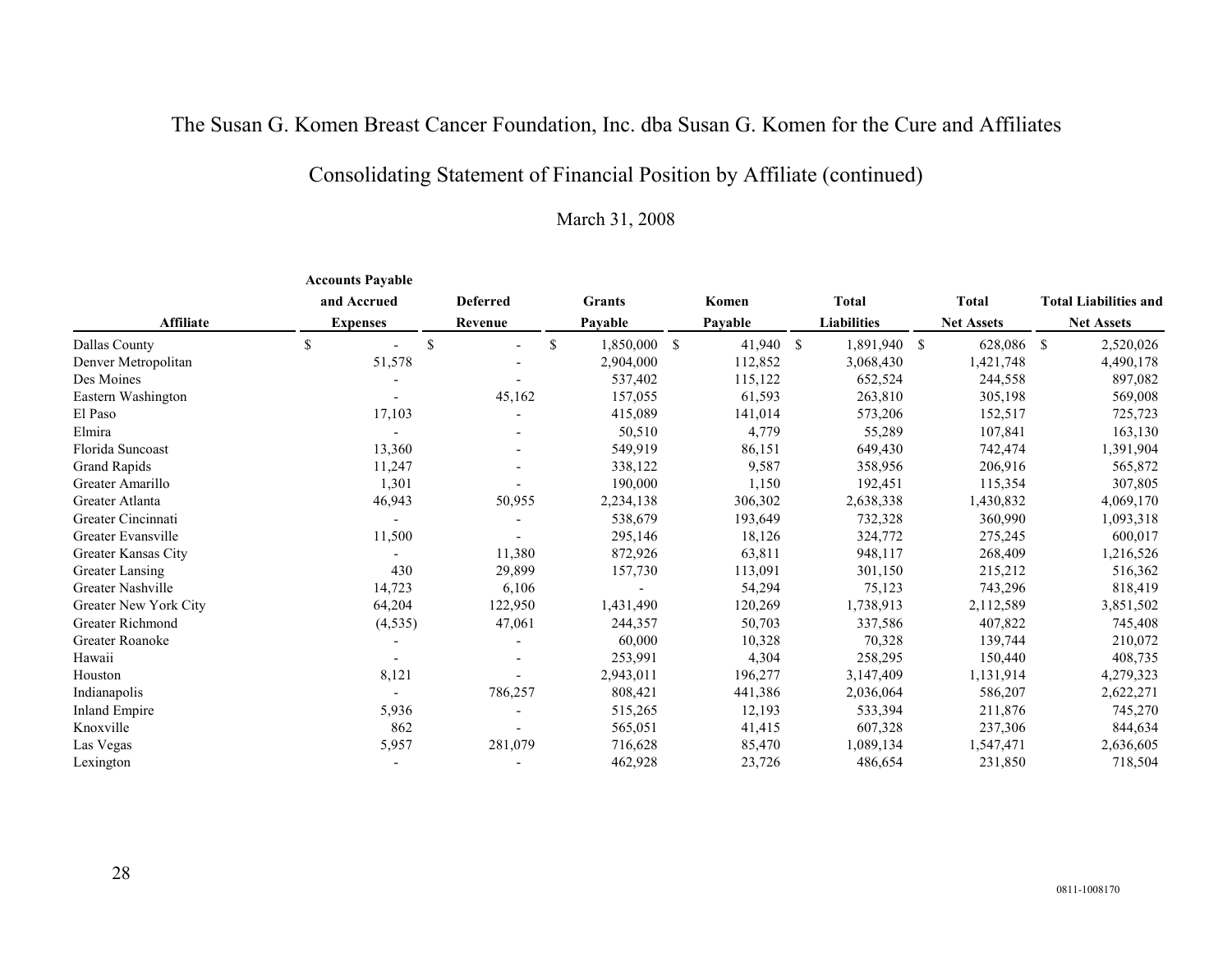# The Susan G. Komen Breast Cancer Foundation, Inc. dba Susan G. Komen for the Cure and Affiliates

## Consolidating Statement of Financial Position by Affiliate (continued)

March 31, 2008

| Affiliate | Accounts Payable and Accrued Expenses | Deferred Revenue | Grants Payable | Komen Payable | Total Liabilities | Total Net Assets | Total Liabilities and Net Assets |
|---|---|---|---|---|---|---|---|
| Dallas County | $ - | $ - | $ 1,850,000 | $ 41,940 | $ 1,891,940 | $ 628,086 | $ 2,520,026 |
| Denver Metropolitan | 51,578 | - | 2,904,000 | 112,852 | 3,068,430 | 1,421,748 | 4,490,178 |
| Des Moines | - | - | 537,402 | 115,122 | 652,524 | 244,558 | 897,082 |
| Eastern Washington | - | 45,162 | 157,055 | 61,593 | 263,810 | 305,198 | 569,008 |
| El Paso | 17,103 | - | 415,089 | 141,014 | 573,206 | 152,517 | 725,723 |
| Elmira | - | - | 50,510 | 4,779 | 55,289 | 107,841 | 163,130 |
| Florida Suncoast | 13,360 | - | 549,919 | 86,151 | 649,430 | 742,474 | 1,391,904 |
| Grand Rapids | 11,247 | - | 338,122 | 9,587 | 358,956 | 206,916 | 565,872 |
| Greater Amarillo | 1,301 | - | 190,000 | 1,150 | 192,451 | 115,354 | 307,805 |
| Greater Atlanta | 46,943 | 50,955 | 2,234,138 | 306,302 | 2,638,338 | 1,430,832 | 4,069,170 |
| Greater Cincinnati | - | - | 538,679 | 193,649 | 732,328 | 360,990 | 1,093,318 |
| Greater Evansville | 11,500 | - | 295,146 | 18,126 | 324,772 | 275,245 | 600,017 |
| Greater Kansas City | - | 11,380 | 872,926 | 63,811 | 948,117 | 268,409 | 1,216,526 |
| Greater Lansing | 430 | 29,899 | 157,730 | 113,091 | 301,150 | 215,212 | 516,362 |
| Greater Nashville | 14,723 | 6,106 | - | 54,294 | 75,123 | 743,296 | 818,419 |
| Greater New York City | 64,204 | 122,950 | 1,431,490 | 120,269 | 1,738,913 | 2,112,589 | 3,851,502 |
| Greater Richmond | (4,535) | 47,061 | 244,357 | 50,703 | 337,586 | 407,822 | 745,408 |
| Greater Roanoke | - | - | 60,000 | 10,328 | 70,328 | 139,744 | 210,072 |
| Hawaii | - | - | 253,991 | 4,304 | 258,295 | 150,440 | 408,735 |
| Houston | 8,121 | - | 2,943,011 | 196,277 | 3,147,409 | 1,131,914 | 4,279,323 |
| Indianapolis | - | 786,257 | 808,421 | 441,386 | 2,036,064 | 586,207 | 2,622,271 |
| Inland Empire | 5,936 | - | 515,265 | 12,193 | 533,394 | 211,876 | 745,270 |
| Knoxville | 862 | - | 565,051 | 41,415 | 607,328 | 237,306 | 844,634 |
| Las Vegas | 5,957 | 281,079 | 716,628 | 85,470 | 1,089,134 | 1,547,471 | 2,636,605 |
| Lexington | - | - | 462,928 | 23,726 | 486,654 | 231,850 | 718,504 |

0811-1008170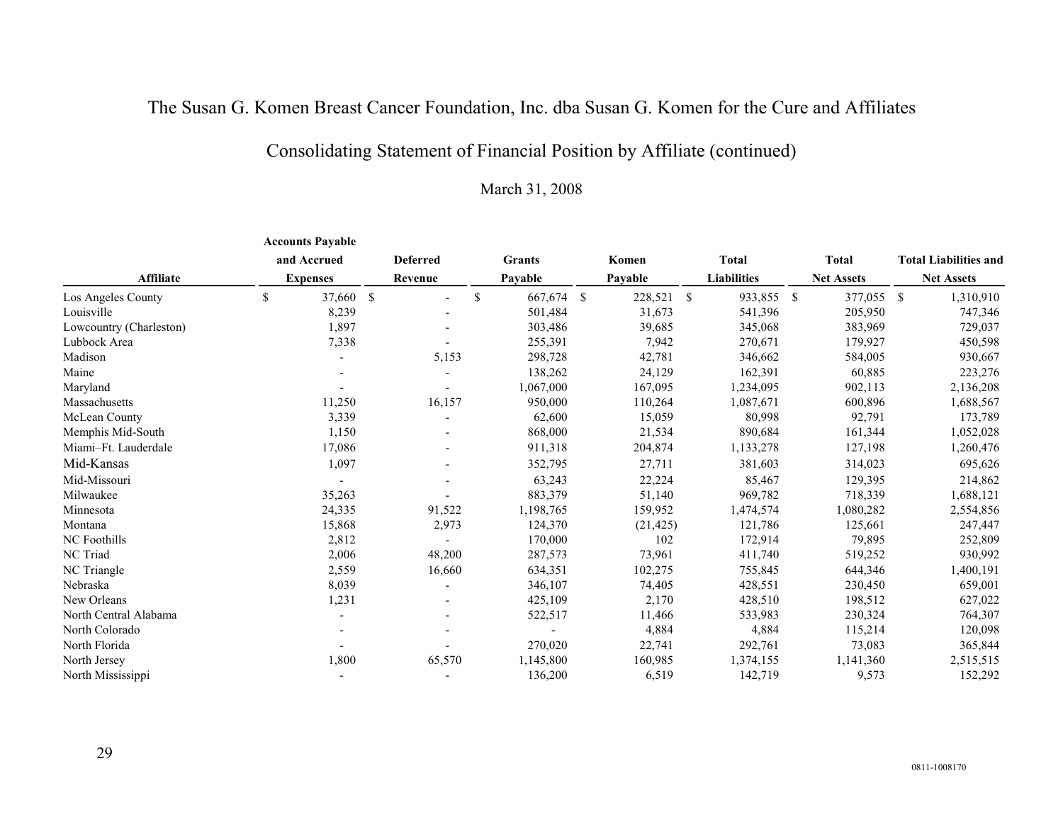# The Susan G. Komen Breast Cancer Foundation, Inc. dba Susan G. Komen for the Cure and Affiliates

## Consolidating Statement of Financial Position by Affiliate (continued)

March 31, 2008

| Affiliate | Accounts Payable and Accrued Expenses | Deferred Revenue | Grants Payable | Komen Payable | Total Liabilities | Total Net Assets | Total Liabilities and Net Assets |
|---|---|---|---|---|---|---|---|
| Los Angeles County | $ 37,660 | $ - | $ 667,674 | $ 228,521 | $ 933,855 | $ 377,055 | $ 1,310,910 |
| Louisville | 8,239 | - | 501,484 | 31,673 | 541,396 | 205,950 | 747,346 |
| Lowcountry (Charleston) | 1,897 | - | 303,486 | 39,685 | 345,068 | 383,969 | 729,037 |
| Lubbock Area | 7,338 | - | 255,391 | 7,942 | 270,671 | 179,927 | 450,598 |
| Madison | - | 5,153 | 298,728 | 42,781 | 346,662 | 584,005 | 930,667 |
| Maine | - | - | 138,262 | 24,129 | 162,391 | 60,885 | 223,276 |
| Maryland | - | - | 1,067,000 | 167,095 | 1,234,095 | 902,113 | 2,136,208 |
| Massachusetts | 11,250 | 16,157 | 950,000 | 110,264 | 1,087,671 | 600,896 | 1,688,567 |
| McLean County | 3,339 | - | 62,600 | 15,059 | 80,998 | 92,791 | 173,789 |
| Memphis Mid-South | 1,150 | - | 868,000 | 21,534 | 890,684 | 161,344 | 1,052,028 |
| Miami–Ft. Lauderdale | 17,086 | - | 911,318 | 204,874 | 1,133,278 | 127,198 | 1,260,476 |
| Mid-Kansas | 1,097 | - | 352,795 | 27,711 | 381,603 | 314,023 | 695,626 |
| Mid-Missouri | - | - | 63,243 | 22,224 | 85,467 | 129,395 | 214,862 |
| Milwaukee | 35,263 | - | 883,379 | 51,140 | 969,782 | 718,339 | 1,688,121 |
| Minnesota | 24,335 | 91,522 | 1,198,765 | 159,952 | 1,474,574 | 1,080,282 | 2,554,856 |
| Montana | 15,868 | 2,973 | 124,370 | (21,425) | 121,786 | 125,661 | 247,447 |
| NC Foothills | 2,812 | - | 170,000 | 102 | 172,914 | 79,895 | 252,809 |
| NC Triad | 2,006 | 48,200 | 287,573 | 73,961 | 411,740 | 519,252 | 930,992 |
| NC Triangle | 2,559 | 16,660 | 634,351 | 102,275 | 755,845 | 644,346 | 1,400,191 |
| Nebraska | 8,039 | - | 346,107 | 74,405 | 428,551 | 230,450 | 659,001 |
| New Orleans | 1,231 | - | 425,109 | 2,170 | 428,510 | 198,512 | 627,022 |
| North Central Alabama | - | - | 522,517 | 11,466 | 533,983 | 230,324 | 764,307 |
| North Colorado | - | - | - | 4,884 | 4,884 | 115,214 | 120,098 |
| North Florida | - | - | 270,020 | 22,741 | 292,761 | 73,083 | 365,844 |
| North Jersey | 1,800 | 65,570 | 1,145,800 | 160,985 | 1,374,155 | 1,141,360 | 2,515,515 |
| North Mississippi | - | - | 136,200 | 6,519 | 142,719 | 9,573 | 152,292 |

0811-1008170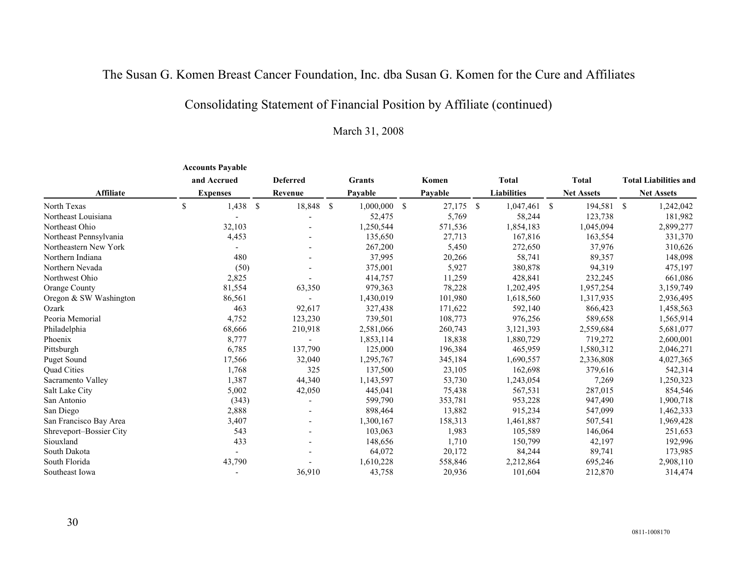# The Susan G. Komen Breast Cancer Foundation, Inc. dba Susan G. Komen for the Cure and Affiliates

## Consolidating Statement of Financial Position by Affiliate (continued)

March 31, 2008

| Affiliate | Accounts Payable and Accrued Expenses | Deferred Revenue | Grants Payable | Komen Payable | Total Liabilities | Total Net Assets | Total Liabilities and Net Assets |
|---|---|---|---|---|---|---|---|
| North Texas | $ 1,438 | $ 18,848 | $ 1,000,000 | $ 27,175 | $ 1,047,461 | $ 194,581 | $ 1,242,042 |
| Northeast Louisiana | - | - | 52,475 | 5,769 | 58,244 | 123,738 | 181,982 |
| Northeast Ohio | 32,103 | - | 1,250,544 | 571,536 | 1,854,183 | 1,045,094 | 2,899,277 |
| Northeast Pennsylvania | 4,453 | - | 135,650 | 27,713 | 167,816 | 163,554 | 331,370 |
| Northeastern New York | - | - | 267,200 | 5,450 | 272,650 | 37,976 | 310,626 |
| Northern Indiana | 480 | - | 37,995 | 20,266 | 58,741 | 89,357 | 148,098 |
| Northern Nevada | (50) | - | 375,001 | 5,927 | 380,878 | 94,319 | 475,197 |
| Northwest Ohio | 2,825 | - | 414,757 | 11,259 | 428,841 | 232,245 | 661,086 |
| Orange County | 81,554 | 63,350 | 979,363 | 78,228 | 1,202,495 | 1,957,254 | 3,159,749 |
| Oregon & SW Washington | 86,561 | - | 1,430,019 | 101,980 | 1,618,560 | 1,317,935 | 2,936,495 |
| Ozark | 463 | 92,617 | 327,438 | 171,622 | 592,140 | 866,423 | 1,458,563 |
| Peoria Memorial | 4,752 | 123,230 | 739,501 | 108,773 | 976,256 | 589,658 | 1,565,914 |
| Philadelphia | 68,666 | 210,918 | 2,581,066 | 260,743 | 3,121,393 | 2,559,684 | 5,681,077 |
| Phoenix | 8,777 | - | 1,853,114 | 18,838 | 1,880,729 | 719,272 | 2,600,001 |
| Pittsburgh | 6,785 | 137,790 | 125,000 | 196,384 | 465,959 | 1,580,312 | 2,046,271 |
| Puget Sound | 17,566 | 32,040 | 1,295,767 | 345,184 | 1,690,557 | 2,336,808 | 4,027,365 |
| Quad Cities | 1,768 | 325 | 137,500 | 23,105 | 162,698 | 379,616 | 542,314 |
| Sacramento Valley | 1,387 | 44,340 | 1,143,597 | 53,730 | 1,243,054 | 7,269 | 1,250,323 |
| Salt Lake City | 5,002 | 42,050 | 445,041 | 75,438 | 567,531 | 287,015 | 854,546 |
| San Antonio | (343) | - | 599,790 | 353,781 | 953,228 | 947,490 | 1,900,718 |
| San Diego | 2,888 | - | 898,464 | 13,882 | 915,234 | 547,099 | 1,462,333 |
| San Francisco Bay Area | 3,407 | - | 1,300,167 | 158,313 | 1,461,887 | 507,541 | 1,969,428 |
| Shreveport–Bossier City | 543 | - | 103,063 | 1,983 | 105,589 | 146,064 | 251,653 |
| Siouxland | 433 | - | 148,656 | 1,710 | 150,799 | 42,197 | 192,996 |
| South Dakota | - | - | 64,072 | 20,172 | 84,244 | 89,741 | 173,985 |
| South Florida | 43,790 | - | 1,610,228 | 558,846 | 2,212,864 | 695,246 | 2,908,110 |
| Southeast Iowa | - | 36,910 | 43,758 | 20,936 | 101,604 | 212,870 | 314,474 |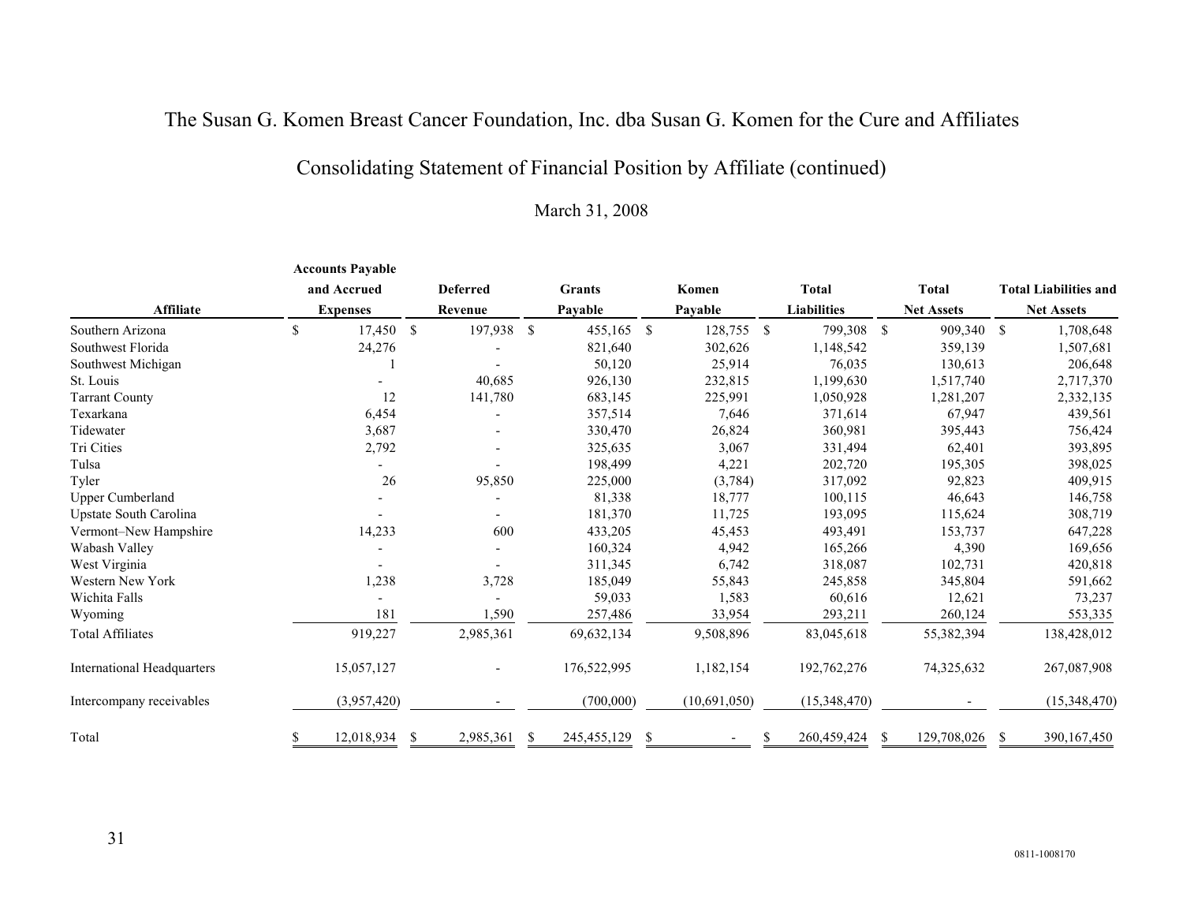# The Susan G. Komen Breast Cancer Foundation, Inc. dba Susan G. Komen for the Cure and Affiliates

## Consolidating Statement of Financial Position by Affiliate (continued)

March 31, 2008

| Affiliate | Accounts Payable and Accrued Expenses | Deferred Revenue | Grants Payable | Komen Payable | Total Liabilities | Total Net Assets | Total Liabilities and Net Assets |
|---|---|---|---|---|---|---|---|
| Southern Arizona | $ 17,450 | $ 197,938 | $ 455,165 | $ 128,755 | $ 799,308 | $ 909,340 | $ 1,708,648 |
| Southwest Florida | 24,276 | - | 821,640 | 302,626 | 1,148,542 | 359,139 | 1,507,681 |
| Southwest Michigan | 1 | - | 50,120 | 25,914 | 76,035 | 130,613 | 206,648 |
| St. Louis | - | 40,685 | 926,130 | 232,815 | 1,199,630 | 1,517,740 | 2,717,370 |
| Tarrant County | 12 | 141,780 | 683,145 | 225,991 | 1,050,928 | 1,281,207 | 2,332,135 |
| Texarkana | 6,454 | - | 357,514 | 7,646 | 371,614 | 67,947 | 439,561 |
| Tidewater | 3,687 | - | 330,470 | 26,824 | 360,981 | 395,443 | 756,424 |
| Tri Cities | 2,792 | - | 325,635 | 3,067 | 331,494 | 62,401 | 393,895 |
| Tulsa | - | - | 198,499 | 4,221 | 202,720 | 195,305 | 398,025 |
| Tyler | 26 | 95,850 | 225,000 | (3,784) | 317,092 | 92,823 | 409,915 |
| Upper Cumberland | - | - | 81,338 | 18,777 | 100,115 | 46,643 | 146,758 |
| Upstate South Carolina | - | - | 181,370 | 11,725 | 193,095 | 115,624 | 308,719 |
| Vermont–New Hampshire | 14,233 | 600 | 433,205 | 45,453 | 493,491 | 153,737 | 647,228 |
| Wabash Valley | - | - | 160,324 | 4,942 | 165,266 | 4,390 | 169,656 |
| West Virginia | - | - | 311,345 | 6,742 | 318,087 | 102,731 | 420,818 |
| Western New York | 1,238 | 3,728 | 185,049 | 55,843 | 245,858 | 345,804 | 591,662 |
| Wichita Falls | - | - | 59,033 | 1,583 | 60,616 | 12,621 | 73,237 |
| Wyoming | 181 | 1,590 | 257,486 | 33,954 | 293,211 | 260,124 | 553,335 |
| Total Affiliates | 919,227 | 2,985,361 | 69,632,134 | 9,508,896 | 83,045,618 | 55,382,394 | 138,428,012 |
| International Headquarters | 15,057,127 | - | 176,522,995 | 1,182,154 | 192,762,276 | 74,325,632 | 267,087,908 |
| Intercompany receivables | (3,957,420) | - | (700,000) | (10,691,050) | (15,348,470) | - | (15,348,470) |
| Total | $ 12,018,934 | $ 2,985,361 | $ 245,455,129 | $ - | $ 260,459,424 | $ 129,708,026 | $ 390,167,450 |

0811-1008170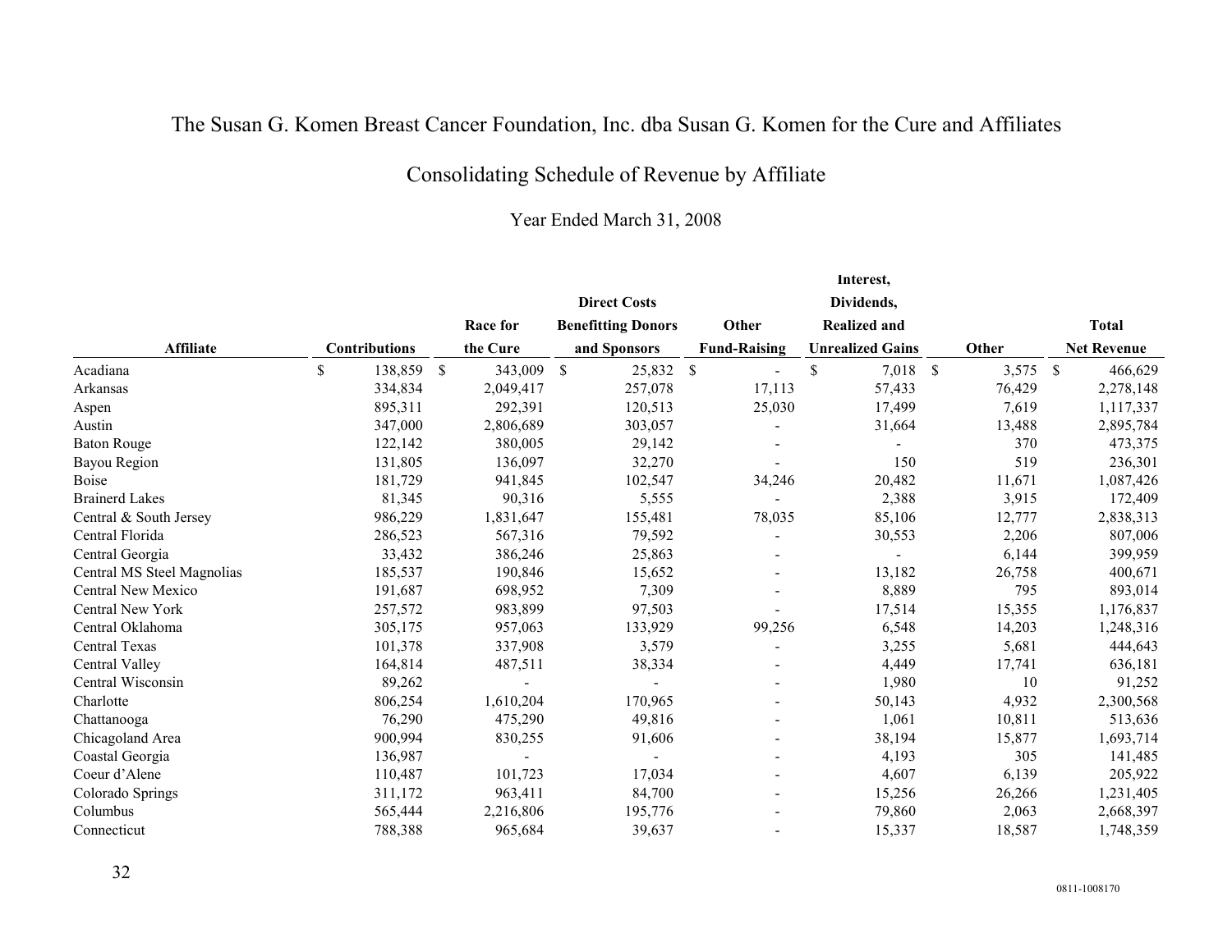# The Susan G. Komen Breast Cancer Foundation, Inc. dba Susan G. Komen for the Cure and Affiliates

## Consolidating Schedule of Revenue by Affiliate

### Year Ended March 31, 2008

| Affiliate | Contributions | Race for the Cure | Direct Costs Benefitting Donors and Sponsors | Other Fund-Raising | Interest, Dividends, Realized and Unrealized Gains | Other | Total Net Revenue |
|---|---|---|---|---|---|---|---|
| Acadiana | $ 138,859 | $ 343,009 | $ 25,832 | $ - | $ 7,018 | $ 3,575 | $ 466,629 |
| Arkansas | 334,834 | 2,049,417 | 257,078 | 17,113 | 57,433 | 76,429 | 2,278,148 |
| Aspen | 895,311 | 292,391 | 120,513 | 25,030 | 17,499 | 7,619 | 1,117,337 |
| Austin | 347,000 | 2,806,689 | 303,057 | - | 31,664 | 13,488 | 2,895,784 |
| Baton Rouge | 122,142 | 380,005 | 29,142 | - | - | 370 | 473,375 |
| Bayou Region | 131,805 | 136,097 | 32,270 | - | 150 | 519 | 236,301 |
| Boise | 181,729 | 941,845 | 102,547 | 34,246 | 20,482 | 11,671 | 1,087,426 |
| Brainerd Lakes | 81,345 | 90,316 | 5,555 | - | 2,388 | 3,915 | 172,409 |
| Central & South Jersey | 986,229 | 1,831,647 | 155,481 | 78,035 | 85,106 | 12,777 | 2,838,313 |
| Central Florida | 286,523 | 567,316 | 79,592 | - | 30,553 | 2,206 | 807,006 |
| Central Georgia | 33,432 | 386,246 | 25,863 | - | - | 6,144 | 399,959 |
| Central MS Steel Magnolias | 185,537 | 190,846 | 15,652 | - | 13,182 | 26,758 | 400,671 |
| Central New Mexico | 191,687 | 698,952 | 7,309 | - | 8,889 | 795 | 893,014 |
| Central New York | 257,572 | 983,899 | 97,503 | - | 17,514 | 15,355 | 1,176,837 |
| Central Oklahoma | 305,175 | 957,063 | 133,929 | 99,256 | 6,548 | 14,203 | 1,248,316 |
| Central Texas | 101,378 | 337,908 | 3,579 | - | 3,255 | 5,681 | 444,643 |
| Central Valley | 164,814 | 487,511 | 38,334 | - | 4,449 | 17,741 | 636,181 |
| Central Wisconsin | 89,262 | - | - | - | 1,980 | 10 | 91,252 |
| Charlotte | 806,254 | 1,610,204 | 170,965 | - | 50,143 | 4,932 | 2,300,568 |
| Chattanooga | 76,290 | 475,290 | 49,816 | - | 1,061 | 10,811 | 513,636 |
| Chicagoland Area | 900,994 | 830,255 | 91,606 | - | 38,194 | 15,877 | 1,693,714 |
| Coastal Georgia | 136,987 | - | - | - | 4,193 | 305 | 141,485 |
| Coeur d'Alene | 110,487 | 101,723 | 17,034 | - | 4,607 | 6,139 | 205,922 |
| Colorado Springs | 311,172 | 963,411 | 84,700 | - | 15,256 | 26,266 | 1,231,405 |
| Columbus | 565,444 | 2,216,806 | 195,776 | - | 79,860 | 2,063 | 2,668,397 |
| Connecticut | 788,388 | 965,684 | 39,637 | - | 15,337 | 18,587 | 1,748,359 |

0811-1008170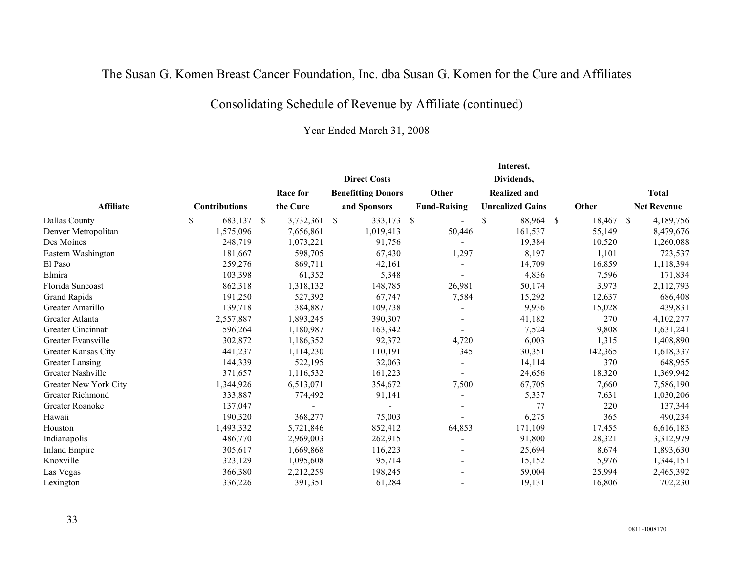# The Susan G. Komen Breast Cancer Foundation, Inc. dba Susan G. Komen for the Cure and Affiliates

## Consolidating Schedule of Revenue by Affiliate (continued)

### Year Ended March 31, 2008

| Affiliate | Contributions | Race for the Cure | Direct Costs Benefitting Donors and Sponsors | Other Fund-Raising | Interest, Dividends, Realized and Unrealized Gains | Other | Total Net Revenue |
|---|---|---|---|---|---|---|---|
| Dallas County | $ 683,137 | $ 3,732,361 | $ 333,173 | $ - | $ 88,964 | $ 18,467 | $ 4,189,756 |
| Denver Metropolitan | 1,575,096 | 7,656,861 | 1,019,413 | 50,446 | 161,537 | 55,149 | 8,479,676 |
| Des Moines | 248,719 | 1,073,221 | 91,756 | - | 19,384 | 10,520 | 1,260,088 |
| Eastern Washington | 181,667 | 598,705 | 67,430 | 1,297 | 8,197 | 1,101 | 723,537 |
| El Paso | 259,276 | 869,711 | 42,161 | - | 14,709 | 16,859 | 1,118,394 |
| Elmira | 103,398 | 61,352 | 5,348 | - | 4,836 | 7,596 | 171,834 |
| Florida Suncoast | 862,318 | 1,318,132 | 148,785 | 26,981 | 50,174 | 3,973 | 2,112,793 |
| Grand Rapids | 191,250 | 527,392 | 67,747 | 7,584 | 15,292 | 12,637 | 686,408 |
| Greater Amarillo | 139,718 | 384,887 | 109,738 | - | 9,936 | 15,028 | 439,831 |
| Greater Atlanta | 2,557,887 | 1,893,245 | 390,307 | - | 41,182 | 270 | 4,102,277 |
| Greater Cincinnati | 596,264 | 1,180,987 | 163,342 | - | 7,524 | 9,808 | 1,631,241 |
| Greater Evansville | 302,872 | 1,186,352 | 92,372 | 4,720 | 6,003 | 1,315 | 1,408,890 |
| Greater Kansas City | 441,237 | 1,114,230 | 110,191 | 345 | 30,351 | 142,365 | 1,618,337 |
| Greater Lansing | 144,339 | 522,195 | 32,063 | - | 14,114 | 370 | 648,955 |
| Greater Nashville | 371,657 | 1,116,532 | 161,223 | - | 24,656 | 18,320 | 1,369,942 |
| Greater New York City | 1,344,926 | 6,513,071 | 354,672 | 7,500 | 67,705 | 7,660 | 7,586,190 |
| Greater Richmond | 333,887 | 774,492 | 91,141 | - | 5,337 | 7,631 | 1,030,206 |
| Greater Roanoke | 137,047 | - | - | - | 77 | 220 | 137,344 |
| Hawaii | 190,320 | 368,277 | 75,003 | - | 6,275 | 365 | 490,234 |
| Houston | 1,493,332 | 5,721,846 | 852,412 | 64,853 | 171,109 | 17,455 | 6,616,183 |
| Indianapolis | 486,770 | 2,969,003 | 262,915 | - | 91,800 | 28,321 | 3,312,979 |
| Inland Empire | 305,617 | 1,669,868 | 116,223 | - | 25,694 | 8,674 | 1,893,630 |
| Knoxville | 323,129 | 1,095,608 | 95,714 | - | 15,152 | 5,976 | 1,344,151 |
| Las Vegas | 366,380 | 2,212,259 | 198,245 | - | 59,004 | 25,994 | 2,465,392 |
| Lexington | 336,226 | 391,351 | 61,284 | - | 19,131 | 16,806 | 702,230 |

0811-1008170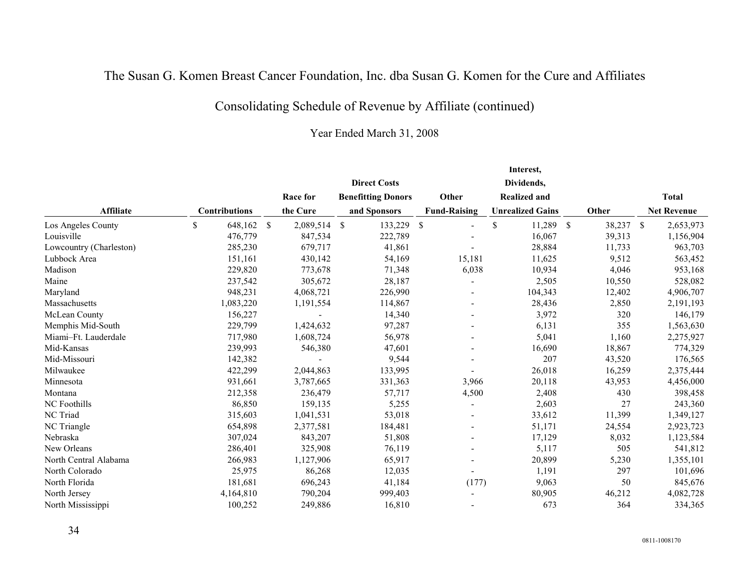# The Susan G. Komen Breast Cancer Foundation, Inc. dba Susan G. Komen for the Cure and Affiliates

## Consolidating Schedule of Revenue by Affiliate (continued)

Year Ended March 31, 2008

| Affiliate | Contributions | Race for the Cure | Direct Costs Benefitting Donors and Sponsors | Other Fund-Raising | Interest, Dividends, Realized and Unrealized Gains | Other | Total Net Revenue |
|---|---|---|---|---|---|---|---|
| Los Angeles County | $ 648,162 | $ 2,089,514 | $ 133,229 | $ - | $ 11,289 | $ 38,237 | $ 2,653,973 |
| Louisville | 476,779 | 847,534 | 222,789 | - | 16,067 | 39,313 | 1,156,904 |
| Lowcountry (Charleston) | 285,230 | 679,717 | 41,861 | - | 28,884 | 11,733 | 963,703 |
| Lubbock Area | 151,161 | 430,142 | 54,169 | 15,181 | 11,625 | 9,512 | 563,452 |
| Madison | 229,820 | 773,678 | 71,348 | 6,038 | 10,934 | 4,046 | 953,168 |
| Maine | 237,542 | 305,672 | 28,187 | - | 2,505 | 10,550 | 528,082 |
| Maryland | 948,231 | 4,068,721 | 226,990 | - | 104,343 | 12,402 | 4,906,707 |
| Massachusetts | 1,083,220 | 1,191,554 | 114,867 | - | 28,436 | 2,850 | 2,191,193 |
| McLean County | 156,227 | - | 14,340 | - | 3,972 | 320 | 146,179 |
| Memphis Mid-South | 229,799 | 1,424,632 | 97,287 | - | 6,131 | 355 | 1,563,630 |
| Miami–Ft. Lauderdale | 717,980 | 1,608,724 | 56,978 | - | 5,041 | 1,160 | 2,275,927 |
| Mid-Kansas | 239,993 | 546,380 | 47,601 | - | 16,690 | 18,867 | 774,329 |
| Mid-Missouri | 142,382 | - | 9,544 | - | 207 | 43,520 | 176,565 |
| Milwaukee | 422,299 | 2,044,863 | 133,995 | - | 26,018 | 16,259 | 2,375,444 |
| Minnesota | 931,661 | 3,787,665 | 331,363 | 3,966 | 20,118 | 43,953 | 4,456,000 |
| Montana | 212,358 | 236,479 | 57,717 | 4,500 | 2,408 | 430 | 398,458 |
| NC Foothills | 86,850 | 159,135 | 5,255 | - | 2,603 | 27 | 243,360 |
| NC Triad | 315,603 | 1,041,531 | 53,018 | - | 33,612 | 11,399 | 1,349,127 |
| NC Triangle | 654,898 | 2,377,581 | 184,481 | - | 51,171 | 24,554 | 2,923,723 |
| Nebraska | 307,024 | 843,207 | 51,808 | - | 17,129 | 8,032 | 1,123,584 |
| New Orleans | 286,401 | 325,908 | 76,119 | - | 5,117 | 505 | 541,812 |
| North Central Alabama | 266,983 | 1,127,906 | 65,917 | - | 20,899 | 5,230 | 1,355,101 |
| North Colorado | 25,975 | 86,268 | 12,035 | - | 1,191 | 297 | 101,696 |
| North Florida | 181,681 | 696,243 | 41,184 | (177) | 9,063 | 50 | 845,676 |
| North Jersey | 4,164,810 | 790,204 | 999,403 | - | 80,905 | 46,212 | 4,082,728 |
| North Mississippi | 100,252 | 249,886 | 16,810 | - | 673 | 364 | 334,365 |

0811-1008170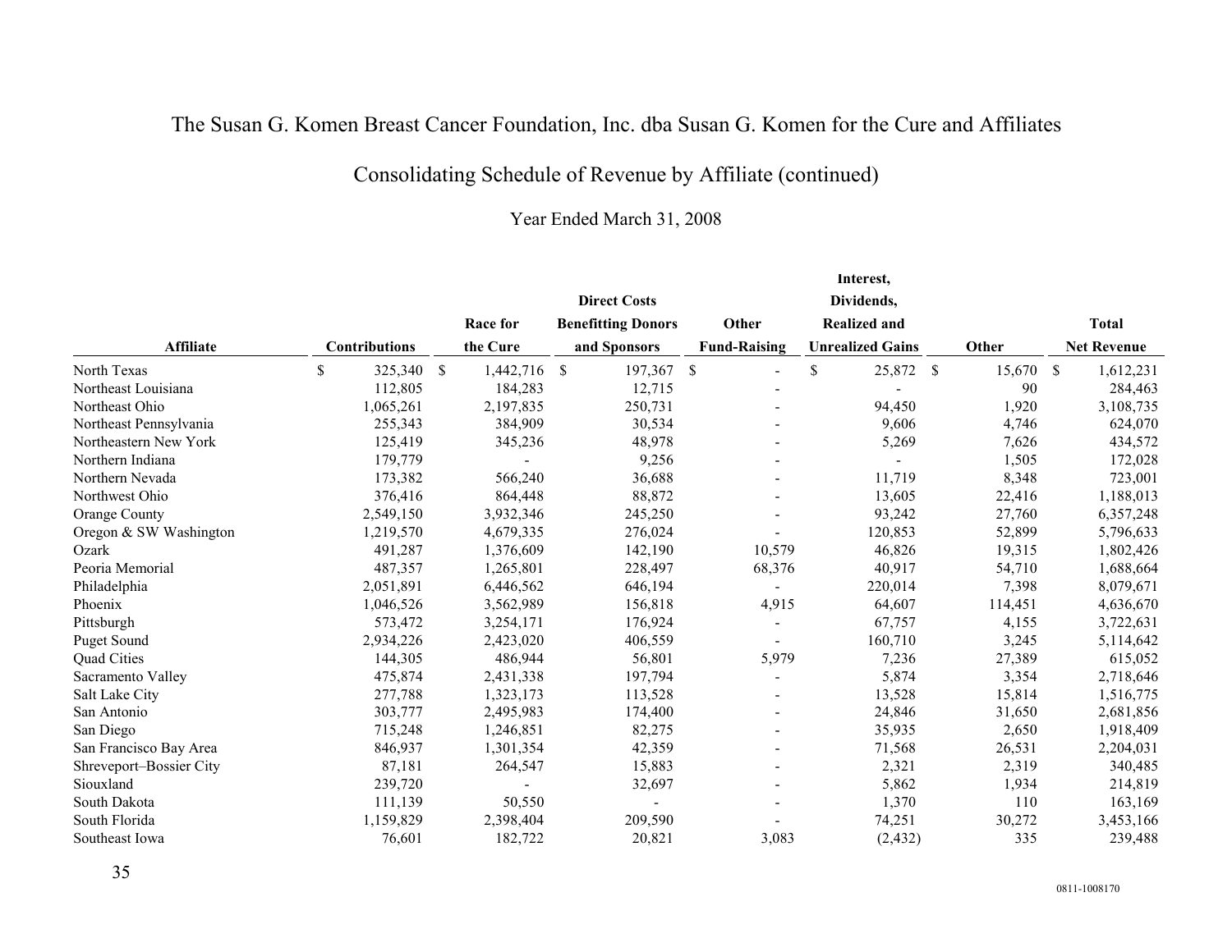# The Susan G. Komen Breast Cancer Foundation, Inc. dba Susan G. Komen for the Cure and Affiliates

## Consolidating Schedule of Revenue by Affiliate (continued)

### Year Ended March 31, 2008

| Affiliate | Contributions | Race for the Cure | Direct Costs Benefitting Donors and Sponsors | Other Fund-Raising | Interest, Dividends, Realized and Unrealized Gains | Other | Total Net Revenue |
|---|---|---|---|---|---|---|---|
| North Texas | $ 325,340 | $ 1,442,716 | $ 197,367 | $ - | $ 25,872 | $ 15,670 | $ 1,612,231 |
| Northeast Louisiana | 112,805 | 184,283 | 12,715 | - | - | 90 | 284,463 |
| Northeast Ohio | 1,065,261 | 2,197,835 | 250,731 | - | 94,450 | 1,920 | 3,108,735 |
| Northeast Pennsylvania | 255,343 | 384,909 | 30,534 | - | 9,606 | 4,746 | 624,070 |
| Northeastern New York | 125,419 | 345,236 | 48,978 | - | 5,269 | 7,626 | 434,572 |
| Northern Indiana | 179,779 | - | 9,256 | - | - | 1,505 | 172,028 |
| Northern Nevada | 173,382 | 566,240 | 36,688 | - | 11,719 | 8,348 | 723,001 |
| Northwest Ohio | 376,416 | 864,448 | 88,872 | - | 13,605 | 22,416 | 1,188,013 |
| Orange County | 2,549,150 | 3,932,346 | 245,250 | - | 93,242 | 27,760 | 6,357,248 |
| Oregon & SW Washington | 1,219,570 | 4,679,335 | 276,024 | - | 120,853 | 52,899 | 5,796,633 |
| Ozark | 491,287 | 1,376,609 | 142,190 | 10,579 | 46,826 | 19,315 | 1,802,426 |
| Peoria Memorial | 487,357 | 1,265,801 | 228,497 | 68,376 | 40,917 | 54,710 | 1,688,664 |
| Philadelphia | 2,051,891 | 6,446,562 | 646,194 | - | 220,014 | 7,398 | 8,079,671 |
| Phoenix | 1,046,526 | 3,562,989 | 156,818 | 4,915 | 64,607 | 114,451 | 4,636,670 |
| Pittsburgh | 573,472 | 3,254,171 | 176,924 | - | 67,757 | 4,155 | 3,722,631 |
| Puget Sound | 2,934,226 | 2,423,020 | 406,559 | - | 160,710 | 3,245 | 5,114,642 |
| Quad Cities | 144,305 | 486,944 | 56,801 | 5,979 | 7,236 | 27,389 | 615,052 |
| Sacramento Valley | 475,874 | 2,431,338 | 197,794 | - | 5,874 | 3,354 | 2,718,646 |
| Salt Lake City | 277,788 | 1,323,173 | 113,528 | - | 13,528 | 15,814 | 1,516,775 |
| San Antonio | 303,777 | 2,495,983 | 174,400 | - | 24,846 | 31,650 | 2,681,856 |
| San Diego | 715,248 | 1,246,851 | 82,275 | - | 35,935 | 2,650 | 1,918,409 |
| San Francisco Bay Area | 846,937 | 1,301,354 | 42,359 | - | 71,568 | 26,531 | 2,204,031 |
| Shreveport–Bossier City | 87,181 | 264,547 | 15,883 | - | 2,321 | 2,319 | 340,485 |
| Siouxland | 239,720 | - | 32,697 | - | 5,862 | 1,934 | 214,819 |
| South Dakota | 111,139 | 50,550 | - | - | 1,370 | 110 | 163,169 |
| South Florida | 1,159,829 | 2,398,404 | 209,590 | - | 74,251 | 30,272 | 3,453,166 |
| Southeast Iowa | 76,601 | 182,722 | 20,821 | 3,083 | (2,432) | 335 | 239,488 |

0811-1008170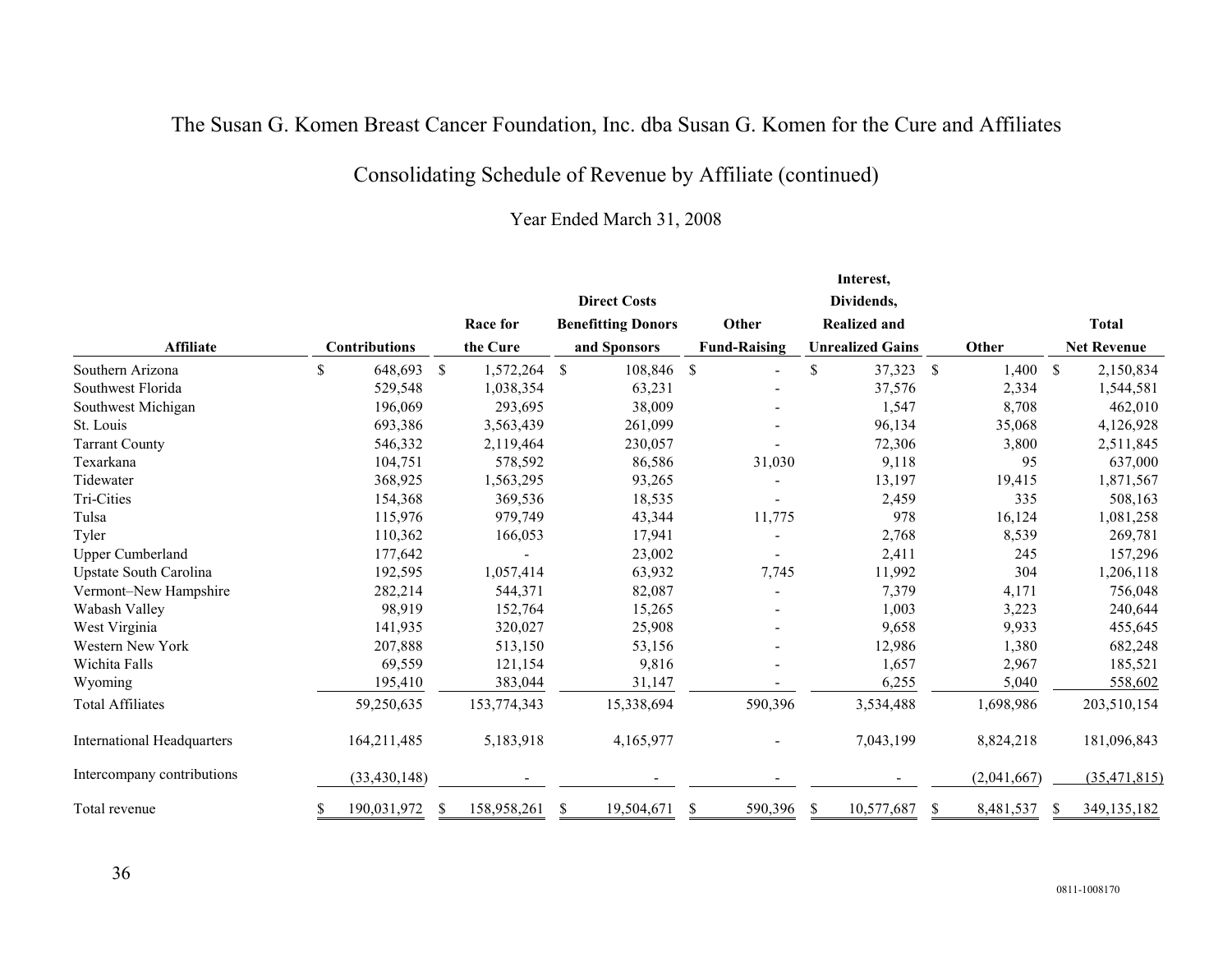# The Susan G. Komen Breast Cancer Foundation, Inc. dba Susan G. Komen for the Cure and Affiliates

## Consolidating Schedule of Revenue by Affiliate (continued)

Year Ended March 31, 2008

| Affiliate | Contributions | Race for the Cure | Direct Costs Benefitting Donors and Sponsors | Other Fund-Raising | Interest, Dividends, Realized and Unrealized Gains | Other | Total Net Revenue |
|---|---|---|---|---|---|---|---|
| Southern Arizona | $ 648,693 | $ 1,572,264 | $ 108,846 | $ - | $ 37,323 | $ 1,400 | $ 2,150,834 |
| Southwest Florida | 529,548 | 1,038,354 | 63,231 | - | 37,576 | 2,334 | 1,544,581 |
| Southwest Michigan | 196,069 | 293,695 | 38,009 | - | 1,547 | 8,708 | 462,010 |
| St. Louis | 693,386 | 3,563,439 | 261,099 | - | 96,134 | 35,068 | 4,126,928 |
| Tarrant County | 546,332 | 2,119,464 | 230,057 | - | 72,306 | 3,800 | 2,511,845 |
| Texarkana | 104,751 | 578,592 | 86,586 | 31,030 | 9,118 | 95 | 637,000 |
| Tidewater | 368,925 | 1,563,295 | 93,265 | - | 13,197 | 19,415 | 1,871,567 |
| Tri-Cities | 154,368 | 369,536 | 18,535 | - | 2,459 | 335 | 508,163 |
| Tulsa | 115,976 | 979,749 | 43,344 | 11,775 | 978 | 16,124 | 1,081,258 |
| Tyler | 110,362 | 166,053 | 17,941 | - | 2,768 | 8,539 | 269,781 |
| Upper Cumberland | 177,642 | - | 23,002 | - | 2,411 | 245 | 157,296 |
| Upstate South Carolina | 192,595 | 1,057,414 | 63,932 | 7,745 | 11,992 | 304 | 1,206,118 |
| Vermont–New Hampshire | 282,214 | 544,371 | 82,087 | - | 7,379 | 4,171 | 756,048 |
| Wabash Valley | 98,919 | 152,764 | 15,265 | - | 1,003 | 3,223 | 240,644 |
| West Virginia | 141,935 | 320,027 | 25,908 | - | 9,658 | 9,933 | 455,645 |
| Western New York | 207,888 | 513,150 | 53,156 | - | 12,986 | 1,380 | 682,248 |
| Wichita Falls | 69,559 | 121,154 | 9,816 | - | 1,657 | 2,967 | 185,521 |
| Wyoming | 195,410 | 383,044 | 31,147 | - | 6,255 | 5,040 | 558,602 |
| Total Affiliates | 59,250,635 | 153,774,343 | 15,338,694 | 590,396 | 3,534,488 | 1,698,986 | 203,510,154 |
| International Headquarters | 164,211,485 | 5,183,918 | 4,165,977 | - | 7,043,199 | 8,824,218 | 181,096,843 |
| Intercompany contributions | (33,430,148) | - | - | - | - | (2,041,667) | (35,471,815) |
| Total revenue | $ 190,031,972 | $ 158,958,261 | $ 19,504,671 | $ 590,396 | $ 10,577,687 | $ 8,481,537 | $ 349,135,182 |

0811-1008170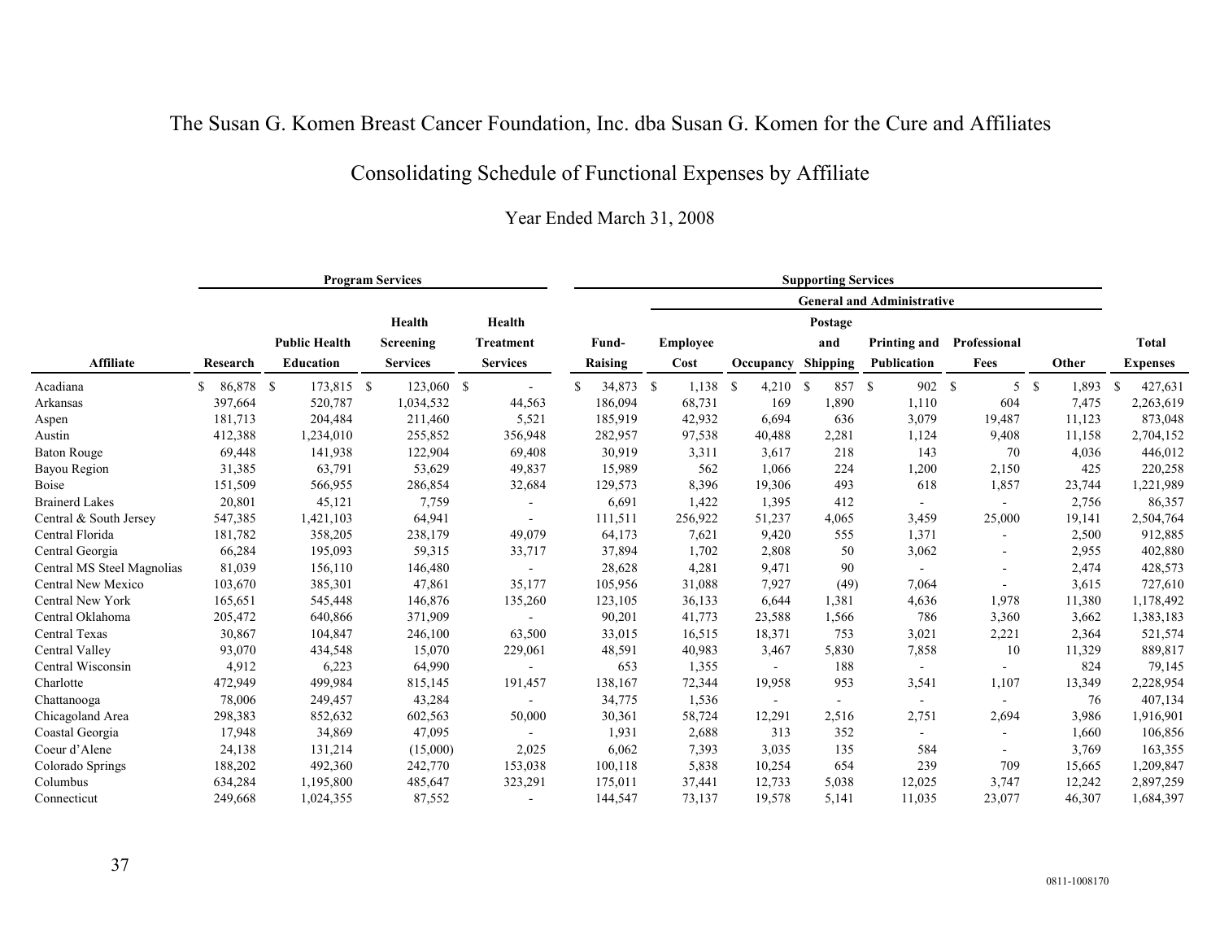# The Susan G. Komen Breast Cancer Foundation, Inc. dba Susan G. Komen for the Cure and Affiliates

## Consolidating Schedule of Functional Expenses by Affiliate

### Year Ended March 31, 2008

| | Program Services | | | | Supporting Services | | | | | | | |
|---|---|---|---|---|---|---|---|---|---|---|---|---|
| | | | | | | General and Administrative | | | | | | |
| Affiliate | Research | Public Health Education | Health Screening Services | Health Treatment Services | Fund-Raising | Employee Cost | Occupancy | Postage and Shipping | Printing and Publication | Professional Fees | Other | Total Expenses |
| Acadiana | $ 86,878 | $ 173,815 | $ 123,060 | $ - | $ 34,873 | $ 1,138 | $ 4,210 | $ 857 | $ 902 | $ 5 | $ 1,893 | $ 427,631 |
| Arkansas | 397,664 | 520,787 | 1,034,532 | 44,563 | 186,094 | 68,731 | 169 | 1,890 | 1,110 | 604 | 7,475 | 2,263,619 |
| Aspen | 181,713 | 204,484 | 211,460 | 5,521 | 185,919 | 42,932 | 6,694 | 636 | 3,079 | 19,487 | 11,123 | 873,048 |
| Austin | 412,388 | 1,234,010 | 255,852 | 356,948 | 282,957 | 97,538 | 40,488 | 2,281 | 1,124 | 9,408 | 11,158 | 2,704,152 |
| Baton Rouge | 69,448 | 141,938 | 122,904 | 69,408 | 30,919 | 3,311 | 3,617 | 218 | 143 | 70 | 4,036 | 446,012 |
| Bayou Region | 31,385 | 63,791 | 53,629 | 49,837 | 15,989 | 562 | 1,066 | 224 | 1,200 | 2,150 | 425 | 220,258 |
| Boise | 151,509 | 566,955 | 286,854 | 32,684 | 129,573 | 8,396 | 19,306 | 493 | 618 | 1,857 | 23,744 | 1,221,989 |
| Brainerd Lakes | 20,801 | 45,121 | 7,759 | - | 6,691 | 1,422 | 1,395 | 412 | - | - | 2,756 | 86,357 |
| Central & South Jersey | 547,385 | 1,421,103 | 64,941 | - | 111,511 | 256,922 | 51,237 | 4,065 | 3,459 | 25,000 | 19,141 | 2,504,764 |
| Central Florida | 181,782 | 358,205 | 238,179 | 49,079 | 64,173 | 7,621 | 9,420 | 555 | 1,371 | - | 2,500 | 912,885 |
| Central Georgia | 66,284 | 195,093 | 59,315 | 33,717 | 37,894 | 1,702 | 2,808 | 50 | 3,062 | - | 2,955 | 402,880 |
| Central MS Steel Magnolias | 81,039 | 156,110 | 146,480 | - | 28,628 | 4,281 | 9,471 | 90 | - | - | 2,474 | 428,573 |
| Central New Mexico | 103,670 | 385,301 | 47,861 | 35,177 | 105,956 | 31,088 | 7,927 | (49) | 7,064 | - | 3,615 | 727,610 |
| Central New York | 165,651 | 545,448 | 146,876 | 135,260 | 123,105 | 36,133 | 6,644 | 1,381 | 4,636 | 1,978 | 11,380 | 1,178,492 |
| Central Oklahoma | 205,472 | 640,866 | 371,909 | - | 90,201 | 41,773 | 23,588 | 1,566 | 786 | 3,360 | 3,662 | 1,383,183 |
| Central Texas | 30,867 | 104,847 | 246,100 | 63,500 | 33,015 | 16,515 | 18,371 | 753 | 3,021 | 2,221 | 2,364 | 521,574 |
| Central Valley | 93,070 | 434,548 | 15,070 | 229,061 | 48,591 | 40,983 | 3,467 | 5,830 | 7,858 | 10 | 11,329 | 889,817 |
| Central Wisconsin | 4,912 | 6,223 | 64,990 | - | 653 | 1,355 | - | 188 | - | - | 824 | 79,145 |
| Charlotte | 472,949 | 499,984 | 815,145 | 191,457 | 138,167 | 72,344 | 19,958 | 953 | 3,541 | 1,107 | 13,349 | 2,228,954 |
| Chattanooga | 78,006 | 249,457 | 43,284 | - | 34,775 | 1,536 | - | - | - | - | 76 | 407,134 |
| Chicagoland Area | 298,383 | 852,632 | 602,563 | 50,000 | 30,361 | 58,724 | 12,291 | 2,516 | 2,751 | 2,694 | 3,986 | 1,916,901 |
| Coastal Georgia | 17,948 | 34,869 | 47,095 | - | 1,931 | 2,688 | 313 | 352 | - | - | 1,660 | 106,856 |
| Coeur d'Alene | 24,138 | 131,214 | (15,000) | 2,025 | 6,062 | 7,393 | 3,035 | 135 | 584 | - | 3,769 | 163,355 |
| Colorado Springs | 188,202 | 492,360 | 242,770 | 153,038 | 100,118 | 5,838 | 10,254 | 654 | 239 | 709 | 15,665 | 1,209,847 |
| Columbus | 634,284 | 1,195,800 | 485,647 | 323,291 | 175,011 | 37,441 | 12,733 | 5,038 | 12,025 | 3,747 | 12,242 | 2,897,259 |
| Connecticut | 249,668 | 1,024,355 | 87,552 | - | 144,547 | 73,137 | 19,578 | 5,141 | 11,035 | 23,077 | 46,307 | 1,684,397 |

0811-1008170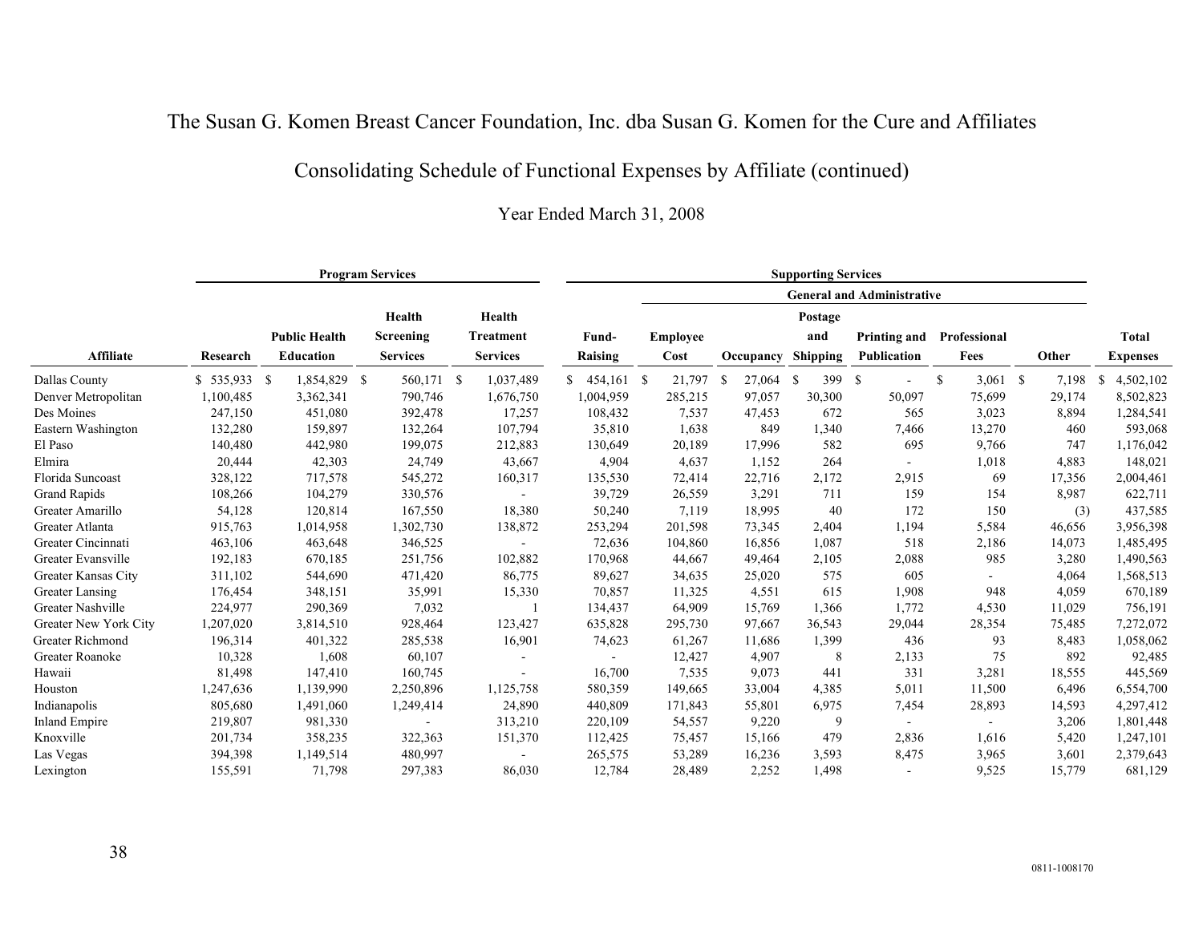# The Susan G. Komen Breast Cancer Foundation, Inc. dba Susan G. Komen for the Cure and Affiliates

## Consolidating Schedule of Functional Expenses by Affiliate (continued)

### Year Ended March 31, 2008

| | Program Services | | | | Supporting Services | | | | | | | |
|---|---|---|---|---|---|---|---|---|---|---|---|---|
| | | | | | | General and Administrative | | | | | | |
| Affiliate | Research | Public Health Education | Health Screening Services | Health Treatment Services | Fund-Raising | Employee Cost | Occupancy | Postage and Shipping | Printing and Publication | Professional Fees | Other | Total Expenses |
| Dallas County | $ 535,933 | $ 1,854,829 | $ 560,171 | $ 1,037,489 | $ 454,161 | $ 21,797 | $ 27,064 | $ 399 | $ - | $ 3,061 | $ 7,198 | $ 4,502,102 |
| Denver Metropolitan | 1,100,485 | 3,362,341 | 790,746 | 1,676,750 | 1,004,959 | 285,215 | 97,057 | 30,300 | 50,097 | 75,699 | 29,174 | 8,502,823 |
| Des Moines | 247,150 | 451,080 | 392,478 | 17,257 | 108,432 | 7,537 | 47,453 | 672 | 565 | 3,023 | 8,894 | 1,284,541 |
| Eastern Washington | 132,280 | 159,897 | 132,264 | 107,794 | 35,810 | 1,638 | 849 | 1,340 | 7,466 | 13,270 | 460 | 593,068 |
| El Paso | 140,480 | 442,980 | 199,075 | 212,883 | 130,649 | 20,189 | 17,996 | 582 | 695 | 9,766 | 747 | 1,176,042 |
| Elmira | 20,444 | 42,303 | 24,749 | 43,667 | 4,904 | 4,637 | 1,152 | 264 | - | 1,018 | 4,883 | 148,021 |
| Florida Suncoast | 328,122 | 717,578 | 545,272 | 160,317 | 135,530 | 72,414 | 22,716 | 2,172 | 2,915 | 69 | 17,356 | 2,004,461 |
| Grand Rapids | 108,266 | 104,279 | 330,576 | - | 39,729 | 26,559 | 3,291 | 711 | 159 | 154 | 8,987 | 622,711 |
| Greater Amarillo | 54,128 | 120,814 | 167,550 | 18,380 | 50,240 | 7,119 | 18,995 | 40 | 172 | 150 | (3) | 437,585 |
| Greater Atlanta | 915,763 | 1,014,958 | 1,302,730 | 138,872 | 253,294 | 201,598 | 73,345 | 2,404 | 1,194 | 5,584 | 46,656 | 3,956,398 |
| Greater Cincinnati | 463,106 | 463,648 | 346,525 | - | 72,636 | 104,860 | 16,856 | 1,087 | 518 | 2,186 | 14,073 | 1,485,495 |
| Greater Evansville | 192,183 | 670,185 | 251,756 | 102,882 | 170,968 | 44,667 | 49,464 | 2,105 | 2,088 | 985 | 3,280 | 1,490,563 |
| Greater Kansas City | 311,102 | 544,690 | 471,420 | 86,775 | 89,627 | 34,635 | 25,020 | 575 | 605 | - | 4,064 | 1,568,513 |
| Greater Lansing | 176,454 | 348,151 | 35,991 | 15,330 | 70,857 | 11,325 | 4,551 | 615 | 1,908 | 948 | 4,059 | 670,189 |
| Greater Nashville | 224,977 | 290,369 | 7,032 | 1 | 134,437 | 64,909 | 15,769 | 1,366 | 1,772 | 4,530 | 11,029 | 756,191 |
| Greater New York City | 1,207,020 | 3,814,510 | 928,464 | 123,427 | 635,828 | 295,730 | 97,667 | 36,543 | 29,044 | 28,354 | 75,485 | 7,272,072 |
| Greater Richmond | 196,314 | 401,322 | 285,538 | 16,901 | 74,623 | 61,267 | 11,686 | 1,399 | 436 | 93 | 8,483 | 1,058,062 |
| Greater Roanoke | 10,328 | 1,608 | 60,107 | - | - | 12,427 | 4,907 | 8 | 2,133 | 75 | 892 | 92,485 |
| Hawaii | 81,498 | 147,410 | 160,745 | - | 16,700 | 7,535 | 9,073 | 441 | 331 | 3,281 | 18,555 | 445,569 |
| Houston | 1,247,636 | 1,139,990 | 2,250,896 | 1,125,758 | 580,359 | 149,665 | 33,004 | 4,385 | 5,011 | 11,500 | 6,496 | 6,554,700 |
| Indianapolis | 805,680 | 1,491,060 | 1,249,414 | 24,890 | 440,809 | 171,843 | 55,801 | 6,975 | 7,454 | 28,893 | 14,593 | 4,297,412 |
| Inland Empire | 219,807 | 981,330 | - | 313,210 | 220,109 | 54,557 | 9,220 | 9 | - | - | 3,206 | 1,801,448 |
| Knoxville | 201,734 | 358,235 | 322,363 | 151,370 | 112,425 | 75,457 | 15,166 | 479 | 2,836 | 1,616 | 5,420 | 1,247,101 |
| Las Vegas | 394,398 | 1,149,514 | 480,997 | - | 265,575 | 53,289 | 16,236 | 3,593 | 8,475 | 3,965 | 3,601 | 2,379,643 |
| Lexington | 155,591 | 71,798 | 297,383 | 86,030 | 12,784 | 28,489 | 2,252 | 1,498 | - | 9,525 | 15,779 | 681,129 |

0811-1008170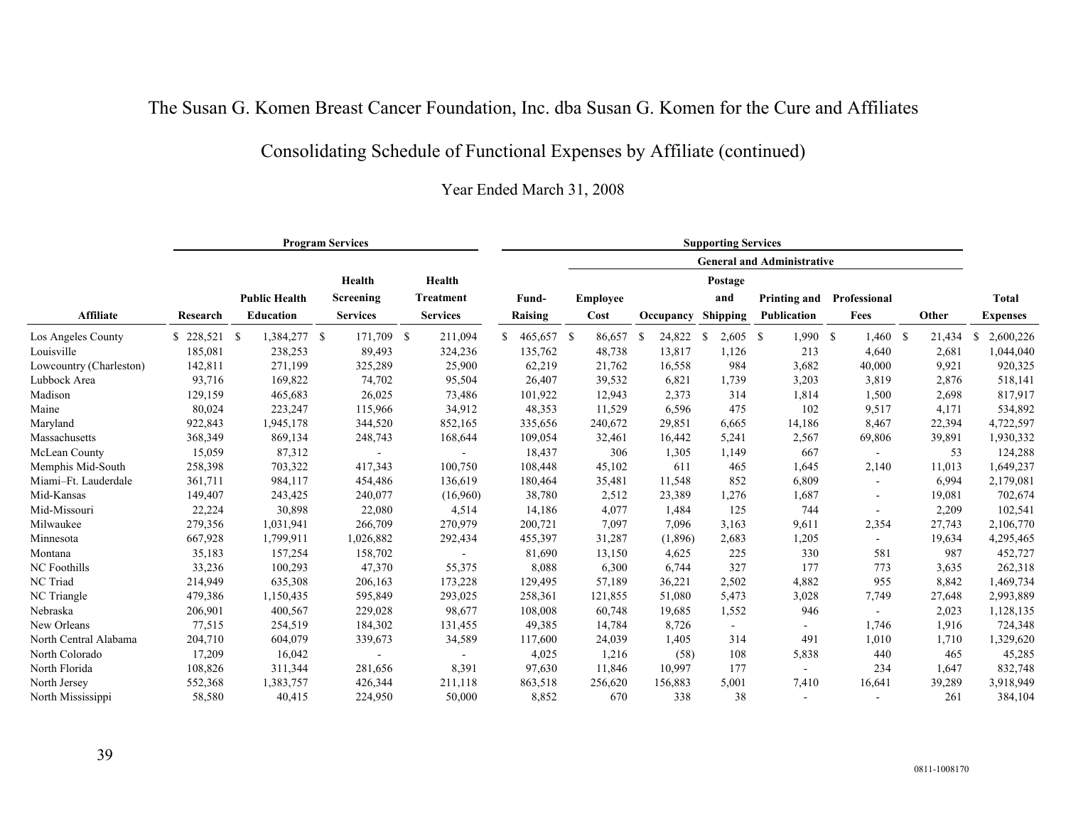# The Susan G. Komen Breast Cancer Foundation, Inc. dba Susan G. Komen for the Cure and Affiliates

## Consolidating Schedule of Functional Expenses by Affiliate (continued)

### Year Ended March 31, 2008

| | Program Services | | | | Supporting Services | | | | | | | |
|---|---|---|---|---|---|---|---|---|---|---|---|---|
| | | | | | | General and Administrative | | | | | | |
| Affiliate | Research | Public Health Education | Health Screening Services | Health Treatment Services | Fund-Raising | Employee Cost | Occupancy | Postage and Shipping | Printing and Publication | Professional Fees | Other | Total Expenses |
| Los Angeles County | $ 228,521 | $ 1,384,277 | $ 171,709 | $ 211,094 | $ 465,657 | $ 86,657 | $ 24,822 | $ 2,605 | $ 1,990 | $ 1,460 | $ 21,434 | $ 2,600,226 |
| Louisville | 185,081 | 238,253 | 89,493 | 324,236 | 135,762 | 48,738 | 13,817 | 1,126 | 213 | 4,640 | 2,681 | 1,044,040 |
| Lowcountry (Charleston) | 142,811 | 271,199 | 325,289 | 25,900 | 62,219 | 21,762 | 16,558 | 984 | 3,682 | 40,000 | 9,921 | 920,325 |
| Lubbock Area | 93,716 | 169,822 | 74,702 | 95,504 | 26,407 | 39,532 | 6,821 | 1,739 | 3,203 | 3,819 | 2,876 | 518,141 |
| Madison | 129,159 | 465,683 | 26,025 | 73,486 | 101,922 | 12,943 | 2,373 | 314 | 1,814 | 1,500 | 2,698 | 817,917 |
| Maine | 80,024 | 223,247 | 115,966 | 34,912 | 48,353 | 11,529 | 6,596 | 475 | 102 | 9,517 | 4,171 | 534,892 |
| Maryland | 922,843 | 1,945,178 | 344,520 | 852,165 | 335,656 | 240,672 | 29,851 | 6,665 | 14,186 | 8,467 | 22,394 | 4,722,597 |
| Massachusetts | 368,349 | 869,134 | 248,743 | 168,644 | 109,054 | 32,461 | 16,442 | 5,241 | 2,567 | 69,806 | 39,891 | 1,930,332 |
| McLean County | 15,059 | 87,312 | - | - | 18,437 | 306 | 1,305 | 1,149 | 667 | - | 53 | 124,288 |
| Memphis Mid-South | 258,398 | 703,322 | 417,343 | 100,750 | 108,448 | 45,102 | 611 | 465 | 1,645 | 2,140 | 11,013 | 1,649,237 |
| Miami–Ft. Lauderdale | 361,711 | 984,117 | 454,486 | 136,619 | 180,464 | 35,481 | 11,548 | 852 | 6,809 | - | 6,994 | 2,179,081 |
| Mid-Kansas | 149,407 | 243,425 | 240,077 | (16,960) | 38,780 | 2,512 | 23,389 | 1,276 | 1,687 | - | 19,081 | 702,674 |
| Mid-Missouri | 22,224 | 30,898 | 22,080 | 4,514 | 14,186 | 4,077 | 1,484 | 125 | 744 | - | 2,209 | 102,541 |
| Milwaukee | 279,356 | 1,031,941 | 266,709 | 270,979 | 200,721 | 7,097 | 7,096 | 3,163 | 9,611 | 2,354 | 27,743 | 2,106,770 |
| Minnesota | 667,928 | 1,799,911 | 1,026,882 | 292,434 | 455,397 | 31,287 | (1,896) | 2,683 | 1,205 | - | 19,634 | 4,295,465 |
| Montana | 35,183 | 157,254 | 158,702 | - | 81,690 | 13,150 | 4,625 | 225 | 330 | 581 | 987 | 452,727 |
| NC Foothills | 33,236 | 100,293 | 47,370 | 55,375 | 8,088 | 6,300 | 6,744 | 327 | 177 | 773 | 3,635 | 262,318 |
| NC Triad | 214,949 | 635,308 | 206,163 | 173,228 | 129,495 | 57,189 | 36,221 | 2,502 | 4,882 | 955 | 8,842 | 1,469,734 |
| NC Triangle | 479,386 | 1,150,435 | 595,849 | 293,025 | 258,361 | 121,855 | 51,080 | 5,473 | 3,028 | 7,749 | 27,648 | 2,993,889 |
| Nebraska | 206,901 | 400,567 | 229,028 | 98,677 | 108,008 | 60,748 | 19,685 | 1,552 | 946 | - | 2,023 | 1,128,135 |
| New Orleans | 77,515 | 254,519 | 184,302 | 131,455 | 49,385 | 14,784 | 8,726 | - | - | 1,746 | 1,916 | 724,348 |
| North Central Alabama | 204,710 | 604,079 | 339,673 | 34,589 | 117,600 | 24,039 | 1,405 | 314 | 491 | 1,010 | 1,710 | 1,329,620 |
| North Colorado | 17,209 | 16,042 | - | - | 4,025 | 1,216 | (58) | 108 | 5,838 | 440 | 465 | 45,285 |
| North Florida | 108,826 | 311,344 | 281,656 | 8,391 | 97,630 | 11,846 | 10,997 | 177 | - | 234 | 1,647 | 832,748 |
| North Jersey | 552,368 | 1,383,757 | 426,344 | 211,118 | 863,518 | 256,620 | 156,883 | 5,001 | 7,410 | 16,641 | 39,289 | 3,918,949 |
| North Mississippi | 58,580 | 40,415 | 224,950 | 50,000 | 8,852 | 670 | 338 | 38 | - | - | 261 | 384,104 |

0811-1008170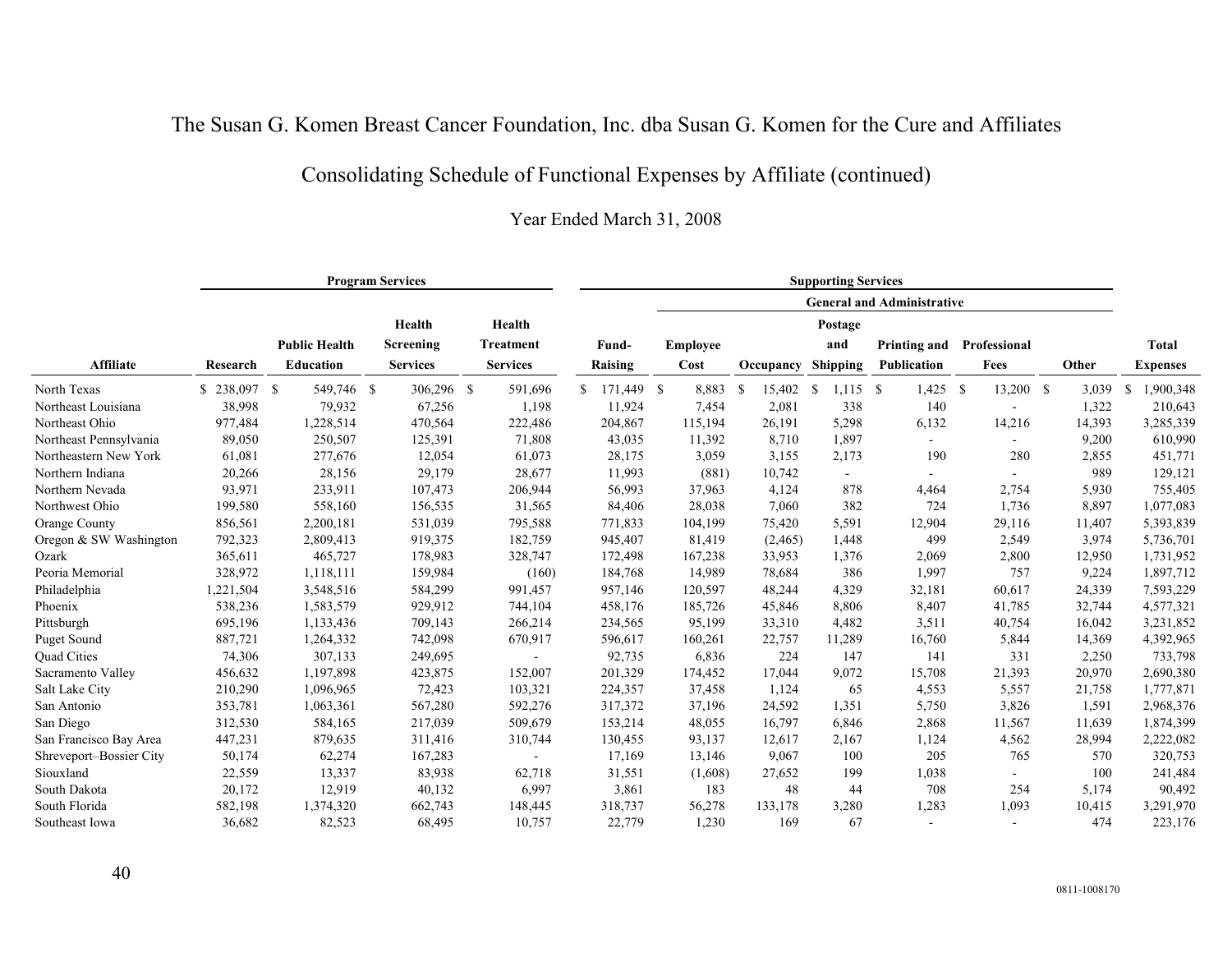# The Susan G. Komen Breast Cancer Foundation, Inc. dba Susan G. Komen for the Cure and Affiliates

## Consolidating Schedule of Functional Expenses by Affiliate (continued)

### Year Ended March 31, 2008

| | Program Services | | | | Supporting Services | | | | | | | |
|---|---|---|---|---|---|---|---|---|---|---|---|---|
| | | | | | | General and Administrative | | | | | | |
| Affiliate | Research | Public Health Education | Health Screening Services | Health Treatment Services | Fund-Raising | Employee Cost | Occupancy | Postage and Shipping | Printing and Publication | Professional Fees | Other | Total Expenses |
| North Texas | $ 238,097 | $ 549,746 | $ 306,296 | $ 591,696 | $ 171,449 | $ 8,883 | $ 15,402 | $ 1,115 | $ 1,425 | $ 13,200 | $ 3,039 | $ 1,900,348 |
| Northeast Louisiana | 38,998 | 79,932 | 67,256 | 1,198 | 11,924 | 7,454 | 2,081 | 338 | 140 | - | 1,322 | 210,643 |
| Northeast Ohio | 977,484 | 1,228,514 | 470,564 | 222,486 | 204,867 | 115,194 | 26,191 | 5,298 | 6,132 | 14,216 | 14,393 | 3,285,339 |
| Northeast Pennsylvania | 89,050 | 250,507 | 125,391 | 71,808 | 43,035 | 11,392 | 8,710 | 1,897 | - | - | 9,200 | 610,990 |
| Northeastern New York | 61,081 | 277,676 | 12,054 | 61,073 | 28,175 | 3,059 | 3,155 | 2,173 | 190 | 280 | 2,855 | 451,771 |
| Northern Indiana | 20,266 | 28,156 | 29,179 | 28,677 | 11,993 | (881) | 10,742 | - | - | - | 989 | 129,121 |
| Northern Nevada | 93,971 | 233,911 | 107,473 | 206,944 | 56,993 | 37,963 | 4,124 | 878 | 4,464 | 2,754 | 5,930 | 755,405 |
| Northwest Ohio | 199,580 | 558,160 | 156,535 | 31,565 | 84,406 | 28,038 | 7,060 | 382 | 724 | 1,736 | 8,897 | 1,077,083 |
| Orange County | 856,561 | 2,200,181 | 531,039 | 795,588 | 771,833 | 104,199 | 75,420 | 5,591 | 12,904 | 29,116 | 11,407 | 5,393,839 |
| Oregon & SW Washington | 792,323 | 2,809,413 | 919,375 | 182,759 | 945,407 | 81,419 | (2,465) | 1,448 | 499 | 2,549 | 3,974 | 5,736,701 |
| Ozark | 365,611 | 465,727 | 178,983 | 328,747 | 172,498 | 167,238 | 33,953 | 1,376 | 2,069 | 2,800 | 12,950 | 1,731,952 |
| Peoria Memorial | 328,972 | 1,118,111 | 159,984 | (160) | 184,768 | 14,989 | 78,684 | 386 | 1,997 | 757 | 9,224 | 1,897,712 |
| Philadelphia | 1,221,504 | 3,548,516 | 584,299 | 991,457 | 957,146 | 120,597 | 48,244 | 4,329 | 32,181 | 60,617 | 24,339 | 7,593,229 |
| Phoenix | 538,236 | 1,583,579 | 929,912 | 744,104 | 458,176 | 185,726 | 45,846 | 8,806 | 8,407 | 41,785 | 32,744 | 4,577,321 |
| Pittsburgh | 695,196 | 1,133,436 | 709,143 | 266,214 | 234,565 | 95,199 | 33,310 | 4,482 | 3,511 | 40,754 | 16,042 | 3,231,852 |
| Puget Sound | 887,721 | 1,264,332 | 742,098 | 670,917 | 596,617 | 160,261 | 22,757 | 11,289 | 16,760 | 5,844 | 14,369 | 4,392,965 |
| Quad Cities | 74,306 | 307,133 | 249,695 | - | 92,735 | 6,836 | 224 | 147 | 141 | 331 | 2,250 | 733,798 |
| Sacramento Valley | 456,632 | 1,197,898 | 423,875 | 152,007 | 201,329 | 174,452 | 17,044 | 9,072 | 15,708 | 21,393 | 20,970 | 2,690,380 |
| Salt Lake City | 210,290 | 1,096,965 | 72,423 | 103,321 | 224,357 | 37,458 | 1,124 | 65 | 4,553 | 5,557 | 21,758 | 1,777,871 |
| San Antonio | 353,781 | 1,063,361 | 567,280 | 592,276 | 317,372 | 37,196 | 24,592 | 1,351 | 5,750 | 3,826 | 1,591 | 2,968,376 |
| San Diego | 312,530 | 584,165 | 217,039 | 509,679 | 153,214 | 48,055 | 16,797 | 6,846 | 2,868 | 11,567 | 11,639 | 1,874,399 |
| San Francisco Bay Area | 447,231 | 879,635 | 311,416 | 310,744 | 130,455 | 93,137 | 12,617 | 2,167 | 1,124 | 4,562 | 28,994 | 2,222,082 |
| Shreveport–Bossier City | 50,174 | 62,274 | 167,283 | - | 17,169 | 13,146 | 9,067 | 100 | 205 | 765 | 570 | 320,753 |
| Siouxland | 22,559 | 13,337 | 83,938 | 62,718 | 31,551 | (1,608) | 27,652 | 199 | 1,038 | - | 100 | 241,484 |
| South Dakota | 20,172 | 12,919 | 40,132 | 6,997 | 3,861 | 183 | 48 | 44 | 708 | 254 | 5,174 | 90,492 |
| South Florida | 582,198 | 1,374,320 | 662,743 | 148,445 | 318,737 | 56,278 | 133,178 | 3,280 | 1,283 | 1,093 | 10,415 | 3,291,970 |
| Southeast Iowa | 36,682 | 82,523 | 68,495 | 10,757 | 22,779 | 1,230 | 169 | 67 | - | - | 474 | 223,176 |

0811-1008170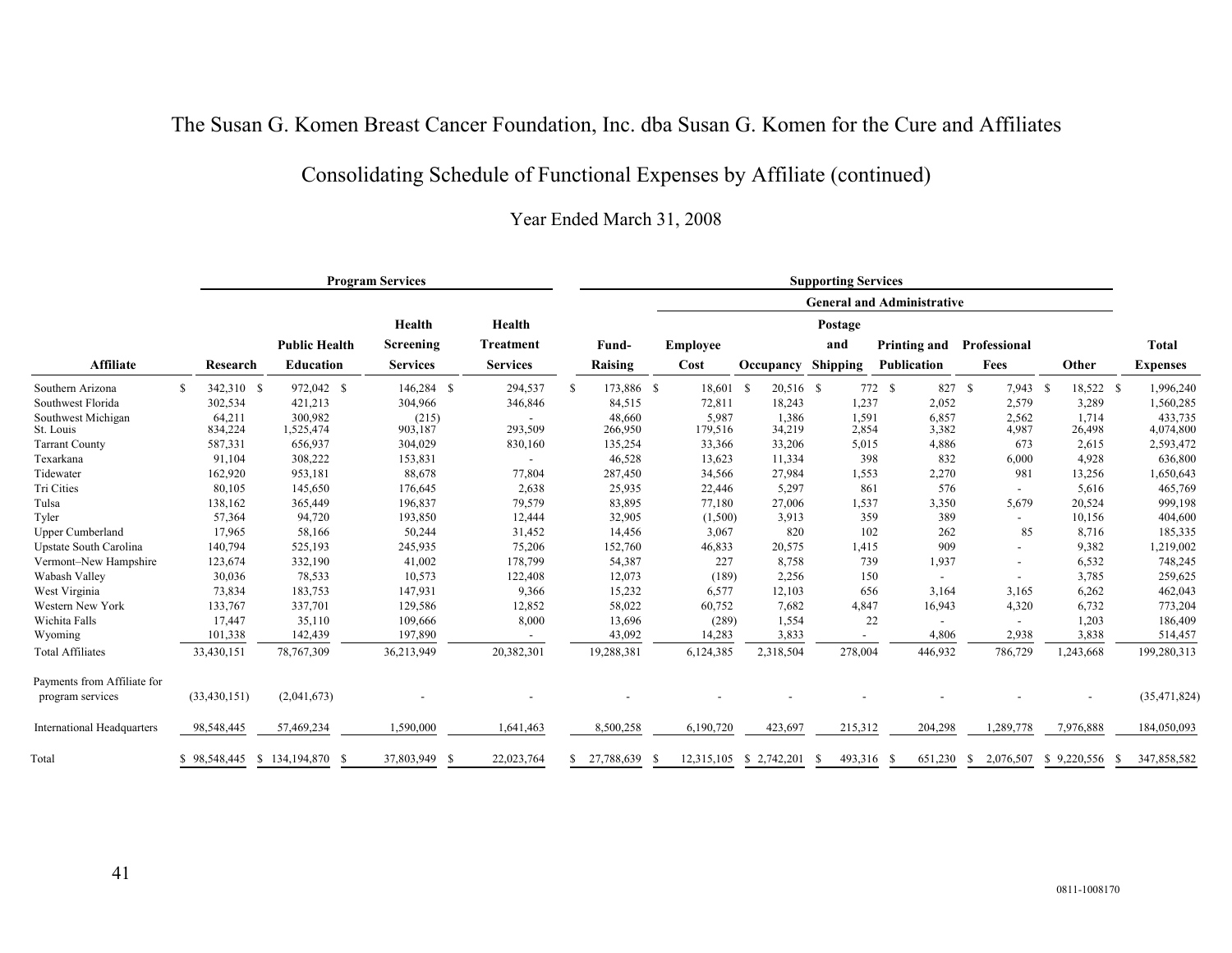# The Susan G. Komen Breast Cancer Foundation, Inc. dba Susan G. Komen for the Cure and Affiliates

## Consolidating Schedule of Functional Expenses by Affiliate (continued)

### Year Ended March 31, 2008

| | Program Services | | | | Supporting Services | | | | | | | |
|---|---|---|---|---|---|---|---|---|---|---|---|---|
| | | | | | | General and Administrative | | | | | | |
| Affiliate | Research | Public Health Education | Health Screening Services | Health Treatment Services | Fund-Raising | Employee Cost | Occupancy | Postage and Shipping | Printing and Publication | Professional Fees | Other | Total Expenses |
| Southern Arizona | $ 342,310 | $ 972,042 | $ 146,284 | $ 294,537 | $ 173,886 | $ 18,601 | $ 20,516 | $ 772 | $ 827 | $ 7,943 | $ 18,522 | $ 1,996,240 |
| Southwest Florida | 302,534 | 421,213 | 304,966 | 346,846 | 84,515 | 72,811 | 18,243 | 1,237 | 2,052 | 2,579 | 3,289 | 1,560,285 |
| Southwest Michigan | 64,211 | 300,982 | (215) | - | 48,660 | 5,987 | 1,386 | 1,591 | 6,857 | 2,562 | 1,714 | 433,735 |
| St. Louis | 834,224 | 1,525,474 | 903,187 | 293,509 | 266,950 | 179,516 | 34,219 | 2,854 | 3,382 | 4,987 | 26,498 | 4,074,800 |
| Tarrant County | 587,331 | 656,937 | 304,029 | 830,160 | 135,254 | 33,366 | 33,206 | 5,015 | 4,886 | 673 | 2,615 | 2,593,472 |
| Texarkana | 91,104 | 308,222 | 153,831 | - | 46,528 | 13,623 | 11,334 | 398 | 832 | 6,000 | 4,928 | 636,800 |
| Tidewater | 162,920 | 953,181 | 88,678 | 77,804 | 287,450 | 34,566 | 27,984 | 1,553 | 2,270 | 981 | 13,256 | 1,650,643 |
| Tri Cities | 80,105 | 145,650 | 176,645 | 2,638 | 25,935 | 22,446 | 5,297 | 861 | 576 | - | 5,616 | 465,769 |
| Tulsa | 138,162 | 365,449 | 196,837 | 79,579 | 83,895 | 77,180 | 27,006 | 1,537 | 3,350 | 5,679 | 20,524 | 999,198 |
| Tyler | 57,364 | 94,720 | 193,850 | 12,444 | 32,905 | (1,500) | 3,913 | 359 | 389 | - | 10,156 | 404,600 |
| Upper Cumberland | 17,965 | 58,166 | 50,244 | 31,452 | 14,456 | 3,067 | 820 | 102 | 262 | 85 | 8,716 | 185,335 |
| Upstate South Carolina | 140,794 | 525,193 | 245,935 | 75,206 | 152,760 | 46,833 | 20,575 | 1,415 | 909 | - | 9,382 | 1,219,002 |
| Vermont–New Hampshire | 123,674 | 332,190 | 41,002 | 178,799 | 54,387 | 227 | 8,758 | 739 | 1,937 | - | 6,532 | 748,245 |
| Wabash Valley | 30,036 | 78,533 | 10,573 | 122,408 | 12,073 | (189) | 2,256 | 150 | - | - | 3,785 | 259,625 |
| West Virginia | 73,834 | 183,753 | 147,931 | 9,366 | 15,232 | 6,577 | 12,103 | 656 | 3,164 | 3,165 | 6,262 | 462,043 |
| Western New York | 133,767 | 337,701 | 129,586 | 12,852 | 58,022 | 60,752 | 7,682 | 4,847 | 16,943 | 4,320 | 6,732 | 773,204 |
| Wichita Falls | 17,447 | 35,110 | 109,666 | 8,000 | 13,696 | (289) | 1,554 | 22 | - | - | 1,203 | 186,409 |
| Wyoming | 101,338 | 142,439 | 197,890 | - | 43,092 | 14,283 | 3,833 | - | 4,806 | 2,938 | 3,838 | 514,457 |
| Total Affiliates | 33,430,151 | 78,767,309 | 36,213,949 | 20,382,301 | 19,288,381 | 6,124,385 | 2,318,504 | 278,004 | 446,932 | 786,729 | 1,243,668 | 199,280,313 |
| Payments from Affiliate for program services | (33,430,151) | (2,041,673) | - | - | - | - | - | - | - | - | - | (35,471,824) |
| International Headquarters | 98,548,445 | 57,469,234 | 1,590,000 | 1,641,463 | 8,500,258 | 6,190,720 | 423,697 | 215,312 | 204,298 | 1,289,778 | 7,976,888 | 184,050,093 |
| Total | $ 98,548,445 | $ 134,194,870 | $ 37,803,949 | $ 22,023,764 | $ 27,788,639 | $ 12,315,105 | $ 2,742,201 | $ 493,316 | $ 651,230 | $ 2,076,507 | $ 9,220,556 | $ 347,858,582 |

0811-1008170